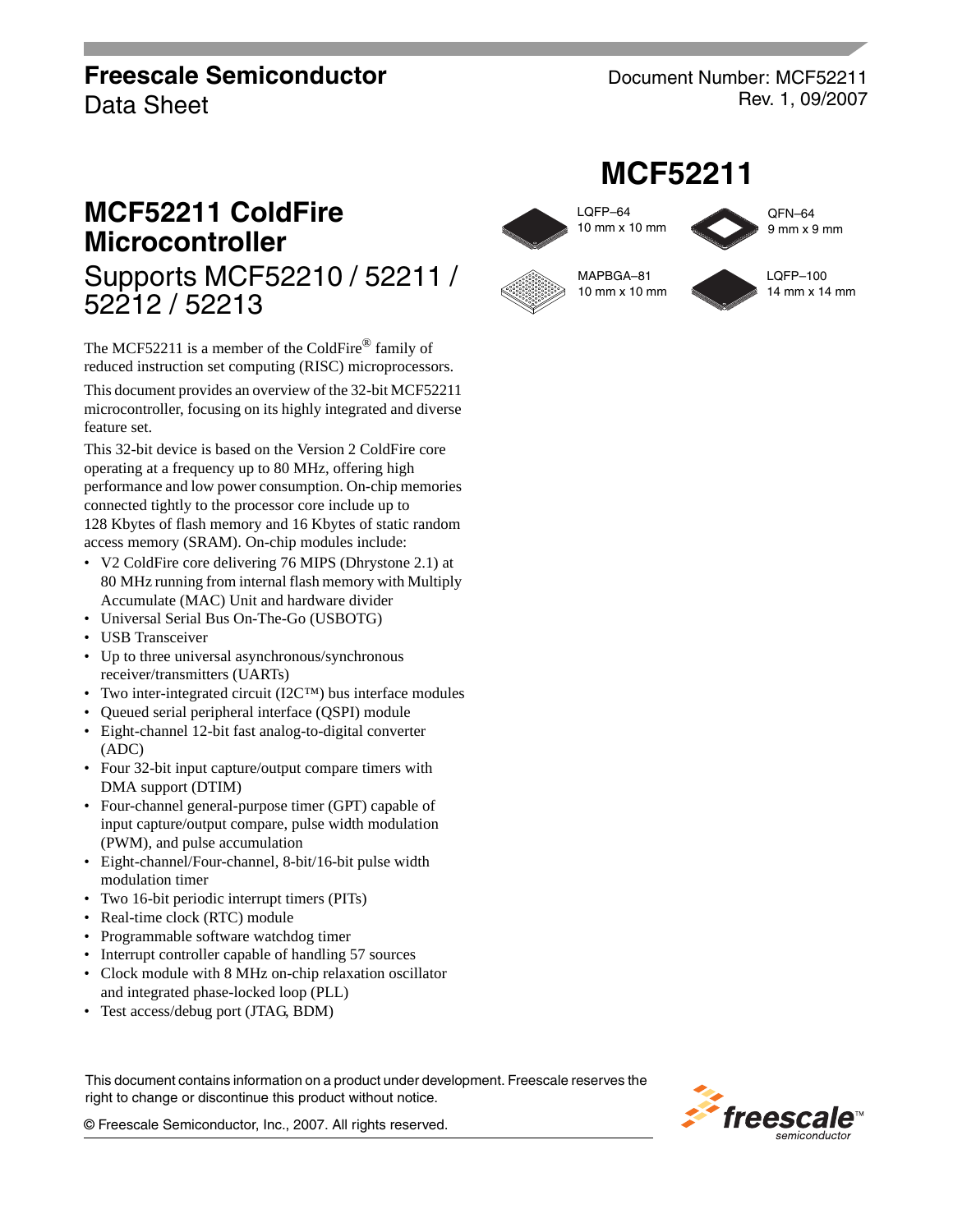**Freescale Semiconductor**
Data Sheet

Document Number: MCF52211
Rev. 1, 09/2007

# MCF52211

LQFP–64
10 mm x 10 mm

QFN–64
9 mm x 9 mm

MAPBGA–81
10 mm x 10 mm

LQFP–100
14 mm x 14 mm

# MCF52211 ColdFire Microcontroller

## Supports MCF52210 / 52211 / 52212 / 52213

The MCF52211 is a member of the ColdFire® family of reduced instruction set computing (RISC) microprocessors.

This document provides an overview of the 32-bit MCF52211 microcontroller, focusing on its highly integrated and diverse feature set.

This 32-bit device is based on the Version 2 ColdFire core operating at a frequency up to 80 MHz, offering high performance and low power consumption. On-chip memories connected tightly to the processor core include up to 128 Kbytes of flash memory and 16 Kbytes of static random access memory (SRAM). On-chip modules include:

- V2 ColdFire core delivering 76 MIPS (Dhrystone 2.1) at 80 MHz running from internal flash memory with Multiply Accumulate (MAC) Unit and hardware divider
- Universal Serial Bus On-The-Go (USBOTG)
- USB Transceiver
- Up to three universal asynchronous/synchronous receiver/transmitters (UARTs)
- Two inter-integrated circuit (I2C™) bus interface modules
- Queued serial peripheral interface (QSPI) module
- Eight-channel 12-bit fast analog-to-digital converter (ADC)
- Four 32-bit input capture/output compare timers with DMA support (DTIM)
- Four-channel general-purpose timer (GPT) capable of input capture/output compare, pulse width modulation (PWM), and pulse accumulation
- Eight-channel/Four-channel, 8-bit/16-bit pulse width modulation timer
- Two 16-bit periodic interrupt timers (PITs)
- Real-time clock (RTC) module
- Programmable software watchdog timer
- Interrupt controller capable of handling 57 sources
- Clock module with 8 MHz on-chip relaxation oscillator and integrated phase-locked loop (PLL)
- Test access/debug port (JTAG, BDM)

This document contains information on a product under development. Freescale reserves the right to change or discontinue this product without notice.

© Freescale Semiconductor, Inc., 2007. All rights reserved.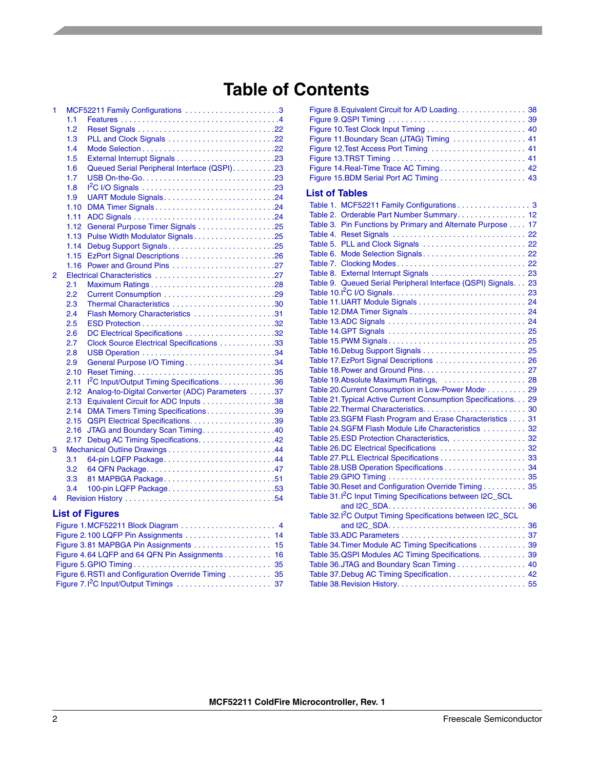# Table of Contents

1 MCF52211 Family Configurations . . . . . . . . . . . . . . . . . . . . . . .3
- 1.1 Features . . . . . . . . . . . . . . . . . . . . . . . . . . . . . . . . . . . . . .4
- 1.2 Reset Signals . . . . . . . . . . . . . . . . . . . . . . . . . . . . . . . . .22
- 1.3 PLL and Clock Signals . . . . . . . . . . . . . . . . . . . . . . . . . .22
- 1.4 Mode Selection . . . . . . . . . . . . . . . . . . . . . . . . . . . . . . . .22
- 1.5 External Interrupt Signals . . . . . . . . . . . . . . . . . . . . . . .23
- 1.6 Queued Serial Peripheral Interface (QSPI) . . . . . . . . . .23
- 1.7 USB On-the-Go. . . . . . . . . . . . . . . . . . . . . . . . . . . . . . .23
- 1.8 I²C I/O Signals . . . . . . . . . . . . . . . . . . . . . . . . . . . . . . .23
- 1.9 UART Module Signals . . . . . . . . . . . . . . . . . . . . . . . . . .24
- 1.10 DMA Timer Signals . . . . . . . . . . . . . . . . . . . . . . . . . . . .24
- 1.11 ADC Signals . . . . . . . . . . . . . . . . . . . . . . . . . . . . . . . . .24
- 1.12 General Purpose Timer Signals . . . . . . . . . . . . . . . . . .25
- 1.13 Pulse Width Modulator Signals . . . . . . . . . . . . . . . . . . .25
- 1.14 Debug Support Signals . . . . . . . . . . . . . . . . . . . . . . . . .25
- 1.15 EzPort Signal Descriptions . . . . . . . . . . . . . . . . . . . . . .26
- 1.16 Power and Ground Pins . . . . . . . . . . . . . . . . . . . . . . . .27

2 Electrical Characteristics . . . . . . . . . . . . . . . . . . . . . . . . . . . .27
- 2.1 Maximum Ratings . . . . . . . . . . . . . . . . . . . . . . . . . . . . .28
- 2.2 Current Consumption . . . . . . . . . . . . . . . . . . . . . . . . . .29
- 2.3 Thermal Characteristics . . . . . . . . . . . . . . . . . . . . . . . .30
- 2.4 Flash Memory Characteristics . . . . . . . . . . . . . . . . . . .31
- 2.5 ESD Protection . . . . . . . . . . . . . . . . . . . . . . . . . . . . . . .32
- 2.6 DC Electrical Specifications . . . . . . . . . . . . . . . . . . . . .32
- 2.7 Clock Source Electrical Specifications . . . . . . . . . . . . .33
- 2.8 USB Operation . . . . . . . . . . . . . . . . . . . . . . . . . . . . . . .34
- 2.9 General Purpose I/O Timing . . . . . . . . . . . . . . . . . . . . .34
- 2.10 Reset Timing. . . . . . . . . . . . . . . . . . . . . . . . . . . . . . . . .35
- 2.11 I²C Input/Output Timing Specifications . . . . . . . . . . . . .36
- 2.12 Analog-to-Digital Converter (ADC) Parameters . . . . . .37
- 2.13 Equivalent Circuit for ADC Inputs . . . . . . . . . . . . . . . . .38
- 2.14 DMA Timers Timing Specifications . . . . . . . . . . . . . . . .39
- 2.15 QSPI Electrical Specifications. . . . . . . . . . . . . . . . . . . .39
- 2.16 JTAG and Boundary Scan Timing. . . . . . . . . . . . . . . . .40
- 2.17 Debug AC Timing Specifications. . . . . . . . . . . . . . . . . .42

3 Mechanical Outline Drawings . . . . . . . . . . . . . . . . . . . . . . . . .44
- 3.1 64-pin LQFP Package . . . . . . . . . . . . . . . . . . . . . . . . . .44
- 3.2 64 QFN Package. . . . . . . . . . . . . . . . . . . . . . . . . . . . . .47
- 3.3 81 MAPBGA Package . . . . . . . . . . . . . . . . . . . . . . . . . .51
- 3.4 100-pin LQFP Package . . . . . . . . . . . . . . . . . . . . . . . . .53

4 Revision History . . . . . . . . . . . . . . . . . . . . . . . . . . . . . . . . . .54

## List of Figures

- Figure 1. MCF52211 Block Diagram . . . . . . . . . . . . . . . . . . . . . . 4
- Figure 2. 100 LQFP Pin Assignments . . . . . . . . . . . . . . . . . . . . 14
- Figure 3. 81 MAPBGA Pin Assignments . . . . . . . . . . . . . . . . . . 15
- Figure 4. 64 LQFP and 64 QFN Pin Assignments . . . . . . . . . . . 16
- Figure 5. GPIO Timing . . . . . . . . . . . . . . . . . . . . . . . . . . . . . . . . 35
- Figure 6. RSTI and Configuration Override Timing . . . . . . . . . . 35
- Figure 7. I²C Input/Output Timings . . . . . . . . . . . . . . . . . . . . . . 37
- Figure 8. Equivalent Circuit for A/D Loading. . . . . . . . . . . . . . . . 38
- Figure 9. QSPI Timing . . . . . . . . . . . . . . . . . . . . . . . . . . . . . . . 39
- Figure 10. Test Clock Input Timing . . . . . . . . . . . . . . . . . . . . . . . 40
- Figure 11. Boundary Scan (JTAG) Timing . . . . . . . . . . . . . . . . . 41
- Figure 12. Test Access Port Timing . . . . . . . . . . . . . . . . . . . . . . 41
- Figure 13. TRST Timing . . . . . . . . . . . . . . . . . . . . . . . . . . . . . . . 41
- Figure 14. Real-Time Trace AC Timing. . . . . . . . . . . . . . . . . . . . 42
- Figure 15. BDM Serial Port AC Timing . . . . . . . . . . . . . . . . . . . . 43

## List of Tables

- Table 1. MCF52211 Family Configurations . . . . . . . . . . . . . . . . . 3
- Table 2. Orderable Part Number Summary. . . . . . . . . . . . . . . . 12
- Table 3. Pin Functions by Primary and Alternate Purpose . . . . 17
- Table 4. Reset Signals . . . . . . . . . . . . . . . . . . . . . . . . . . . . . . . 22
- Table 5. PLL and Clock Signals . . . . . . . . . . . . . . . . . . . . . . . . 22
- Table 6. Mode Selection Signals. . . . . . . . . . . . . . . . . . . . . . . . 22
- Table 7. Clocking Modes. . . . . . . . . . . . . . . . . . . . . . . . . . . . . . 22
- Table 8. External Interrupt Signals . . . . . . . . . . . . . . . . . . . . . . 23
- Table 9. Queued Serial Peripheral Interface (QSPI) Signals. . . 23
- Table 10. I²C I/O Signals. . . . . . . . . . . . . . . . . . . . . . . . . . . . . . 23
- Table 11. UART Module Signals . . . . . . . . . . . . . . . . . . . . . . . . . 24
- Table 12. DMA Timer Signals . . . . . . . . . . . . . . . . . . . . . . . . . . . 24
- Table 13. ADC Signals . . . . . . . . . . . . . . . . . . . . . . . . . . . . . . . 24
- Table 14. GPT Signals . . . . . . . . . . . . . . . . . . . . . . . . . . . . . . . 25
- Table 15. PWM Signals. . . . . . . . . . . . . . . . . . . . . . . . . . . . . . . 25
- Table 16. Debug Support Signals . . . . . . . . . . . . . . . . . . . . . . . . 25
- Table 17. EzPort Signal Descriptions . . . . . . . . . . . . . . . . . . . . . 26
- Table 18. Power and Ground Pins. . . . . . . . . . . . . . . . . . . . . . . . 27
- Table 19. Absolute Maximum Ratings, . . . . . . . . . . . . . . . . . . . 28
- Table 20. Current Consumption in Low-Power Mode . . . . . . . . . 29
- Table 21. Typical Active Current Consumption Specifications. . . 29
- Table 22. Thermal Characteristics. . . . . . . . . . . . . . . . . . . . . . . . 30
- Table 23. SGFM Flash Program and Erase Characteristics . . . . 31
- Table 24. SGFM Flash Module Life Characteristics . . . . . . . . . . 32
- Table 25. ESD Protection Characteristics, . . . . . . . . . . . . . . . . . 32
- Table 26. DC Electrical Specifications . . . . . . . . . . . . . . . . . . . . 32
- Table 27. PLL Electrical Specifications . . . . . . . . . . . . . . . . . . . . 33
- Table 28. USB Operation Specifications . . . . . . . . . . . . . . . . . . . 34
- Table 29. GPIO Timing . . . . . . . . . . . . . . . . . . . . . . . . . . . . . . . 35
- Table 30. Reset and Configuration Override Timing . . . . . . . . . . 35
- Table 31. I²C Input Timing Specifications between I2C_SCL and I2C_SDA. . . . . . . . . . . . . . . . . . . . . . . . . . . . . . . 36
- Table 32. I²C Output Timing Specifications between I2C_SCL and I2C_SDA. . . . . . . . . . . . . . . . . . . . . . . . . . . . . . . 36
- Table 33. ADC Parameters . . . . . . . . . . . . . . . . . . . . . . . . . . . . 37
- Table 34. Timer Module AC Timing Specifications . . . . . . . . . . . 39
- Table 35. QSPI Modules AC Timing Specifications. . . . . . . . . . . 39
- Table 36. JTAG and Boundary Scan Timing . . . . . . . . . . . . . . . . 40
- Table 37. Debug AC Timing Specification. . . . . . . . . . . . . . . . . . 42
- Table 38. Revision History. . . . . . . . . . . . . . . . . . . . . . . . . . . . . 55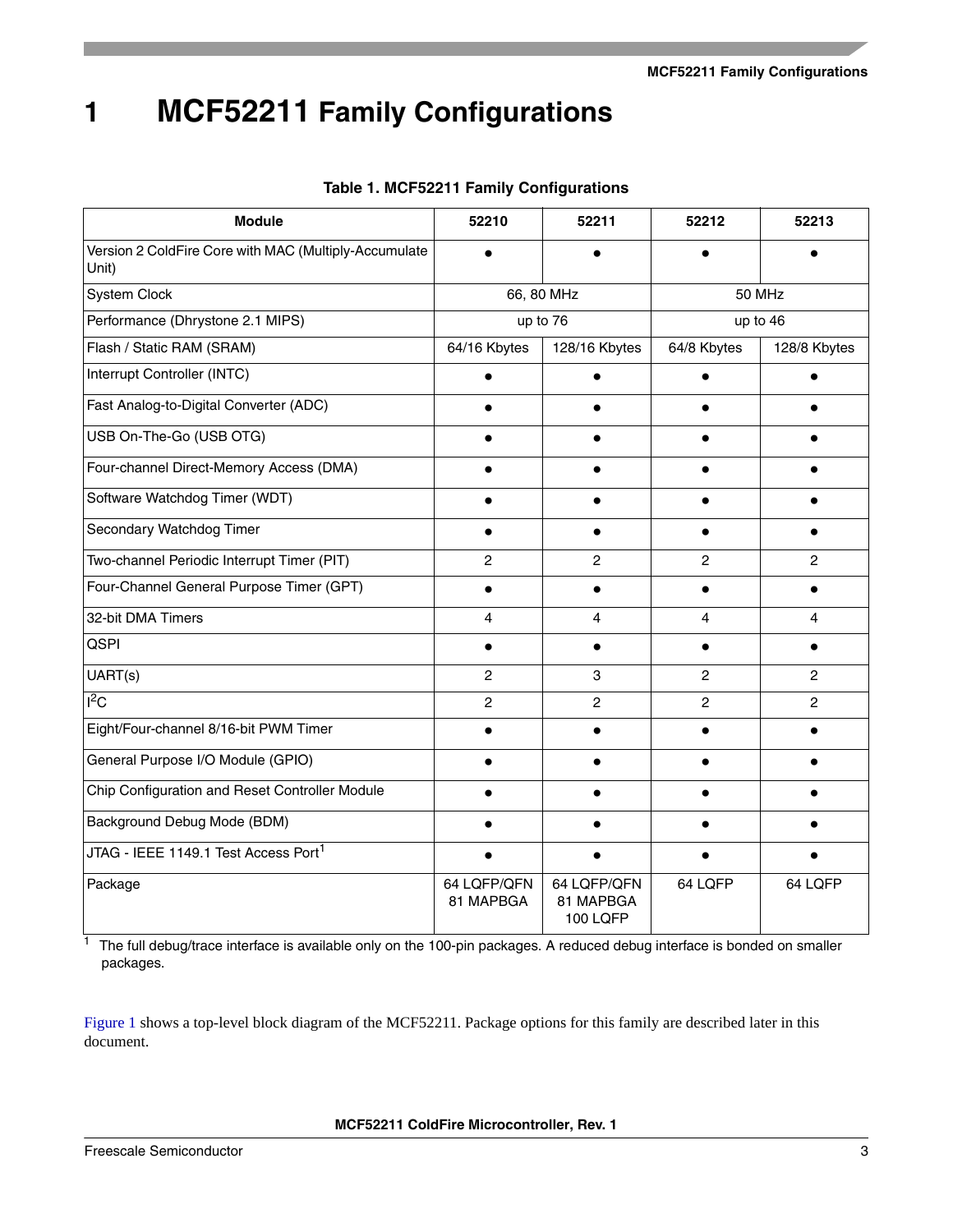# 1 MCF52211 Family Configurations

**Table 1. MCF52211 Family Configurations**

| Module | 52210 | 52211 | 52212 | 52213 |
|---|---|---|---|---|
| Version 2 ColdFire Core with MAC (Multiply-Accumulate Unit) | • | • | • | • |
| System Clock | 66, 80 MHz | | 50 MHz | |
| Performance (Dhrystone 2.1 MIPS) | up to 76 | | up to 46 | |
| Flash / Static RAM (SRAM) | 64/16 Kbytes | 128/16 Kbytes | 64/8 Kbytes | 128/8 Kbytes |
| Interrupt Controller (INTC) | • | • | • | • |
| Fast Analog-to-Digital Converter (ADC) | • | • | • | • |
| USB On-The-Go (USB OTG) | • | • | • | • |
| Four-channel Direct-Memory Access (DMA) | • | • | • | • |
| Software Watchdog Timer (WDT) | • | • | • | • |
| Secondary Watchdog Timer | • | • | • | • |
| Two-channel Periodic Interrupt Timer (PIT) | 2 | 2 | 2 | 2 |
| Four-Channel General Purpose Timer (GPT) | • | • | • | • |
| 32-bit DMA Timers | 4 | 4 | 4 | 4 |
| QSPI | • | • | • | • |
| UART(s) | 2 | 3 | 2 | 2 |
| $I^2C$ | 2 | 2 | 2 | 2 |
| Eight/Four-channel 8/16-bit PWM Timer | • | • | • | • |
| General Purpose I/O Module (GPIO) | • | • | • | • |
| Chip Configuration and Reset Controller Module | • | • | • | • |
| Background Debug Mode (BDM) | • | • | • | • |
| JTAG - IEEE 1149.1 Test Access Port[1] | • | • | • | • |
| Package | 64 LQFP/QFN<br>81 MAPBGA | 64 LQFP/QFN<br>81 MAPBGA<br>100 LQFP | 64 LQFP | 64 LQFP |

[1] The full debug/trace interface is available only on the 100-pin packages. A reduced debug interface is bonded on smaller packages.

Figure 1 shows a top-level block diagram of the MCF52211. Package options for this family are described later in this document.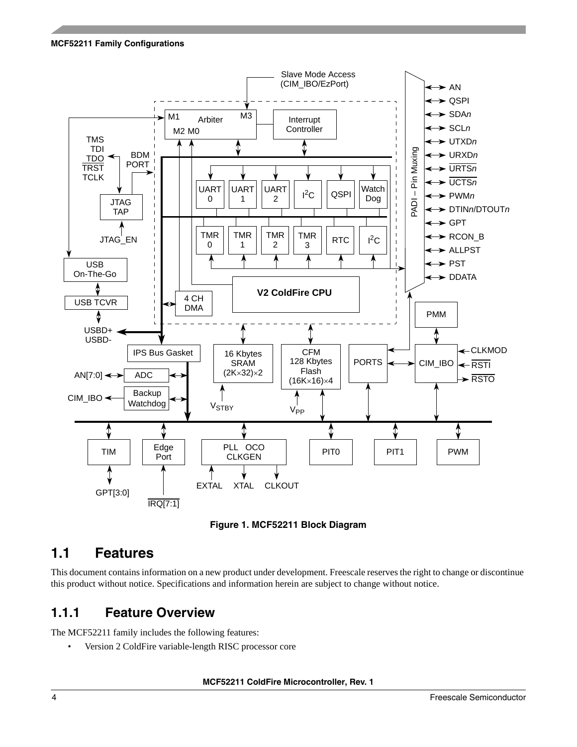Figure 1. MCF52211 Block Diagram

## 1.1 Features

This document contains information on a new product under development. Freescale reserves the right to change or discontinue this product without notice. Specifications and information herein are subject to change without notice.

### 1.1.1 Feature Overview

The MCF52211 family includes the following features:

- Version 2 ColdFire variable-length RISC processor core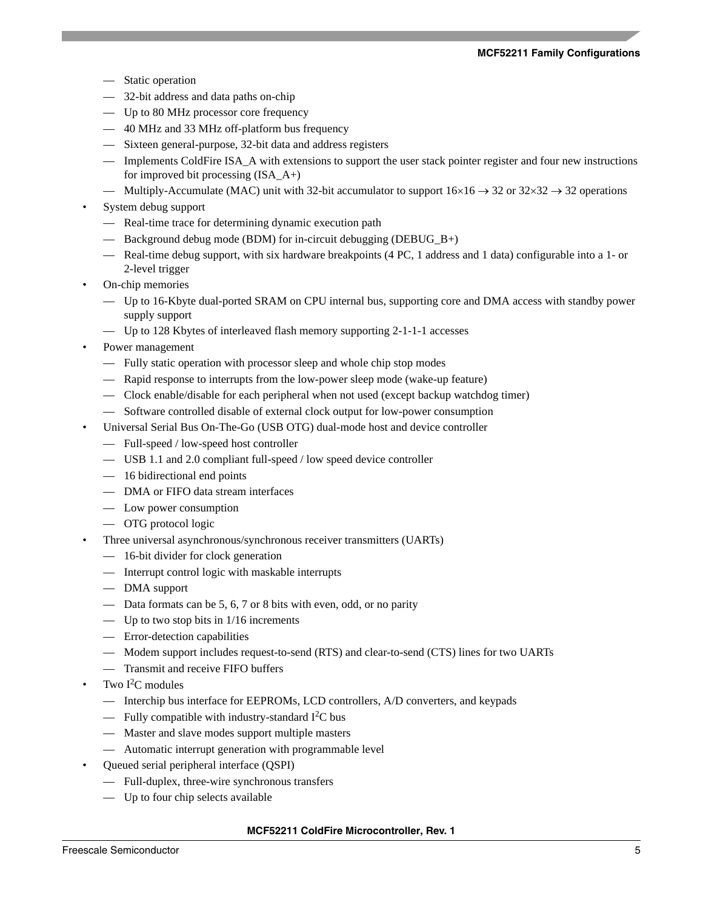- Static operation
  - 32-bit address and data paths on-chip
  - Up to 80 MHz processor core frequency
  - 40 MHz and 33 MHz off-platform bus frequency
  - Sixteen general-purpose, 32-bit data and address registers
  - Implements ColdFire ISA_A with extensions to support the user stack pointer register and four new instructions for improved bit processing (ISA_A+)
  - Multiply-Accumulate (MAC) unit with 32-bit accumulator to support $16\times16 \rightarrow 32$ or $32\times32 \rightarrow 32$ operations
- System debug support
  - Real-time trace for determining dynamic execution path
  - Background debug mode (BDM) for in-circuit debugging (DEBUG_B+)
  - Real-time debug support, with six hardware breakpoints (4 PC, 1 address and 1 data) configurable into a 1- or 2-level trigger
- On-chip memories
  - Up to 16-Kbyte dual-ported SRAM on CPU internal bus, supporting core and DMA access with standby power supply support
  - Up to 128 Kbytes of interleaved flash memory supporting 2-1-1-1 accesses
- Power management
  - Fully static operation with processor sleep and whole chip stop modes
  - Rapid response to interrupts from the low-power sleep mode (wake-up feature)
  - Clock enable/disable for each peripheral when not used (except backup watchdog timer)
  - Software controlled disable of external clock output for low-power consumption
- Universal Serial Bus On-The-Go (USB OTG) dual-mode host and device controller
  - Full-speed / low-speed host controller
  - USB 1.1 and 2.0 compliant full-speed / low speed device controller
  - 16 bidirectional end points
  - DMA or FIFO data stream interfaces
  - Low power consumption
  - OTG protocol logic
- Three universal asynchronous/synchronous receiver transmitters (UARTs)
  - 16-bit divider for clock generation
  - Interrupt control logic with maskable interrupts
  - DMA support
  - Data formats can be 5, 6, 7 or 8 bits with even, odd, or no parity
  - Up to two stop bits in 1/16 increments
  - Error-detection capabilities
  - Modem support includes request-to-send (RTS) and clear-to-send (CTS) lines for two UARTs
  - Transmit and receive FIFO buffers
- Two $I^2C$ modules
  - Interchip bus interface for EEPROMs, LCD controllers, A/D converters, and keypads
  - Fully compatible with industry-standard $I^2C$ bus
  - Master and slave modes support multiple masters
  - Automatic interrupt generation with programmable level
- Queued serial peripheral interface (QSPI)
  - Full-duplex, three-wire synchronous transfers
  - Up to four chip selects available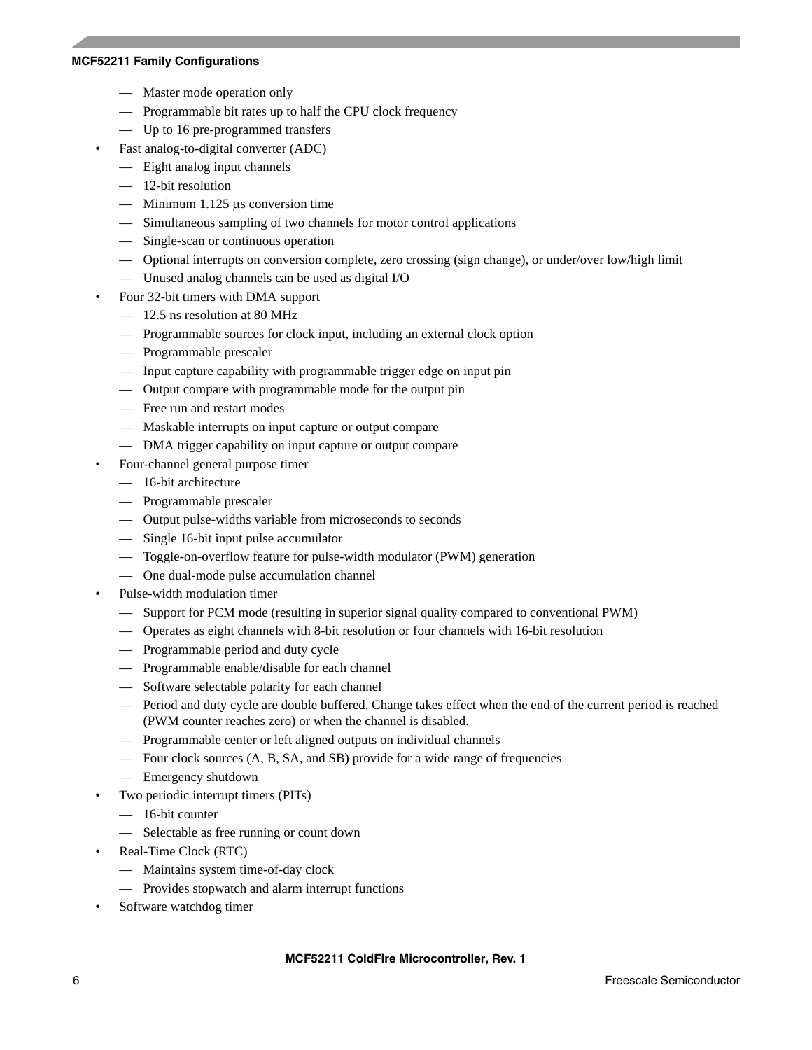- Master mode operation only
  - Programmable bit rates up to half the CPU clock frequency
  - Up to 16 pre-programmed transfers
- Fast analog-to-digital converter (ADC)
  - Eight analog input channels
  - 12-bit resolution
  - Minimum 1.125 μs conversion time
  - Simultaneous sampling of two channels for motor control applications
  - Single-scan or continuous operation
  - Optional interrupts on conversion complete, zero crossing (sign change), or under/over low/high limit
  - Unused analog channels can be used as digital I/O
- Four 32-bit timers with DMA support
  - 12.5 ns resolution at 80 MHz
  - Programmable sources for clock input, including an external clock option
  - Programmable prescaler
  - Input capture capability with programmable trigger edge on input pin
  - Output compare with programmable mode for the output pin
  - Free run and restart modes
  - Maskable interrupts on input capture or output compare
  - DMA trigger capability on input capture or output compare
- Four-channel general purpose timer
  - 16-bit architecture
  - Programmable prescaler
  - Output pulse-widths variable from microseconds to seconds
  - Single 16-bit input pulse accumulator
  - Toggle-on-overflow feature for pulse-width modulator (PWM) generation
  - One dual-mode pulse accumulation channel
- Pulse-width modulation timer
  - Support for PCM mode (resulting in superior signal quality compared to conventional PWM)
  - Operates as eight channels with 8-bit resolution or four channels with 16-bit resolution
  - Programmable period and duty cycle
  - Programmable enable/disable for each channel
  - Software selectable polarity for each channel
  - Period and duty cycle are double buffered. Change takes effect when the end of the current period is reached (PWM counter reaches zero) or when the channel is disabled.
  - Programmable center or left aligned outputs on individual channels
  - Four clock sources (A, B, SA, and SB) provide for a wide range of frequencies
  - Emergency shutdown
- Two periodic interrupt timers (PITs)
  - 16-bit counter
  - Selectable as free running or count down
- Real-Time Clock (RTC)
  - Maintains system time-of-day clock
  - Provides stopwatch and alarm interrupt functions
- Software watchdog timer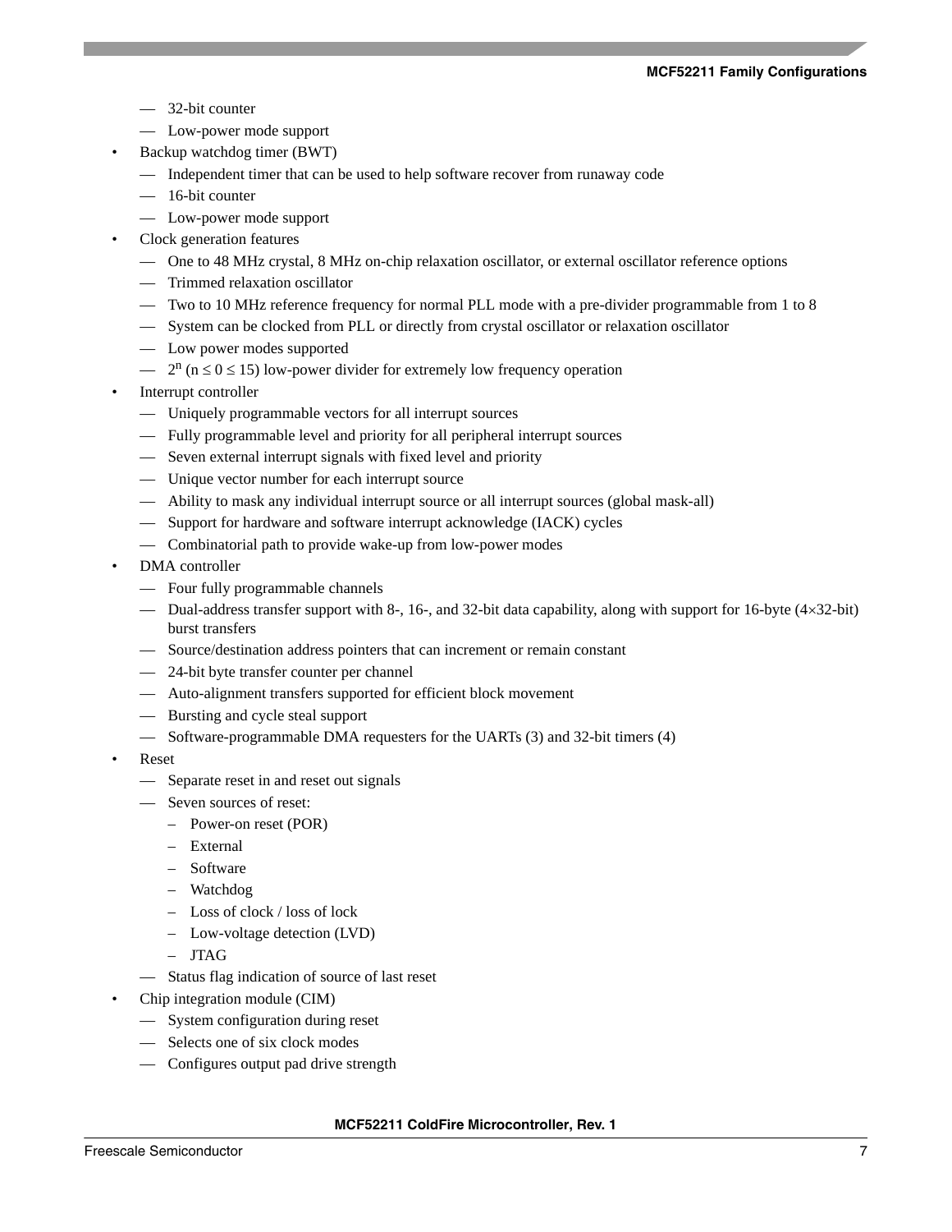- 32-bit counter
  - Low-power mode support
- Backup watchdog timer (BWT)
  - Independent timer that can be used to help software recover from runaway code
  - 16-bit counter
  - Low-power mode support
- Clock generation features
  - One to 48 MHz crystal, 8 MHz on-chip relaxation oscillator, or external oscillator reference options
  - Trimmed relaxation oscillator
  - Two to 10 MHz reference frequency for normal PLL mode with a pre-divider programmable from 1 to 8
  - System can be clocked from PLL or directly from crystal oscillator or relaxation oscillator
  - Low power modes supported
  - $2^n$ ($n \leq 0 \leq 15$) low-power divider for extremely low frequency operation
- Interrupt controller
  - Uniquely programmable vectors for all interrupt sources
  - Fully programmable level and priority for all peripheral interrupt sources
  - Seven external interrupt signals with fixed level and priority
  - Unique vector number for each interrupt source
  - Ability to mask any individual interrupt source or all interrupt sources (global mask-all)
  - Support for hardware and software interrupt acknowledge (IACK) cycles
  - Combinatorial path to provide wake-up from low-power modes
- DMA controller
  - Four fully programmable channels
  - Dual-address transfer support with 8-, 16-, and 32-bit data capability, along with support for 16-byte (4×32-bit) burst transfers
  - Source/destination address pointers that can increment or remain constant
  - 24-bit byte transfer counter per channel
  - Auto-alignment transfers supported for efficient block movement
  - Bursting and cycle steal support
  - Software-programmable DMA requesters for the UARTs (3) and 32-bit timers (4)
- Reset
  - Separate reset in and reset out signals
  - Seven sources of reset:
    - Power-on reset (POR)
    - External
    - Software
    - Watchdog
    - Loss of clock / loss of lock
    - Low-voltage detection (LVD)
    - JTAG
  - Status flag indication of source of last reset
- Chip integration module (CIM)
  - System configuration during reset
  - Selects one of six clock modes
  - Configures output pad drive strength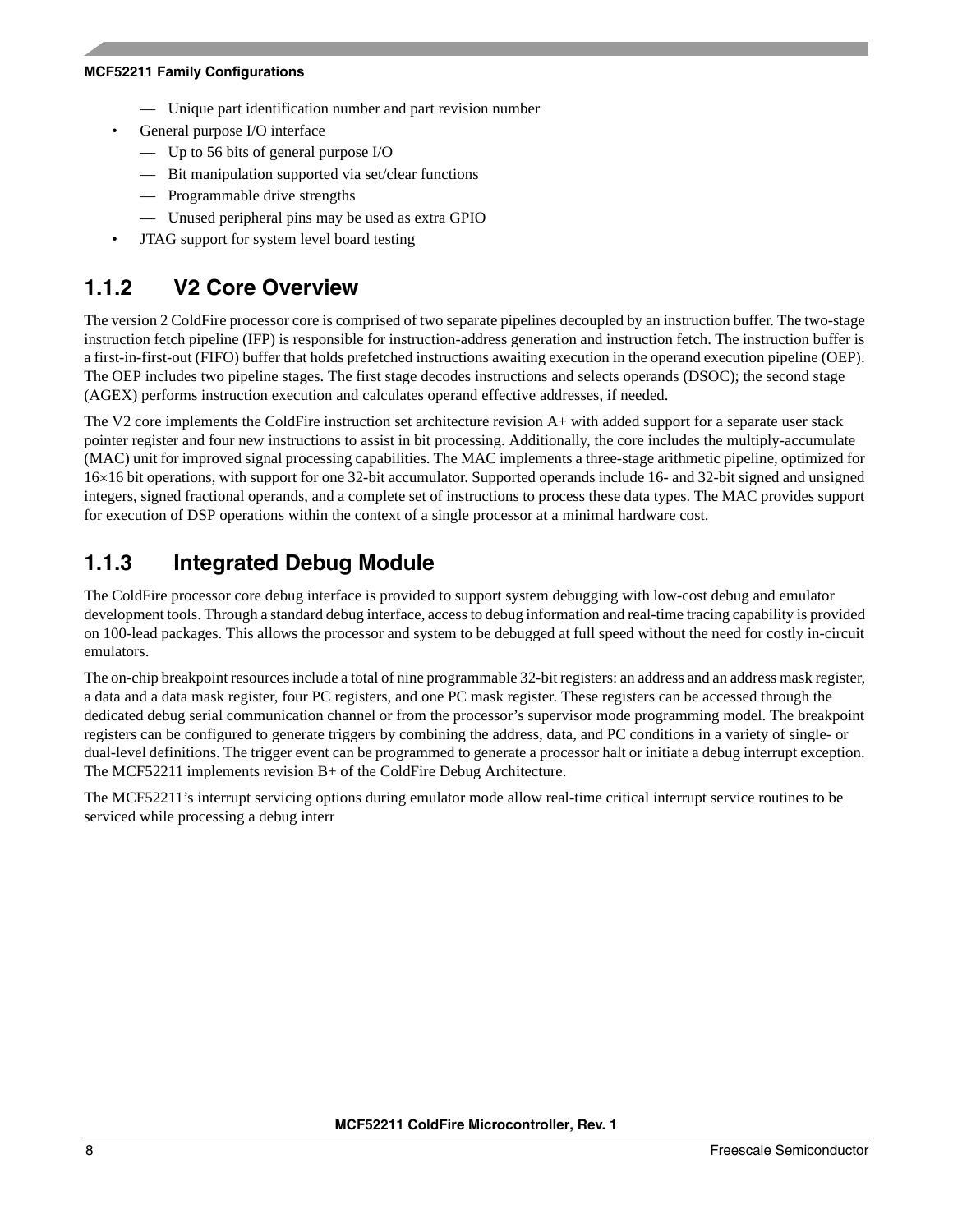- Unique part identification number and part revision number
- General purpose I/O interface
  - Up to 56 bits of general purpose I/O
  - Bit manipulation supported via set/clear functions
  - Programmable drive strengths
  - Unused peripheral pins may be used as extra GPIO
- JTAG support for system level board testing

### 1.1.2 V2 Core Overview

The version 2 ColdFire processor core is comprised of two separate pipelines decoupled by an instruction buffer. The two-stage instruction fetch pipeline (IFP) is responsible for instruction-address generation and instruction fetch. The instruction buffer is a first-in-first-out (FIFO) buffer that holds prefetched instructions awaiting execution in the operand execution pipeline (OEP). The OEP includes two pipeline stages. The first stage decodes instructions and selects operands (DSOC); the second stage (AGEX) performs instruction execution and calculates operand effective addresses, if needed.

The V2 core implements the ColdFire instruction set architecture revision A+ with added support for a separate user stack pointer register and four new instructions to assist in bit processing. Additionally, the core includes the multiply-accumulate (MAC) unit for improved signal processing capabilities. The MAC implements a three-stage arithmetic pipeline, optimized for 16×16 bit operations, with support for one 32-bit accumulator. Supported operands include 16- and 32-bit signed and unsigned integers, signed fractional operands, and a complete set of instructions to process these data types. The MAC provides support for execution of DSP operations within the context of a single processor at a minimal hardware cost.

### 1.1.3 Integrated Debug Module

The ColdFire processor core debug interface is provided to support system debugging with low-cost debug and emulator development tools. Through a standard debug interface, access to debug information and real-time tracing capability is provided on 100-lead packages. This allows the processor and system to be debugged at full speed without the need for costly in-circuit emulators.

The on-chip breakpoint resources include a total of nine programmable 32-bit registers: an address and an address mask register, a data and a data mask register, four PC registers, and one PC mask register. These registers can be accessed through the dedicated debug serial communication channel or from the processor's supervisor mode programming model. The breakpoint registers can be configured to generate triggers by combining the address, data, and PC conditions in a variety of single- or dual-level definitions. The trigger event can be programmed to generate a processor halt or initiate a debug interrupt exception. The MCF52211 implements revision B+ of the ColdFire Debug Architecture.

The MCF52211's interrupt servicing options during emulator mode allow real-time critical interrupt service routines to be serviced while processing a debug interr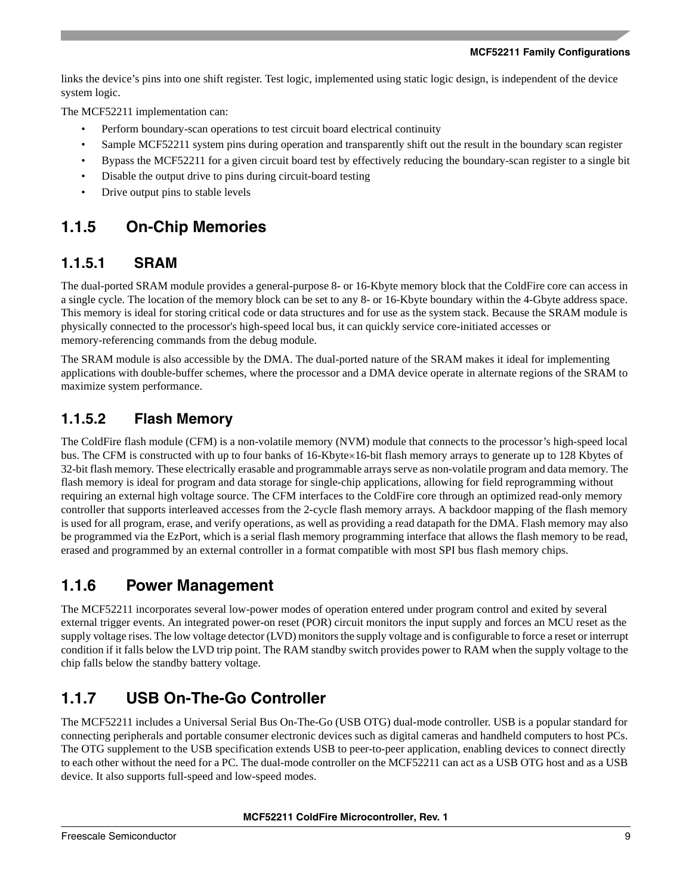links the device's pins into one shift register. Test logic, implemented using static logic design, is independent of the device system logic.

The MCF52211 implementation can:

- Perform boundary-scan operations to test circuit board electrical continuity
- Sample MCF52211 system pins during operation and transparently shift out the result in the boundary scan register
- Bypass the MCF52211 for a given circuit board test by effectively reducing the boundary-scan register to a single bit
- Disable the output drive to pins during circuit-board testing
- Drive output pins to stable levels

## 1.1.5 On-Chip Memories

### 1.1.5.1 SRAM

The dual-ported SRAM module provides a general-purpose 8- or 16-Kbyte memory block that the ColdFire core can access in a single cycle. The location of the memory block can be set to any 8- or 16-Kbyte boundary within the 4-Gbyte address space. This memory is ideal for storing critical code or data structures and for use as the system stack. Because the SRAM module is physically connected to the processor's high-speed local bus, it can quickly service core-initiated accesses or memory-referencing commands from the debug module.

The SRAM module is also accessible by the DMA. The dual-ported nature of the SRAM makes it ideal for implementing applications with double-buffer schemes, where the processor and a DMA device operate in alternate regions of the SRAM to maximize system performance.

### 1.1.5.2 Flash Memory

The ColdFire flash module (CFM) is a non-volatile memory (NVM) module that connects to the processor's high-speed local bus. The CFM is constructed with up to four banks of 16-Kbyte×16-bit flash memory arrays to generate up to 128 Kbytes of 32-bit flash memory. These electrically erasable and programmable arrays serve as non-volatile program and data memory. The flash memory is ideal for program and data storage for single-chip applications, allowing for field reprogramming without requiring an external high voltage source. The CFM interfaces to the ColdFire core through an optimized read-only memory controller that supports interleaved accesses from the 2-cycle flash memory arrays. A backdoor mapping of the flash memory is used for all program, erase, and verify operations, as well as providing a read datapath for the DMA. Flash memory may also be programmed via the EzPort, which is a serial flash memory programming interface that allows the flash memory to be read, erased and programmed by an external controller in a format compatible with most SPI bus flash memory chips.

## 1.1.6 Power Management

The MCF52211 incorporates several low-power modes of operation entered under program control and exited by several external trigger events. An integrated power-on reset (POR) circuit monitors the input supply and forces an MCU reset as the supply voltage rises. The low voltage detector (LVD) monitors the supply voltage and is configurable to force a reset or interrupt condition if it falls below the LVD trip point. The RAM standby switch provides power to RAM when the supply voltage to the chip falls below the standby battery voltage.

## 1.1.7 USB On-The-Go Controller

The MCF52211 includes a Universal Serial Bus On-The-Go (USB OTG) dual-mode controller. USB is a popular standard for connecting peripherals and portable consumer electronic devices such as digital cameras and handheld computers to host PCs. The OTG supplement to the USB specification extends USB to peer-to-peer application, enabling devices to connect directly to each other without the need for a PC. The dual-mode controller on the MCF52211 can act as a USB OTG host and as a USB device. It also supports full-speed and low-speed modes.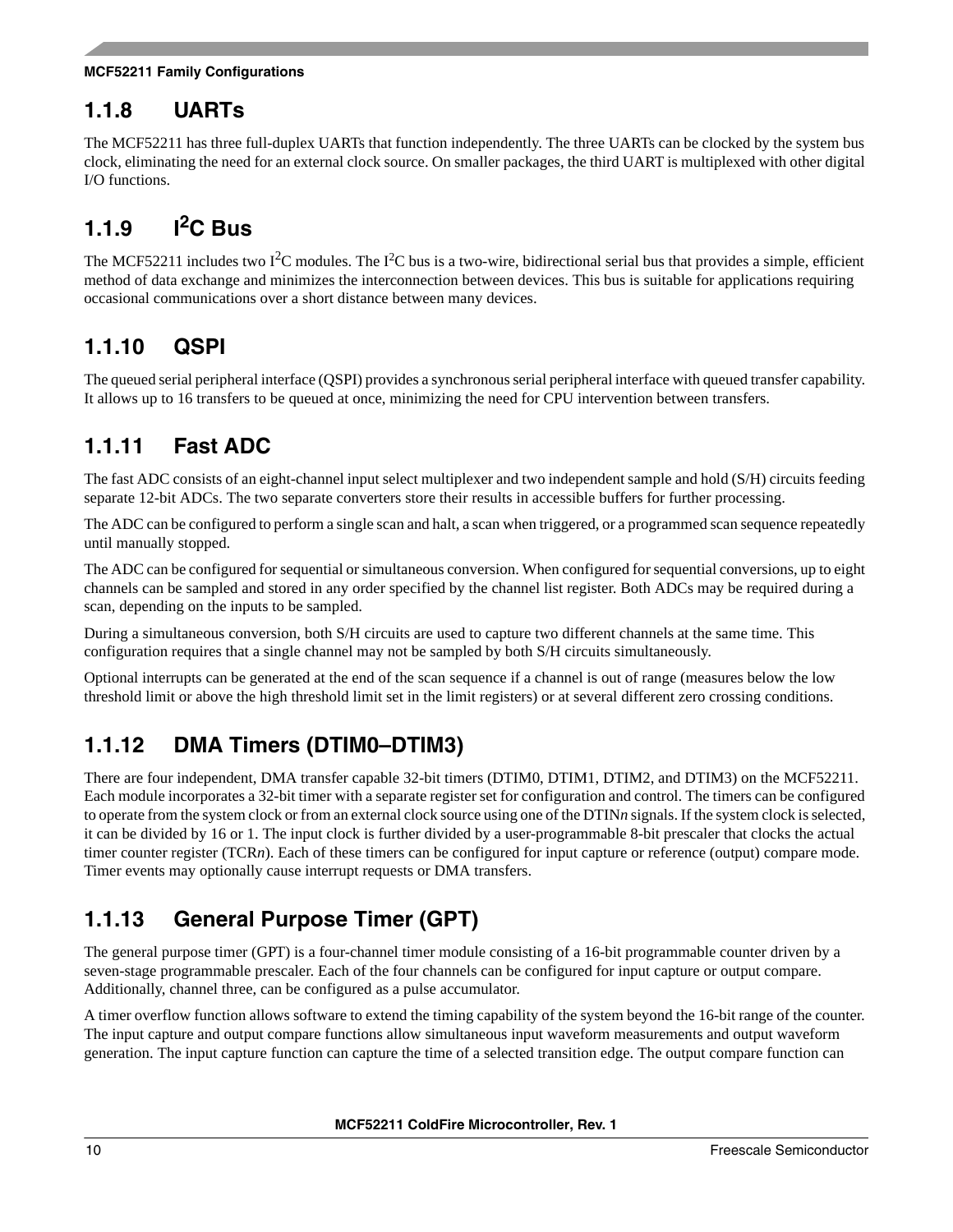### 1.1.8 UARTs

The MCF52211 has three full-duplex UARTs that function independently. The three UARTs can be clocked by the system bus clock, eliminating the need for an external clock source. On smaller packages, the third UART is multiplexed with other digital I/O functions.

### 1.1.9 I$^2$C Bus

The MCF52211 includes two I$^2$C modules. The I$^2$C bus is a two-wire, bidirectional serial bus that provides a simple, efficient method of data exchange and minimizes the interconnection between devices. This bus is suitable for applications requiring occasional communications over a short distance between many devices.

### 1.1.10 QSPI

The queued serial peripheral interface (QSPI) provides a synchronous serial peripheral interface with queued transfer capability. It allows up to 16 transfers to be queued at once, minimizing the need for CPU intervention between transfers.

### 1.1.11 Fast ADC

The fast ADC consists of an eight-channel input select multiplexer and two independent sample and hold (S/H) circuits feeding separate 12-bit ADCs. The two separate converters store their results in accessible buffers for further processing.

The ADC can be configured to perform a single scan and halt, a scan when triggered, or a programmed scan sequence repeatedly until manually stopped.

The ADC can be configured for sequential or simultaneous conversion. When configured for sequential conversions, up to eight channels can be sampled and stored in any order specified by the channel list register. Both ADCs may be required during a scan, depending on the inputs to be sampled.

During a simultaneous conversion, both S/H circuits are used to capture two different channels at the same time. This configuration requires that a single channel may not be sampled by both S/H circuits simultaneously.

Optional interrupts can be generated at the end of the scan sequence if a channel is out of range (measures below the low threshold limit or above the high threshold limit set in the limit registers) or at several different zero crossing conditions.

### 1.1.12 DMA Timers (DTIM0–DTIM3)

There are four independent, DMA transfer capable 32-bit timers (DTIM0, DTIM1, DTIM2, and DTIM3) on the MCF52211. Each module incorporates a 32-bit timer with a separate register set for configuration and control. The timers can be configured to operate from the system clock or from an external clock source using one of the DTIN*n* signals. If the system clock is selected, it can be divided by 16 or 1. The input clock is further divided by a user-programmable 8-bit prescaler that clocks the actual timer counter register (TCR*n*). Each of these timers can be configured for input capture or reference (output) compare mode. Timer events may optionally cause interrupt requests or DMA transfers.

### 1.1.13 General Purpose Timer (GPT)

The general purpose timer (GPT) is a four-channel timer module consisting of a 16-bit programmable counter driven by a seven-stage programmable prescaler. Each of the four channels can be configured for input capture or output compare. Additionally, channel three, can be configured as a pulse accumulator.

A timer overflow function allows software to extend the timing capability of the system beyond the 16-bit range of the counter. The input capture and output compare functions allow simultaneous input waveform measurements and output waveform generation. The input capture function can capture the time of a selected transition edge. The output compare function can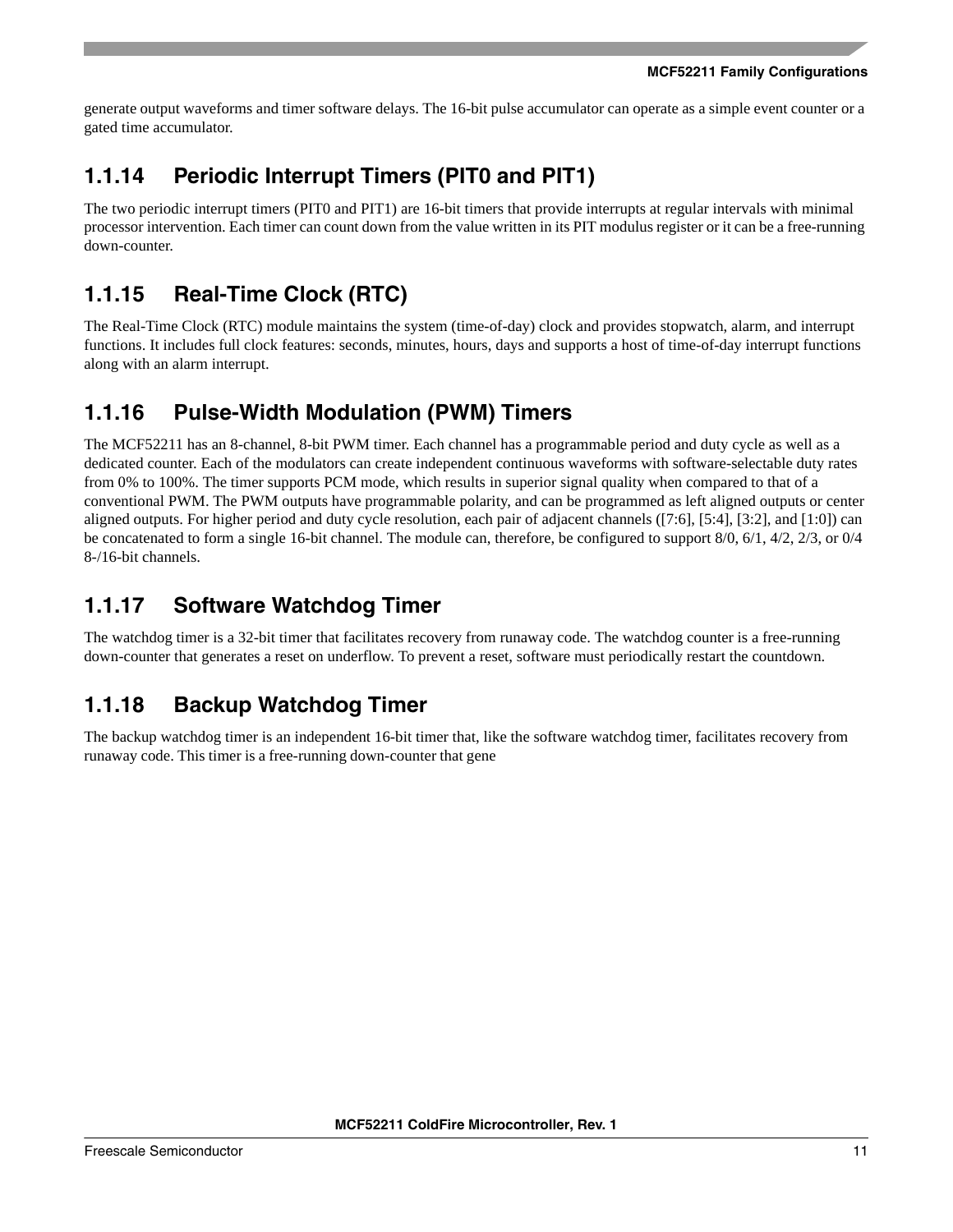generate output waveforms and timer software delays. The 16-bit pulse accumulator can operate as a simple event counter or a gated time accumulator.

### 1.1.14 Periodic Interrupt Timers (PIT0 and PIT1)

The two periodic interrupt timers (PIT0 and PIT1) are 16-bit timers that provide interrupts at regular intervals with minimal processor intervention. Each timer can count down from the value written in its PIT modulus register or it can be a free-running down-counter.

### 1.1.15 Real-Time Clock (RTC)

The Real-Time Clock (RTC) module maintains the system (time-of-day) clock and provides stopwatch, alarm, and interrupt functions. It includes full clock features: seconds, minutes, hours, days and supports a host of time-of-day interrupt functions along with an alarm interrupt.

### 1.1.16 Pulse-Width Modulation (PWM) Timers

The MCF52211 has an 8-channel, 8-bit PWM timer. Each channel has a programmable period and duty cycle as well as a dedicated counter. Each of the modulators can create independent continuous waveforms with software-selectable duty rates from 0% to 100%. The timer supports PCM mode, which results in superior signal quality when compared to that of a conventional PWM. The PWM outputs have programmable polarity, and can be programmed as left aligned outputs or center aligned outputs. For higher period and duty cycle resolution, each pair of adjacent channels ([7:6], [5:4], [3:2], and [1:0]) can be concatenated to form a single 16-bit channel. The module can, therefore, be configured to support 8/0, 6/1, 4/2, 2/3, or 0/4 8-/16-bit channels.

### 1.1.17 Software Watchdog Timer

The watchdog timer is a 32-bit timer that facilitates recovery from runaway code. The watchdog counter is a free-running down-counter that generates a reset on underflow. To prevent a reset, software must periodically restart the countdown.

### 1.1.18 Backup Watchdog Timer

The backup watchdog timer is an independent 16-bit timer that, like the software watchdog timer, facilitates recovery from runaway code. This timer is a free-running down-counter that gene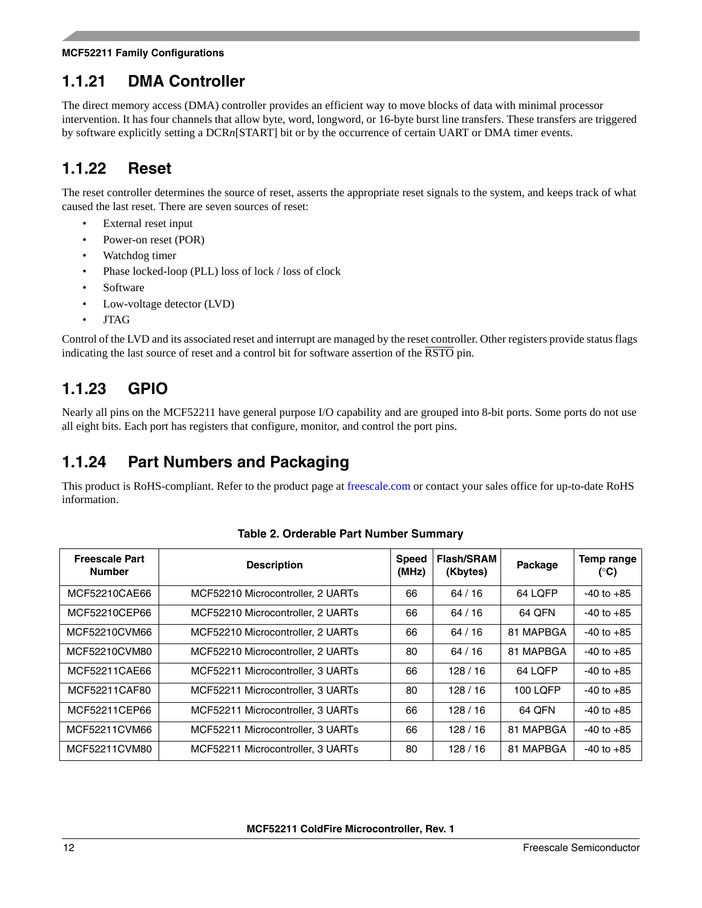### 1.1.21 DMA Controller

The direct memory access (DMA) controller provides an efficient way to move blocks of data with minimal processor intervention. It has four channels that allow byte, word, longword, or 16-byte burst line transfers. These transfers are triggered by software explicitly setting a DCR*n*[START] bit or by the occurrence of certain UART or DMA timer events.

### 1.1.22 Reset

The reset controller determines the source of reset, asserts the appropriate reset signals to the system, and keeps track of what caused the last reset. There are seven sources of reset:

- External reset input
- Power-on reset (POR)
- Watchdog timer
- Phase locked-loop (PLL) loss of lock / loss of clock
- Software
- Low-voltage detector (LVD)
- JTAG

Control of the LVD and its associated reset and interrupt are managed by the reset controller. Other registers provide status flags indicating the last source of reset and a control bit for software assertion of the $\overline{\text{RSTO}}$ pin.

### 1.1.23 GPIO

Nearly all pins on the MCF52211 have general purpose I/O capability and are grouped into 8-bit ports. Some ports do not use all eight bits. Each port has registers that configure, monitor, and control the port pins.

### 1.1.24 Part Numbers and Packaging

This product is RoHS-compliant. Refer to the product page at freescale.com or contact your sales office for up-to-date RoHS information.

**Table 2. Orderable Part Number Summary**

| Freescale Part Number | Description | Speed (MHz) | Flash/SRAM (Kbytes) | Package | Temp range (°C) |
|---|---|---|---|---|---|
| MCF52210CAE66 | MCF52210 Microcontroller, 2 UARTs | 66 | 64 / 16 | 64 LQFP | -40 to +85 |
| MCF52210CEP66 | MCF52210 Microcontroller, 2 UARTs | 66 | 64 / 16 | 64 QFN | -40 to +85 |
| MCF52210CVM66 | MCF52210 Microcontroller, 2 UARTs | 66 | 64 / 16 | 81 MAPBGA | -40 to +85 |
| MCF52210CVM80 | MCF52210 Microcontroller, 2 UARTs | 80 | 64 / 16 | 81 MAPBGA | -40 to +85 |
| MCF52211CAE66 | MCF52211 Microcontroller, 3 UARTs | 66 | 128 / 16 | 64 LQFP | -40 to +85 |
| MCF52211CAF80 | MCF52211 Microcontroller, 3 UARTs | 80 | 128 / 16 | 100 LQFP | -40 to +85 |
| MCF52211CEP66 | MCF52211 Microcontroller, 3 UARTs | 66 | 128 / 16 | 64 QFN | -40 to +85 |
| MCF52211CVM66 | MCF52211 Microcontroller, 3 UARTs | 66 | 128 / 16 | 81 MAPBGA | -40 to +85 |
| MCF52211CVM80 | MCF52211 Microcontroller, 3 UARTs | 80 | 128 / 16 | 81 MAPBGA | -40 to +85 |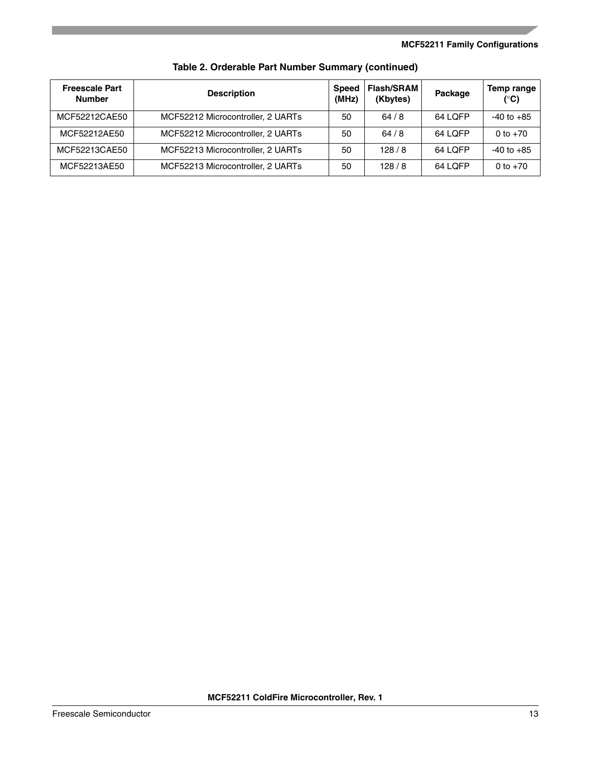**Table 2. Orderable Part Number Summary (continued)**

| Freescale Part Number | Description | Speed (MHz) | Flash/SRAM (Kbytes) | Package | Temp range (°C) |
|---|---|---|---|---|---|
| MCF52212CAE50 | MCF52212 Microcontroller, 2 UARTs | 50 | 64 / 8 | 64 LQFP | -40 to +85 |
| MCF52212AE50 | MCF52212 Microcontroller, 2 UARTs | 50 | 64 / 8 | 64 LQFP | 0 to +70 |
| MCF52213CAE50 | MCF52213 Microcontroller, 2 UARTs | 50 | 128 / 8 | 64 LQFP | -40 to +85 |
| MCF52213AE50 | MCF52213 Microcontroller, 2 UARTs | 50 | 128 / 8 | 64 LQFP | 0 to +70 |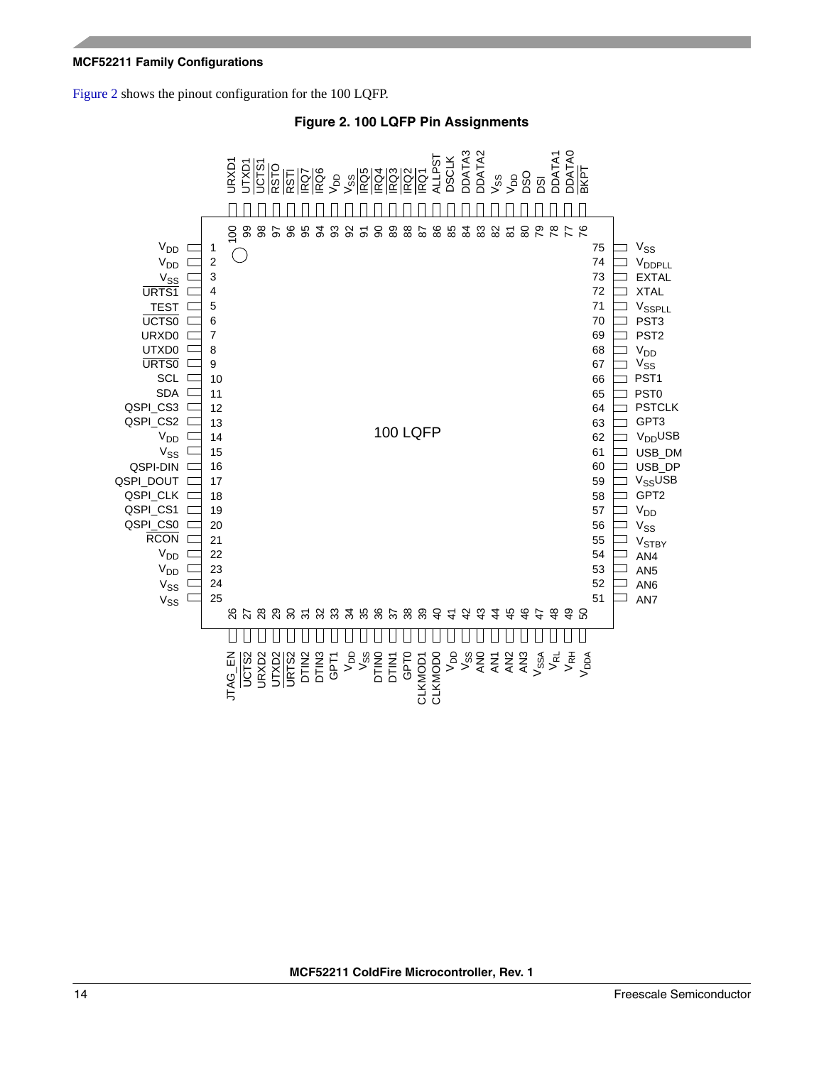Figure 2 shows the pinout configuration for the 100 LQFP.

**Figure 2. 100 LQFP Pin Assignments**

| Pin | Signal | Pin | Signal | Pin | Signal | Pin | Signal |
|---|---|---|---|---|---|---|---|
| 1 | $V_{DD}$ | 26 | JTAG_EN | 51 | AN7 | 76 | BKPT |
| 2 | $V_{DD}$ | 27 | UCTS2 | 52 | AN6 | 77 | DDATA0 |
| 3 | $V_{SS}$ | 28 | URXD2 | 53 | AN5 | 78 | DDATA1 |
| 4 | URTS1 | 29 | UTXD2 | 54 | AN4 | 79 | DSI |
| 5 | TEST | 30 | URTS2 | 55 | $V_{STBY}$ | 80 | DSO |
| 6 | UCTS0 | 31 | DTIN2 | 56 | $V_{SS}$ | 81 | $V_{DD}$ |
| 7 | URXD0 | 32 | DTIN3 | 57 | $V_{DD}$ | 82 | $V_{SS}$ |
| 8 | UTXD0 | 33 | GPT1 | 58 | GPT2 | 83 | DDATA2 |
| 9 | URTS0 | 34 | $V_{DD}$ | 59 | $V_{SS}$USB | 84 | DDATA3 |
| 10 | SCL | 35 | $V_{SS}$ | 60 | USB_DP | 85 | DSCLK |
| 11 | SDA | 36 | DTIN0 | 61 | USB_DM | 86 | ALLPST |
| 12 | QSPI_CS3 | 37 | DTIN1 | 62 | $V_{DD}$USB | 87 | IRQ1 |
| 13 | QSPI_CS2 | 38 | GPT0 | 63 | GPT3 | 88 | IRQ2 |
| 14 | $V_{DD}$ | 39 | CLKMOD1 | 64 | PSTCLK | 89 | IRQ3 |
| 15 | $V_{SS}$ | 40 | CLKMOD0 | 65 | PST0 | 90 | IRQ4 |
| 16 | QSPI-DIN | 41 | $V_{DD}$ | 66 | PST1 | 91 | IRQ5 |
| 17 | QSPI_DOUT | 42 | $V_{SS}$ | 67 | $V_{SS}$ | 92 | $V_{SS}$ |
| 18 | QSPI_CLK | 43 | AN0 | 68 | $V_{DD}$ | 93 | $V_{DD}$ |
| 19 | QSPI_CS1 | 44 | AN1 | 69 | PST2 | 94 | IRQ6 |
| 20 | QSPI_CS0 | 45 | AN2 | 70 | PST3 | 95 | IRQ7 |
| 21 | RCON | 46 | AN3 | 71 | $V_{SSPLL}$ | 96 | RSTI |
| 22 | $V_{DD}$ | 47 | $V_{SSA}$ | 72 | XTAL | 97 | RSTO |
| 23 | $V_{DD}$ | 48 | $V_{RL}$ | 73 | EXTAL | 98 | UCTS1 |
| 24 | $V_{SS}$ | 49 | $V_{RH}$ | 74 | $V_{DDPLL}$ | 99 | UTXD1 |
| 25 | $V_{SS}$ | 50 | $V_{DDA}$ | 75 | $V_{SS}$ | 100 | URXD1 |

100 LQFP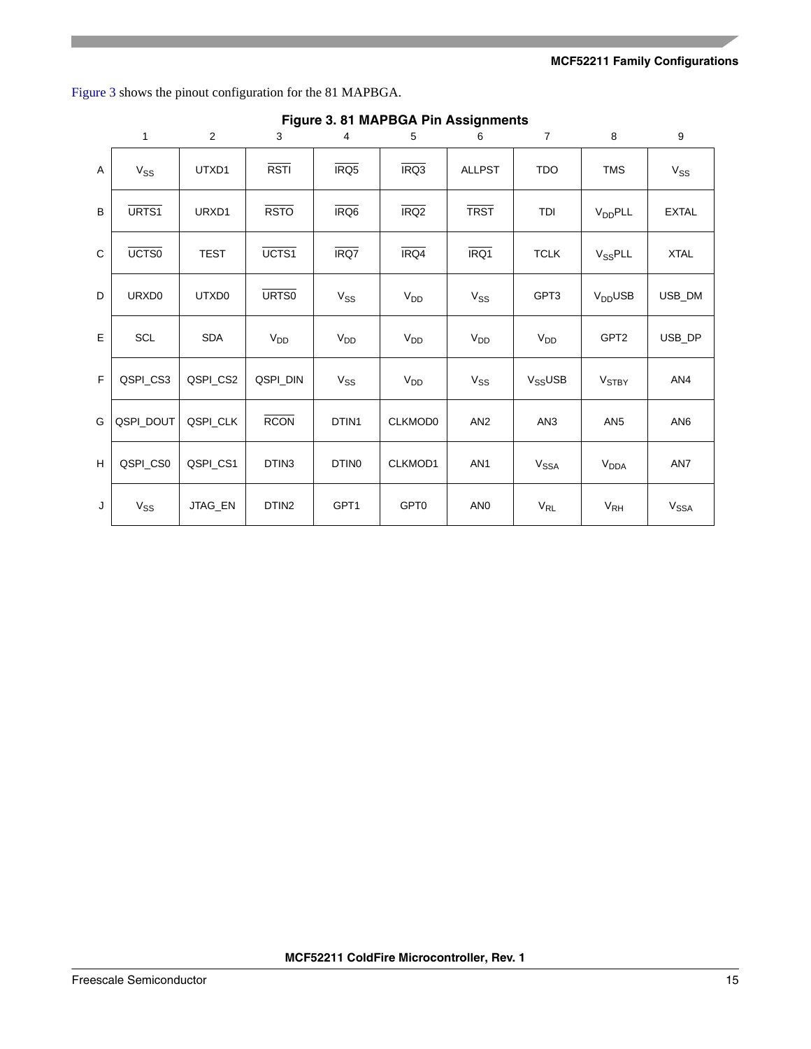Figure 3 shows the pinout configuration for the 81 MAPBGA.

**Figure 3. 81 MAPBGA Pin Assignments**

| | 1 | 2 | 3 | 4 | 5 | 6 | 7 | 8 | 9 |
|---|---|---|---|---|---|---|---|---|---|
| A | $V_{SS}$ | UTXD1 | $\overline{\text{RSTI}}$ | $\overline{\text{IRQ5}}$ | $\overline{\text{IRQ3}}$ | ALLPST | TDO | TMS | $V_{SS}$ |
| B | $\overline{\text{URTS1}}$ | URXD1 | $\overline{\text{RSTO}}$ | $\overline{\text{IRQ6}}$ | $\overline{\text{IRQ2}}$ | $\overline{\text{TRST}}$ | TDI | $V_{DD}$PLL | EXTAL |
| C | $\overline{\text{UCTS0}}$ | TEST | $\overline{\text{UCTS1}}$ | $\overline{\text{IRQ7}}$ | $\overline{\text{IRQ4}}$ | $\overline{\text{IRQ1}}$ | TCLK | $V_{SS}$PLL | XTAL |
| D | URXD0 | UTXD0 | $\overline{\text{URTS0}}$ | $V_{SS}$ | $V_{DD}$ | $V_{SS}$ | GPT3 | $V_{DD}$USB | USB_DM |
| E | SCL | SDA | $V_{DD}$ | $V_{DD}$ | $V_{DD}$ | $V_{DD}$ | $V_{DD}$ | GPT2 | USB_DP |
| F | QSPI_CS3 | QSPI_CS2 | QSPI_DIN | $V_{SS}$ | $V_{DD}$ | $V_{SS}$ | $V_{SS}$USB | $V_{STBY}$ | AN4 |
| G | QSPI_DOUT | QSPI_CLK | $\overline{\text{RCON}}$ | DTIN1 | CLKMOD0 | AN2 | AN3 | AN5 | AN6 |
| H | QSPI_CS0 | QSPI_CS1 | DTIN3 | DTIN0 | CLKMOD1 | AN1 | $V_{SSA}$ | $V_{DDA}$ | AN7 |
| J | $V_{SS}$ | JTAG_EN | DTIN2 | GPT1 | GPT0 | AN0 | $V_{RL}$ | $V_{RH}$ | $V_{SSA}$ |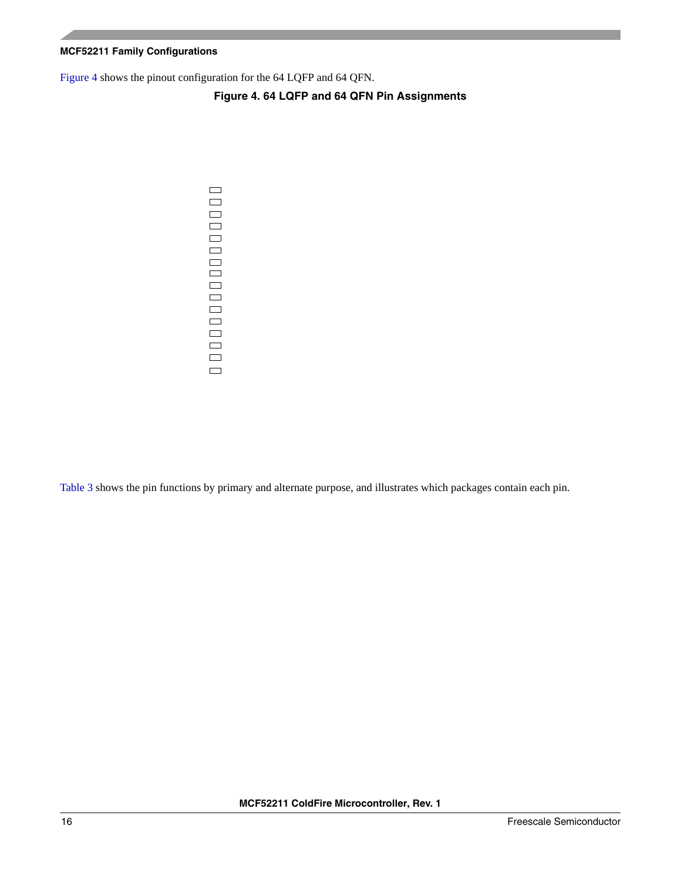Figure 4 shows the pinout configuration for the 64 LQFP and 64 QFN.

**Figure 4. 64 LQFP and 64 QFN Pin Assignments**

Table 3 shows the pin functions by primary and alternate purpose, and illustrates which packages contain each pin.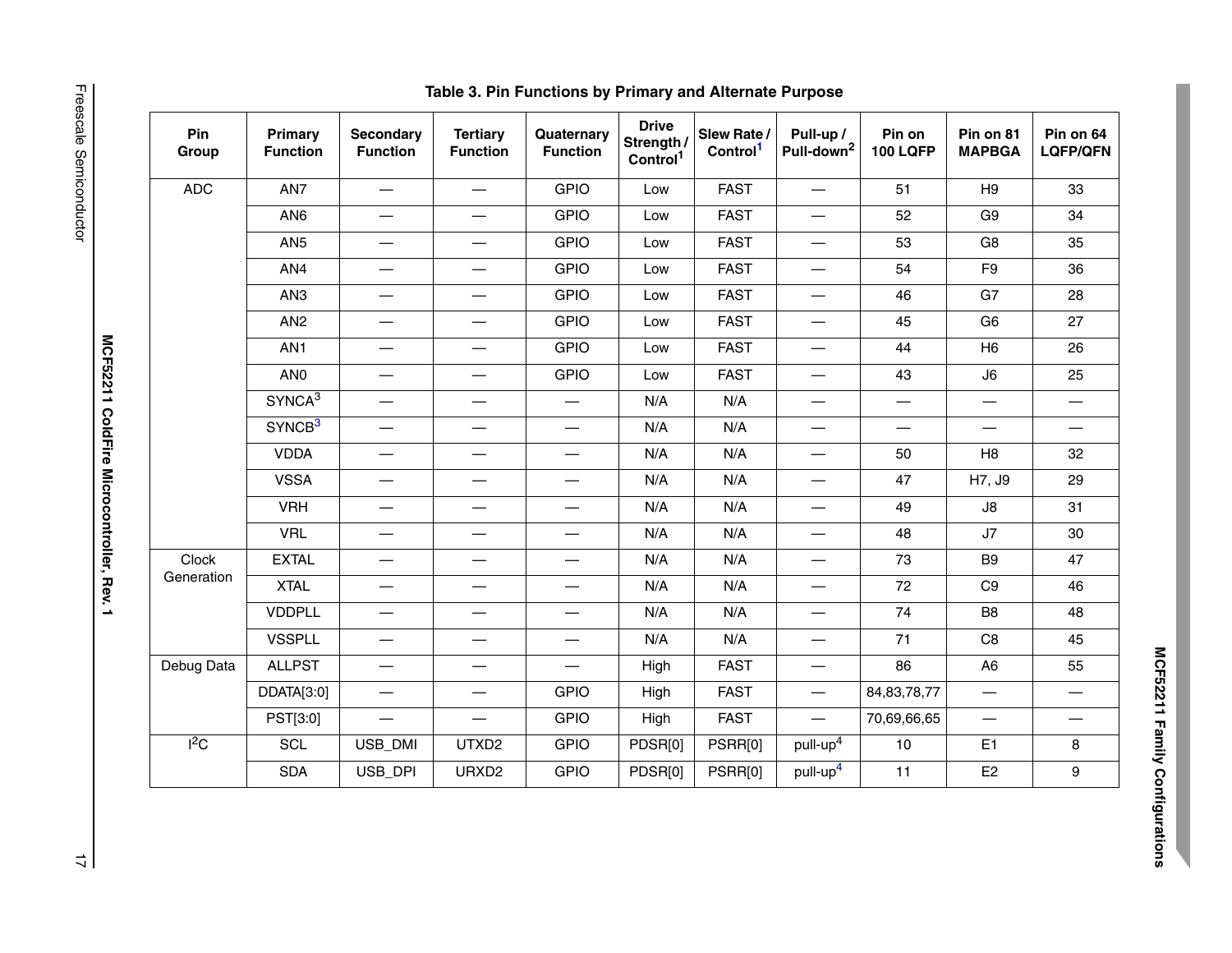**Table 3. Pin Functions by Primary and Alternate Purpose**

| Pin Group | Primary Function | Secondary Function | Tertiary Function | Quaternary Function | Drive Strength / Control[1] | Slew Rate / Control[1] | Pull-up / Pull-down[2] | Pin on 100 LQFP | Pin on 81 MAPBGA | Pin on 64 LQFP/QFN |
|---|---|---|---|---|---|---|---|---|---|---|
| ADC | AN7 | — | — | GPIO | Low | FAST | — | 51 | H9 | 33 |
| | AN6 | — | — | GPIO | Low | FAST | — | 52 | G9 | 34 |
| | AN5 | — | — | GPIO | Low | FAST | — | 53 | G8 | 35 |
| | AN4 | — | — | GPIO | Low | FAST | — | 54 | F9 | 36 |
| | AN3 | — | — | GPIO | Low | FAST | — | 46 | G7 | 28 |
| | AN2 | — | — | GPIO | Low | FAST | — | 45 | G6 | 27 |
| | AN1 | — | — | GPIO | Low | FAST | — | 44 | H6 | 26 |
| | AN0 | — | — | GPIO | Low | FAST | — | 43 | J6 | 25 |
| | SYNCA[3] | — | — | — | N/A | N/A | — | — | — | — |
| | SYNCB[3] | — | — | — | N/A | N/A | — | — | — | — |
| | VDDA | — | — | — | N/A | N/A | — | 50 | H8 | 32 |
| | VSSA | — | — | — | N/A | N/A | — | 47 | H7, J9 | 29 |
| | VRH | — | — | — | N/A | N/A | — | 49 | J8 | 31 |
| | VRL | — | — | — | N/A | N/A | — | 48 | J7 | 30 |
| Clock Generation | EXTAL | — | — | — | N/A | N/A | — | 73 | B9 | 47 |
| | XTAL | — | — | — | N/A | N/A | — | 72 | C9 | 46 |
| | VDDPLL | — | — | — | N/A | N/A | — | 74 | B8 | 48 |
| | VSSPLL | — | — | — | N/A | N/A | — | 71 | C8 | 45 |
| Debug Data | ALLPST | — | — | — | High | FAST | — | 86 | A6 | 55 |
| | DDATA[3:0] | — | — | GPIO | High | FAST | — | 84,83,78,77 | — | — |
| | PST[3:0] | — | — | GPIO | High | FAST | — | 70,69,66,65 | — | — |
| $I^2C$ | SCL | USB_DMI | UTXD2 | GPIO | PDSR[0] | PSRR[0] | pull-up[4] | 10 | E1 | 8 |
| | SDA | USB_DPI | URXD2 | GPIO | PDSR[0] | PSRR[0] | pull-up[4] | 11 | E2 | 9 |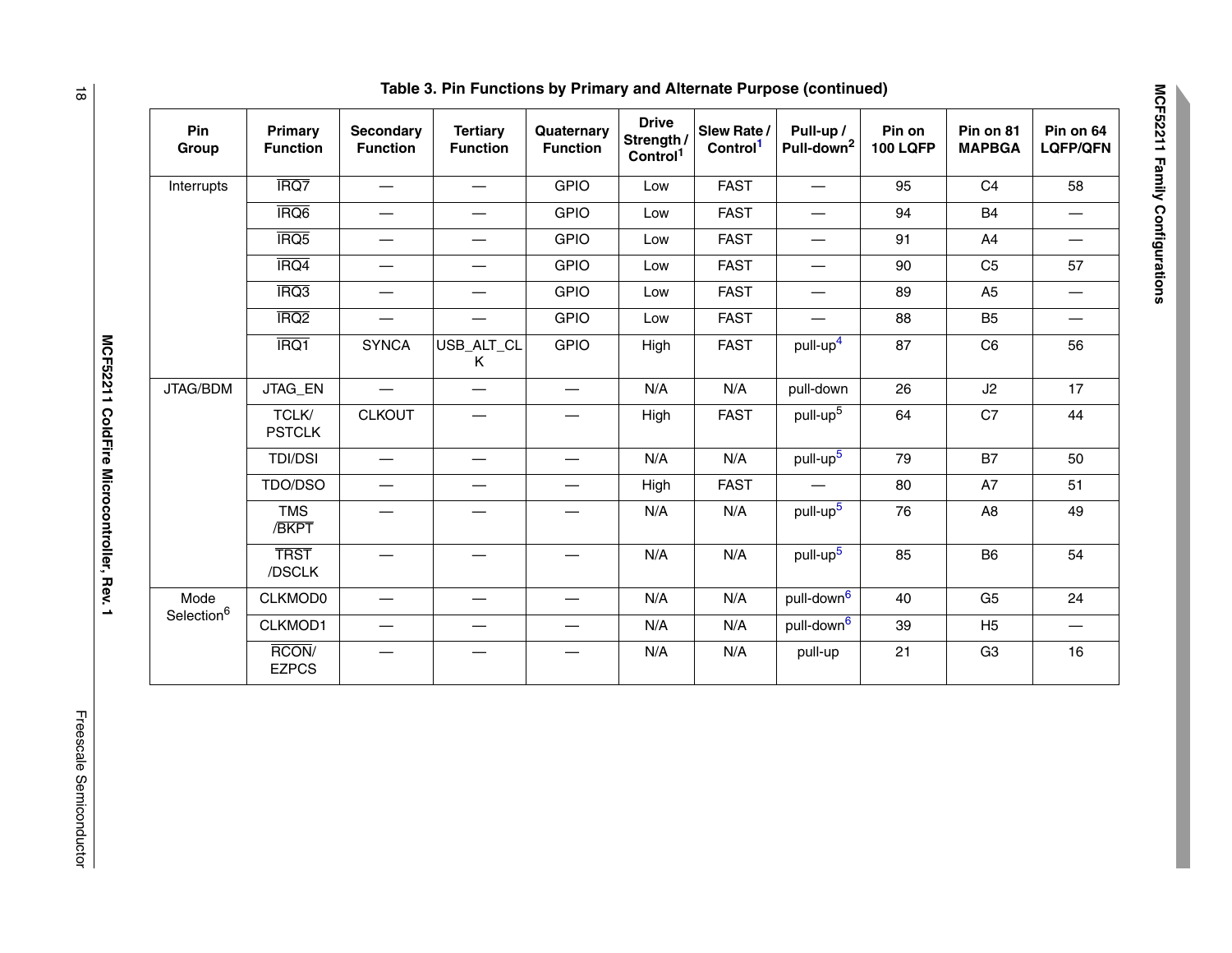**Table 3. Pin Functions by Primary and Alternate Purpose (continued)**

| Pin Group | Primary Function | Secondary Function | Tertiary Function | Quaternary Function | Drive Strength / Control[1] | Slew Rate / Control[1] | Pull-up / Pull-down[2] | Pin on 100 LQFP | Pin on 81 MAPBGA | Pin on 64 LQFP/QFN |
|---|---|---|---|---|---|---|---|---|---|---|
| Interrupts | $\overline{\text{IRQ7}}$ | — | — | GPIO | Low | FAST | — | 95 | C4 | 58 |
| | $\overline{\text{IRQ6}}$ | — | — | GPIO | Low | FAST | — | 94 | B4 | — |
| | $\overline{\text{IRQ5}}$ | — | — | GPIO | Low | FAST | — | 91 | A4 | — |
| | $\overline{\text{IRQ4}}$ | — | — | GPIO | Low | FAST | — | 90 | C5 | 57 |
| | $\overline{\text{IRQ3}}$ | — | — | GPIO | Low | FAST | — | 89 | A5 | — |
| | $\overline{\text{IRQ2}}$ | — | — | GPIO | Low | FAST | — | 88 | B5 | — |
| | $\overline{\text{IRQ1}}$ | SYNCA | USB_ALT_CLK | GPIO | High | FAST | pull-up[4] | 87 | C6 | 56 |
| JTAG/BDM | JTAG_EN | — | — | — | N/A | N/A | pull-down | 26 | J2 | 17 |
| | TCLK/ PSTCLK | CLKOUT | — | — | High | FAST | pull-up[5] | 64 | C7 | 44 |
| | TDI/DSI | — | — | — | N/A | N/A | pull-up[5] | 79 | B7 | 50 |
| | TDO/DSO | — | — | — | High | FAST | — | 80 | A7 | 51 |
| | TMS /$\overline{\text{BKPT}}$ | — | — | — | N/A | N/A | pull-up[5] | 76 | A8 | 49 |
| | $\overline{\text{TRST}}$ /DSCLK | — | — | — | N/A | N/A | pull-up[5] | 85 | B6 | 54 |
| Mode Selection[6] | CLKMOD0 | — | — | — | N/A | N/A | pull-down[6] | 40 | G5 | 24 |
| | CLKMOD1 | — | — | — | N/A | N/A | pull-down[6] | 39 | H5 | — |
| | $\overline{\text{RCON}}$/ EZPCS | — | — | — | N/A | N/A | pull-up | 21 | G3 | 16 |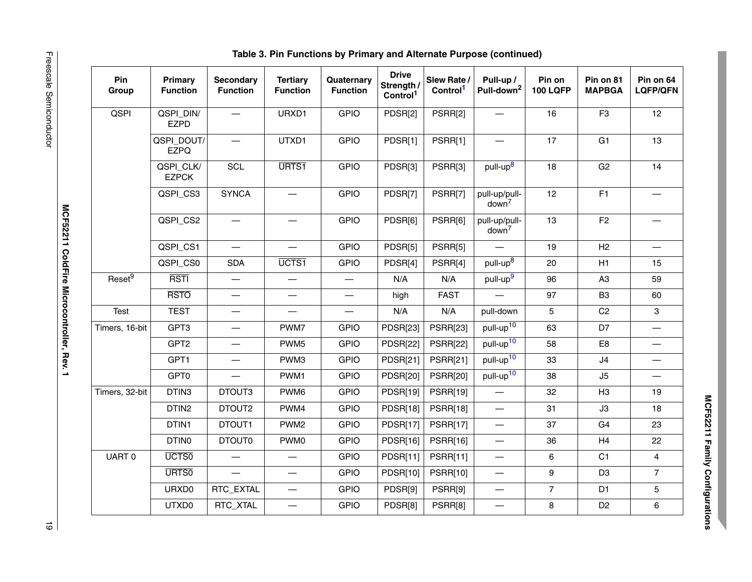**Table 3. Pin Functions by Primary and Alternate Purpose (continued)**

| Pin Group | Primary Function | Secondary Function | Tertiary Function | Quaternary Function | Drive Strength / Control[1] | Slew Rate / Control[1] | Pull-up / Pull-down[2] | Pin on 100 LQFP | Pin on 81 MAPBGA | Pin on 64 LQFP/QFN |
|---|---|---|---|---|---|---|---|---|---|---|
| QSPI | QSPI_DIN/ EZPD | — | URXD1 | GPIO | PDSR[2] | PSRR[2] | — | 16 | F3 | 12 |
| | QSPI_DOUT/ EZPQ | — | UTXD1 | GPIO | PDSR[1] | PSRR[1] | — | 17 | G1 | 13 |
| | QSPI_CLK/ EZPCK | SCL | URTS1 (overbar) | GPIO | PDSR[3] | PSRR[3] | pull-up[8] | 18 | G2 | 14 |
| | QSPI_CS3 | SYNCA | — | GPIO | PDSR[7] | PSRR[7] | pull-up/pull-down[7] | 12 | F1 | — |
| | QSPI_CS2 | — | — | GPIO | PDSR[6] | PSRR[6] | pull-up/pull-down[7] | 13 | F2 | — |
| | QSPI_CS1 | — | — | GPIO | PDSR[5] | PSRR[5] | — | 19 | H2 | — |
| | QSPI_CS0 | SDA | UCTS1 (overbar) | GPIO | PDSR[4] | PSRR[4] | pull-up[8] | 20 | H1 | 15 |
| Reset[9] | RSTI (overbar) | — | — | — | N/A | N/A | pull-up[9] | 96 | A3 | 59 |
| | RSTO (overbar) | — | — | — | high | FAST | — | 97 | B3 | 60 |
| Test | TEST | — | — | — | N/A | N/A | pull-down | 5 | C2 | 3 |
| Timers, 16-bit | GPT3 | — | PWM7 | GPIO | PDSR[23] | PSRR[23] | pull-up[10] | 63 | D7 | — |
| | GPT2 | — | PWM5 | GPIO | PDSR[22] | PSRR[22] | pull-up[10] | 58 | E8 | — |
| | GPT1 | — | PWM3 | GPIO | PDSR[21] | PSRR[21] | pull-up[10] | 33 | J4 | — |
| | GPT0 | — | PWM1 | GPIO | PDSR[20] | PSRR[20] | pull-up[10] | 38 | J5 | — |
| Timers, 32-bit | DTIN3 | DTOUT3 | PWM6 | GPIO | PDSR[19] | PSRR[19] | — | 32 | H3 | 19 |
| | DTIN2 | DTOUT2 | PWM4 | GPIO | PDSR[18] | PSRR[18] | — | 31 | J3 | 18 |
| | DTIN1 | DTOUT1 | PWM2 | GPIO | PDSR[17] | PSRR[17] | — | 37 | G4 | 23 |
| | DTIN0 | DTOUT0 | PWM0 | GPIO | PDSR[16] | PSRR[16] | — | 36 | H4 | 22 |
| UART 0 | UCTS0 (overbar) | — | — | GPIO | PDSR[11] | PSRR[11] | — | 6 | C1 | 4 |
| | URTS0 (overbar) | — | — | GPIO | PDSR[10] | PSRR[10] | — | 9 | D3 | 7 |
| | URXD0 | RTC_EXTAL | — | GPIO | PDSR[9] | PSRR[9] | — | 7 | D1 | 5 |
| | UTXD0 | RTC_XTAL | — | GPIO | PDSR[8] | PSRR[8] | — | 8 | D2 | 6 |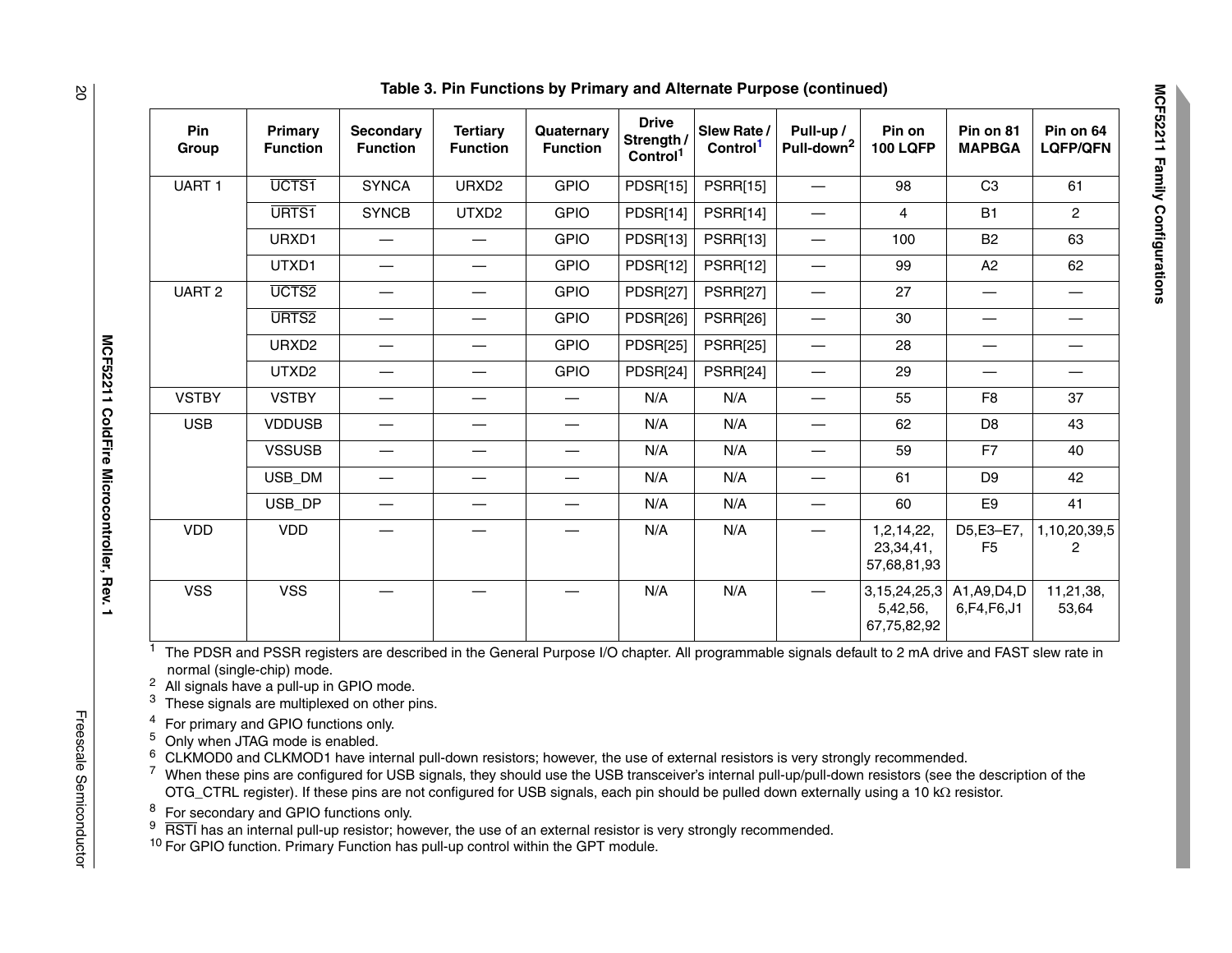**Table 3. Pin Functions by Primary and Alternate Purpose (continued)**

| Pin Group | Primary Function | Secondary Function | Tertiary Function | Quaternary Function | Drive Strength / Control[1] | Slew Rate / Control[1] | Pull-up / Pull-down[2] | Pin on 100 LQFP | Pin on 81 MAPBGA | Pin on 64 LQFP/QFN |
|---|---|---|---|---|---|---|---|---|---|---|
| UART 1 | $\overline{\text{UCTS1}}$ | SYNCA | URXD2 | GPIO | PDSR[15] | PSRR[15] | — | 98 | C3 | 61 |
| | $\overline{\text{URTS1}}$ | SYNCB | UTXD2 | GPIO | PDSR[14] | PSRR[14] | — | 4 | B1 | 2 |
| | URXD1 | — | — | GPIO | PDSR[13] | PSRR[13] | — | 100 | B2 | 63 |
| | UTXD1 | — | — | GPIO | PDSR[12] | PSRR[12] | — | 99 | A2 | 62 |
| UART 2 | $\overline{\text{UCTS2}}$ | — | — | GPIO | PDSR[27] | PSRR[27] | — | 27 | — | — |
| | $\overline{\text{URTS2}}$ | — | — | GPIO | PDSR[26] | PSRR[26] | — | 30 | — | — |
| | URXD2 | — | — | GPIO | PDSR[25] | PSRR[25] | — | 28 | — | — |
| | UTXD2 | — | — | GPIO | PDSR[24] | PSRR[24] | — | 29 | — | — |
| VSTBY | VSTBY | — | — | — | N/A | N/A | — | 55 | F8 | 37 |
| USB | VDDUSB | — | — | — | N/A | N/A | — | 62 | D8 | 43 |
| | VSSUSB | — | — | — | N/A | N/A | — | 59 | F7 | 40 |
| | USB_DM | — | — | — | N/A | N/A | — | 61 | D9 | 42 |
| | USB_DP | — | — | — | N/A | N/A | — | 60 | E9 | 41 |
| VDD | VDD | — | — | — | N/A | N/A | — | 1,2,14,22, 23,34,41, 57,68,81,93 | D5,E3–E7, F5 | 1,10,20,39,52 |
| VSS | VSS | — | — | — | N/A | N/A | — | 3,15,24,25,35,42,56, 67,75,82,92 | A1,A9,D4,D6,F4,F6,J1 | 11,21,38, 53,64 |

[1] The PDSR and PSSR registers are described in the General Purpose I/O chapter. All programmable signals default to 2 mA drive and FAST slew rate in normal (single-chip) mode.

[2] All signals have a pull-up in GPIO mode.

[3] These signals are multiplexed on other pins.

[4] For primary and GPIO functions only.

[5] Only when JTAG mode is enabled.

[6] CLKMOD0 and CLKMOD1 have internal pull-down resistors; however, the use of external resistors is very strongly recommended.

[7] When these pins are configured for USB signals, they should use the USB transceiver's internal pull-up/pull-down resistors (see the description of the OTG_CTRL register). If these pins are not configured for USB signals, each pin should be pulled down externally using a 10 kΩ resistor.

[8] For secondary and GPIO functions only.

[9] $\overline{\text{RSTI}}$ has an internal pull-up resistor; however, the use of an external resistor is very strongly recommended.

[10] For GPIO function. Primary Function has pull-up control within the GPT module.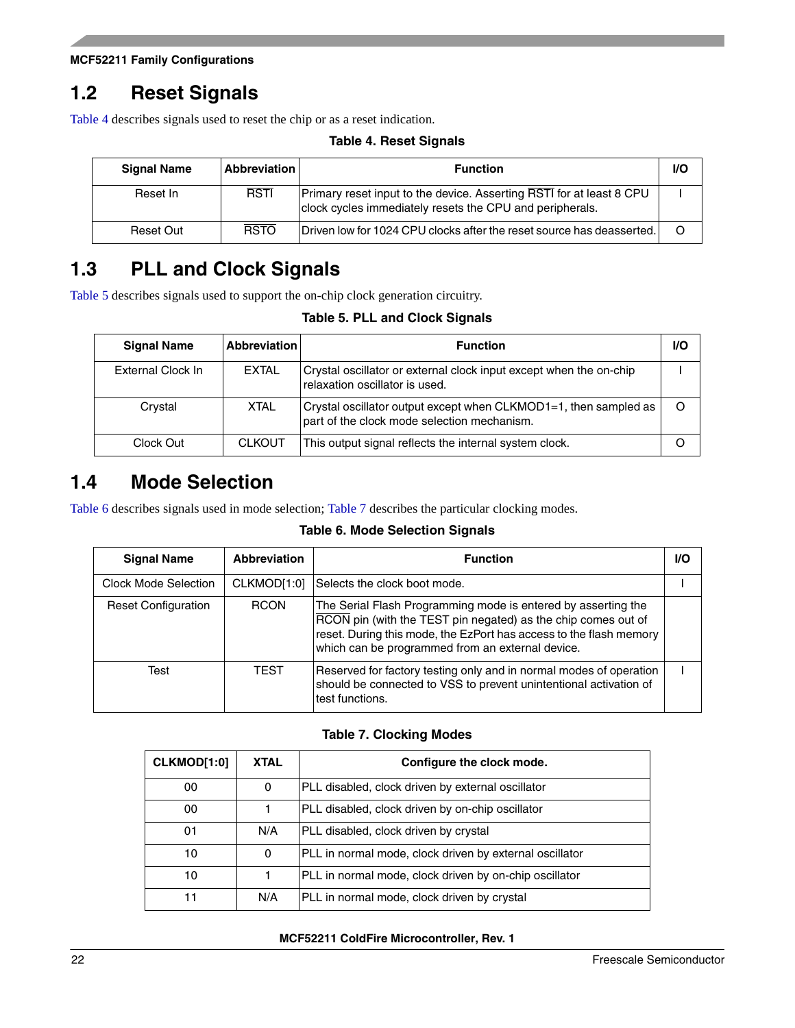## 1.2 Reset Signals

Table 4 describes signals used to reset the chip or as a reset indication.

**Table 4. Reset Signals**

| Signal Name | Abbreviation | Function | I/O |
|---|---|---|---|
| Reset In | $\overline{RSTI}$ | Primary reset input to the device. Asserting $\overline{RSTI}$ for at least 8 CPU clock cycles immediately resets the CPU and peripherals. | I |
| Reset Out | $\overline{RSTO}$ | Driven low for 1024 CPU clocks after the reset source has deasserted. | O |

## 1.3 PLL and Clock Signals

Table 5 describes signals used to support the on-chip clock generation circuitry.

**Table 5. PLL and Clock Signals**

| Signal Name | Abbreviation | Function | I/O |
|---|---|---|---|
| External Clock In | EXTAL | Crystal oscillator or external clock input except when the on-chip relaxation oscillator is used. | I |
| Crystal | XTAL | Crystal oscillator output except when CLKMOD1=1, then sampled as part of the clock mode selection mechanism. | O |
| Clock Out | CLKOUT | This output signal reflects the internal system clock. | O |

## 1.4 Mode Selection

Table 6 describes signals used in mode selection; Table 7 describes the particular clocking modes.

**Table 6. Mode Selection Signals**

| Signal Name | Abbreviation | Function | I/O |
|---|---|---|---|
| Clock Mode Selection | CLKMOD[1:0] | Selects the clock boot mode. | I |
| Reset Configuration | RCON | The Serial Flash Programming mode is entered by asserting the $\overline{RCON}$ pin (with the TEST pin negated) as the chip comes out of reset. During this mode, the EzPort has access to the flash memory which can be programmed from an external device. | |
| Test | TEST | Reserved for factory testing only and in normal modes of operation should be connected to VSS to prevent unintentional activation of test functions. | I |

**Table 7. Clocking Modes**

| CLKMOD[1:0] | XTAL | Configure the clock mode. |
|---|---|---|
| 00 | 0 | PLL disabled, clock driven by external oscillator |
| 00 | 1 | PLL disabled, clock driven by on-chip oscillator |
| 01 | N/A | PLL disabled, clock driven by crystal |
| 10 | 0 | PLL in normal mode, clock driven by external oscillator |
| 10 | 1 | PLL in normal mode, clock driven by on-chip oscillator |
| 11 | N/A | PLL in normal mode, clock driven by crystal |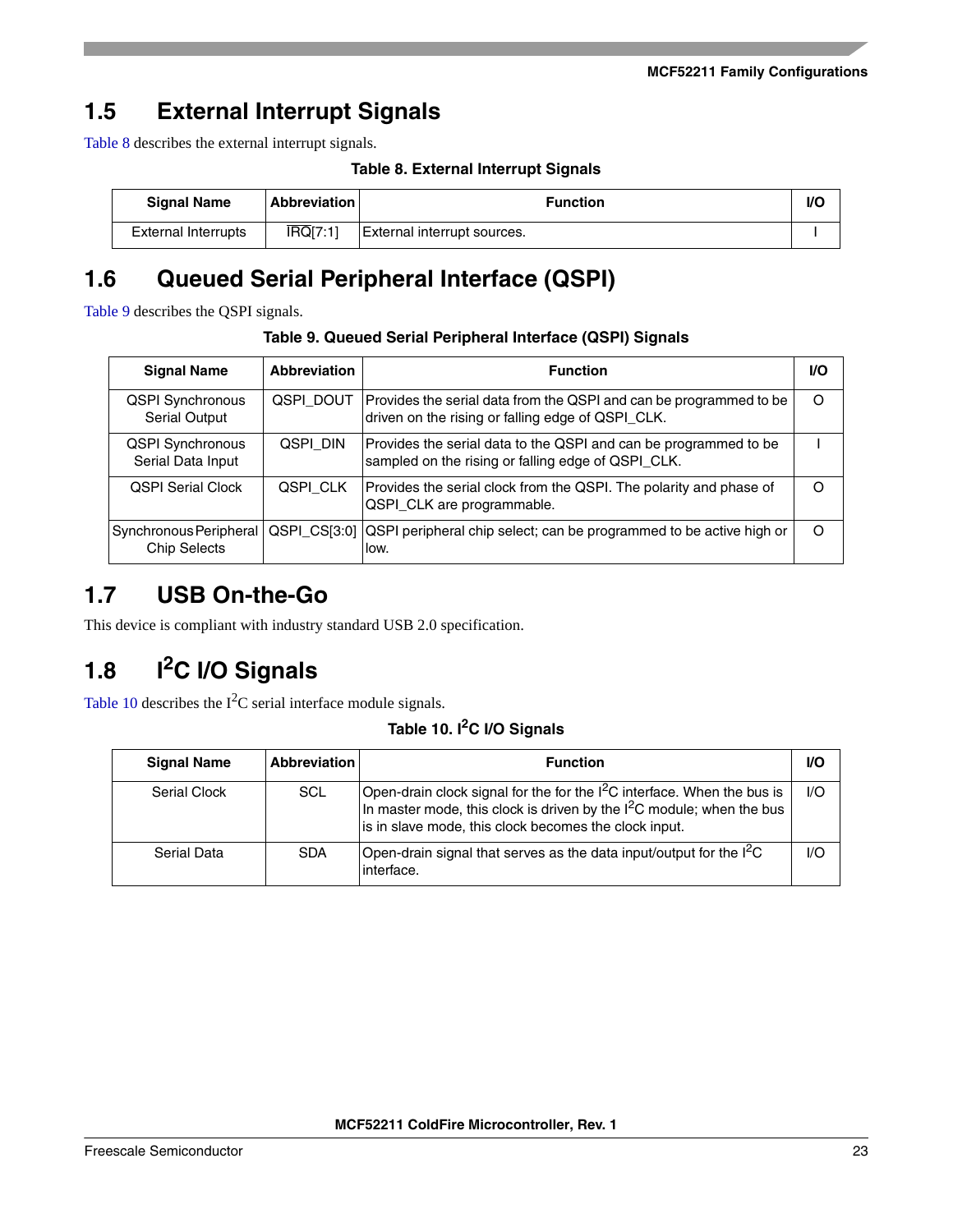## 1.5 External Interrupt Signals

Table 8 describes the external interrupt signals.

**Table 8. External Interrupt Signals**

| Signal Name | Abbreviation | Function | I/O |
|---|---|---|---|
| External Interrupts | $\overline{\text{IRQ}}$[7:1] | External interrupt sources. | I |

## 1.6 Queued Serial Peripheral Interface (QSPI)

Table 9 describes the QSPI signals.

**Table 9. Queued Serial Peripheral Interface (QSPI) Signals**

| Signal Name | Abbreviation | Function | I/O |
|---|---|---|---|
| QSPI Synchronous Serial Output | QSPI_DOUT | Provides the serial data from the QSPI and can be programmed to be driven on the rising or falling edge of QSPI_CLK. | O |
| QSPI Synchronous Serial Data Input | QSPI_DIN | Provides the serial data to the QSPI and can be programmed to be sampled on the rising or falling edge of QSPI_CLK. | I |
| QSPI Serial Clock | QSPI_CLK | Provides the serial clock from the QSPI. The polarity and phase of QSPI_CLK are programmable. | O |
| Synchronous Peripheral Chip Selects | QSPI_CS[3:0] | QSPI peripheral chip select; can be programmed to be active high or low. | O |

## 1.7 USB On-the-Go

This device is compliant with industry standard USB 2.0 specification.

## 1.8 I²C I/O Signals

Table 10 describes the I²C serial interface module signals.

**Table 10. I²C I/O Signals**

| Signal Name | Abbreviation | Function | I/O |
|---|---|---|---|
| Serial Clock | SCL | Open-drain clock signal for the for the I²C interface. When the bus is In master mode, this clock is driven by the I²C module; when the bus is in slave mode, this clock becomes the clock input. | I/O |
| Serial Data | SDA | Open-drain signal that serves as the data input/output for the I²C interface. | I/O |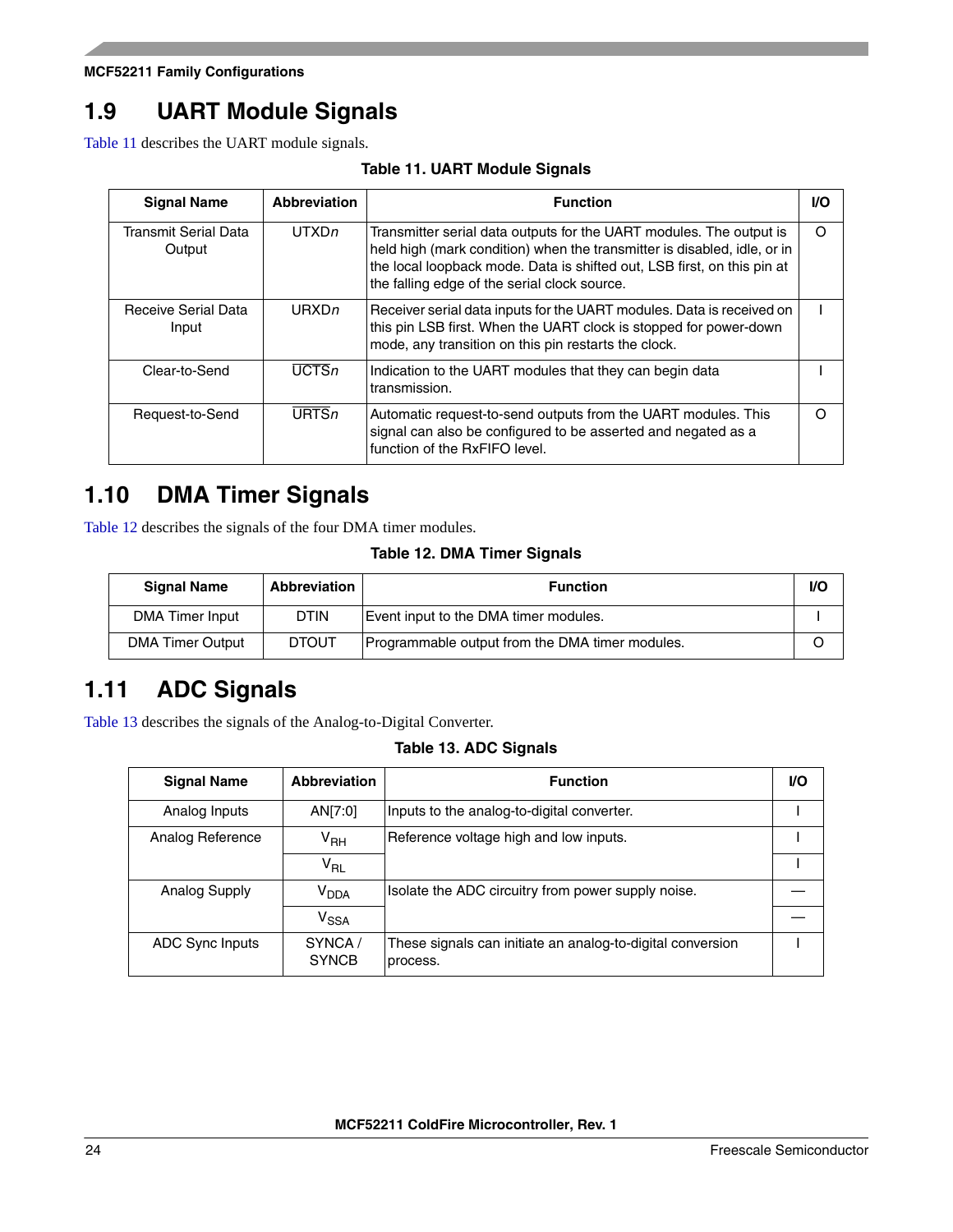## 1.9 UART Module Signals

Table 11 describes the UART module signals.

**Table 11. UART Module Signals**

| Signal Name | Abbreviation | Function | I/O |
|---|---|---|---|
| Transmit Serial Data Output | UTXD*n* | Transmitter serial data outputs for the UART modules. The output is held high (mark condition) when the transmitter is disabled, idle, or in the local loopback mode. Data is shifted out, LSB first, on this pin at the falling edge of the serial clock source. | O |
| Receive Serial Data Input | URXD*n* | Receiver serial data inputs for the UART modules. Data is received on this pin LSB first. When the UART clock is stopped for power-down mode, any transition on this pin restarts the clock. | I |
| Clear-to-Send | $\overline{\text{UCTS}}n$ | Indication to the UART modules that they can begin data transmission. | I |
| Request-to-Send | $\overline{\text{URTS}}n$ | Automatic request-to-send outputs from the UART modules. This signal can also be configured to be asserted and negated as a function of the RxFIFO level. | O |

## 1.10 DMA Timer Signals

Table 12 describes the signals of the four DMA timer modules.

**Table 12. DMA Timer Signals**

| Signal Name | Abbreviation | Function | I/O |
|---|---|---|---|
| DMA Timer Input | DTIN | Event input to the DMA timer modules. | I |
| DMA Timer Output | DTOUT | Programmable output from the DMA timer modules. | O |

## 1.11 ADC Signals

Table 13 describes the signals of the Analog-to-Digital Converter.

**Table 13. ADC Signals**

| Signal Name | Abbreviation | Function | I/O |
|---|---|---|---|
| Analog Inputs | AN[7:0] | Inputs to the analog-to-digital converter. | I |
| Analog Reference | $V_{RH}$ | Reference voltage high and low inputs. | I |
| | $V_{RL}$ | | I |
| Analog Supply | $V_{DDA}$ | Isolate the ADC circuitry from power supply noise. | — |
| | $V_{SSA}$ | | — |
| ADC Sync Inputs | SYNCA / SYNCB | These signals can initiate an analog-to-digital conversion process. | I |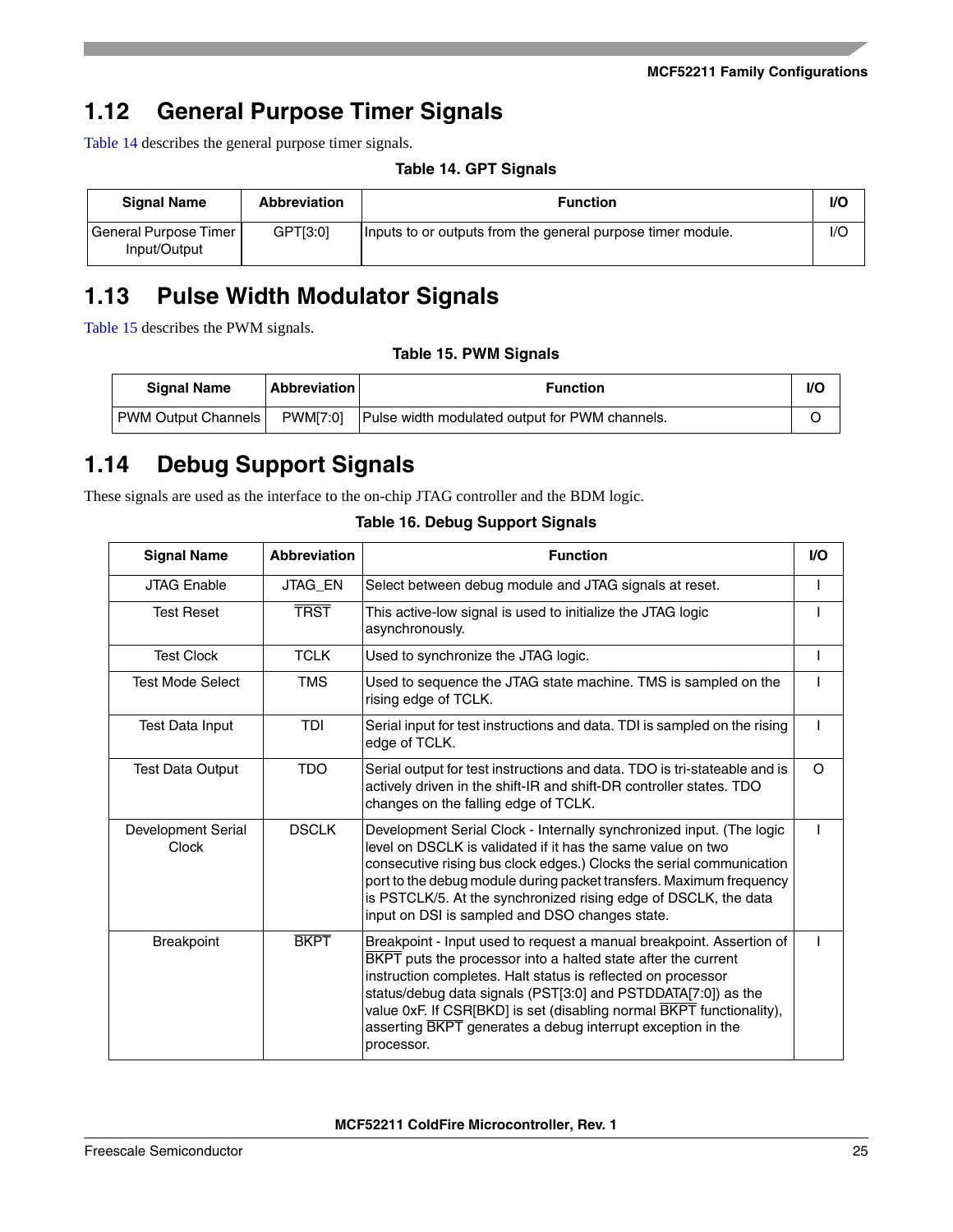## 1.12 General Purpose Timer Signals

Table 14 describes the general purpose timer signals.

**Table 14. GPT Signals**

| Signal Name | Abbreviation | Function | I/O |
|---|---|---|---|
| General Purpose Timer Input/Output | GPT[3:0] | Inputs to or outputs from the general purpose timer module. | I/O |

## 1.13 Pulse Width Modulator Signals

Table 15 describes the PWM signals.

**Table 15. PWM Signals**

| Signal Name | Abbreviation | Function | I/O |
|---|---|---|---|
| PWM Output Channels | PWM[7:0] | Pulse width modulated output for PWM channels. | O |

## 1.14 Debug Support Signals

These signals are used as the interface to the on-chip JTAG controller and the BDM logic.

**Table 16. Debug Support Signals**

| Signal Name | Abbreviation | Function | I/O |
|---|---|---|---|
| JTAG Enable | JTAG_EN | Select between debug module and JTAG signals at reset. | I |
| Test Reset | $\overline{\text{TRST}}$ | This active-low signal is used to initialize the JTAG logic asynchronously. | I |
| Test Clock | TCLK | Used to synchronize the JTAG logic. | I |
| Test Mode Select | TMS | Used to sequence the JTAG state machine. TMS is sampled on the rising edge of TCLK. | I |
| Test Data Input | TDI | Serial input for test instructions and data. TDI is sampled on the rising edge of TCLK. | I |
| Test Data Output | TDO | Serial output for test instructions and data. TDO is tri-stateable and is actively driven in the shift-IR and shift-DR controller states. TDO changes on the falling edge of TCLK. | O |
| Development Serial Clock | DSCLK | Development Serial Clock - Internally synchronized input. (The logic level on DSCLK is validated if it has the same value on two consecutive rising bus clock edges.) Clocks the serial communication port to the debug module during packet transfers. Maximum frequency is PSTCLK/5. At the synchronized rising edge of DSCLK, the data input on DSI is sampled and DSO changes state. | I |
| Breakpoint | $\overline{\text{BKPT}}$ | Breakpoint - Input used to request a manual breakpoint. Assertion of $\overline{\text{BKPT}}$ puts the processor into a halted state after the current instruction completes. Halt status is reflected on processor status/debug data signals (PST[3:0] and PSTDDATA[7:0]) as the value 0xF. If CSR[BKD] is set (disabling normal $\overline{\text{BKPT}}$ functionality), asserting $\overline{\text{BKPT}}$ generates a debug interrupt exception in the processor. | I |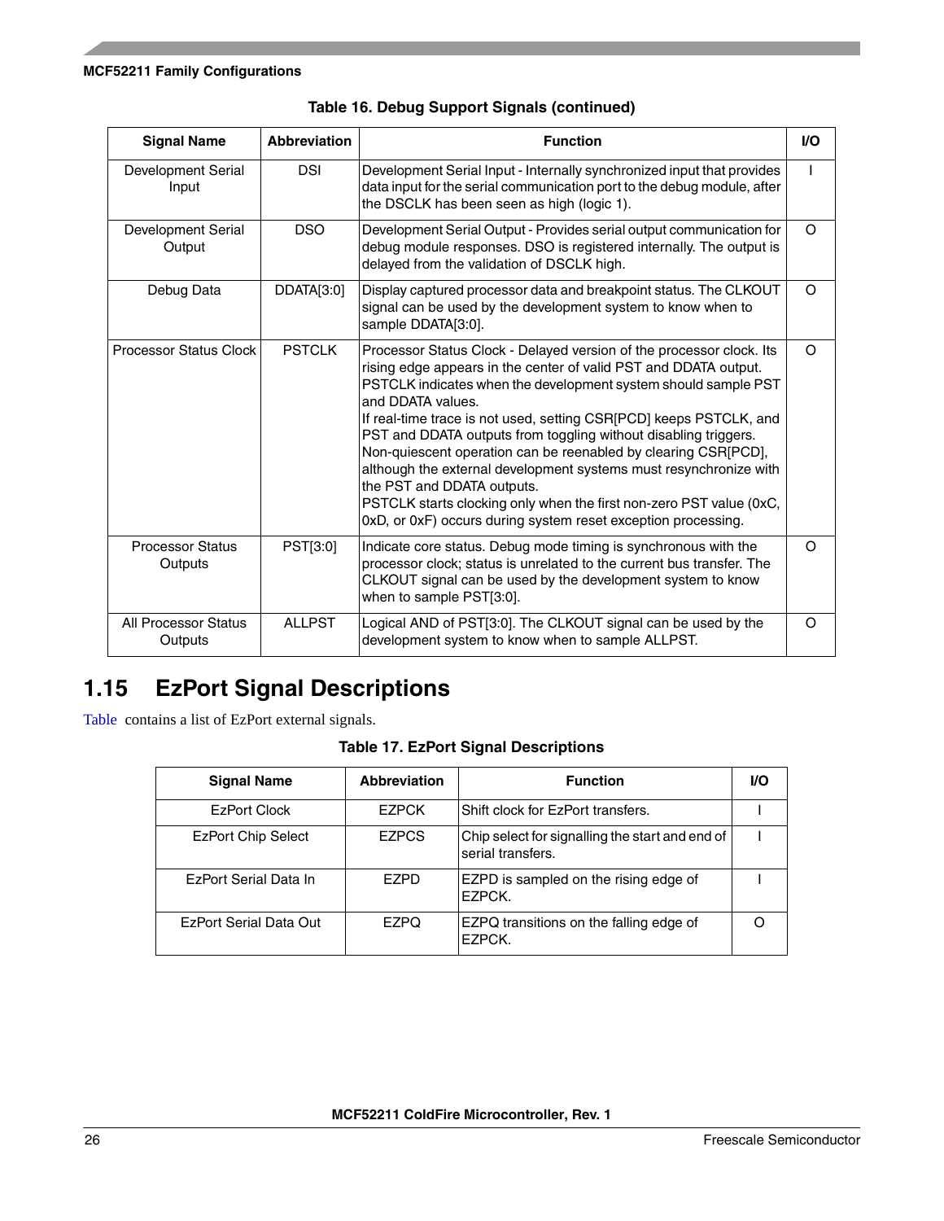**Table 16. Debug Support Signals (continued)**

| Signal Name | Abbreviation | Function | I/O |
| --- | --- | --- | --- |
| Development Serial Input | DSI | Development Serial Input - Internally synchronized input that provides data input for the serial communication port to the debug module, after the DSCLK has been seen as high (logic 1). | I |
| Development Serial Output | DSO | Development Serial Output - Provides serial output communication for debug module responses. DSO is registered internally. The output is delayed from the validation of DSCLK high. | O |
| Debug Data | DDATA[3:0] | Display captured processor data and breakpoint status. The CLKOUT signal can be used by the development system to know when to sample DDATA[3:0]. | O |
| Processor Status Clock | PSTCLK | Processor Status Clock - Delayed version of the processor clock. Its rising edge appears in the center of valid PST and DDATA output. PSTCLK indicates when the development system should sample PST and DDATA values.<br>If real-time trace is not used, setting CSR[PCD] keeps PSTCLK, and PST and DDATA outputs from toggling without disabling triggers. Non-quiescent operation can be reenabled by clearing CSR[PCD], although the external development systems must resynchronize with the PST and DDATA outputs.<br>PSTCLK starts clocking only when the first non-zero PST value (0xC, 0xD, or 0xF) occurs during system reset exception processing. | O |
| Processor Status Outputs | PST[3:0] | Indicate core status. Debug mode timing is synchronous with the processor clock; status is unrelated to the current bus transfer. The CLKOUT signal can be used by the development system to know when to sample PST[3:0]. | O |
| All Processor Status Outputs | ALLPST | Logical AND of PST[3:0]. The CLKOUT signal can be used by the development system to know when to sample ALLPST. | O |

## 1.15 EzPort Signal Descriptions

Table  contains a list of EzPort external signals.

**Table 17. EzPort Signal Descriptions**

| Signal Name | Abbreviation | Function | I/O |
| --- | --- | --- | --- |
| EzPort Clock | EZPCK | Shift clock for EzPort transfers. | I |
| EzPort Chip Select | EZPCS | Chip select for signalling the start and end of serial transfers. | I |
| EzPort Serial Data In | EZPD | EZPD is sampled on the rising edge of EZPCK. | I |
| EzPort Serial Data Out | EZPQ | EZPQ transitions on the falling edge of EZPCK. | O |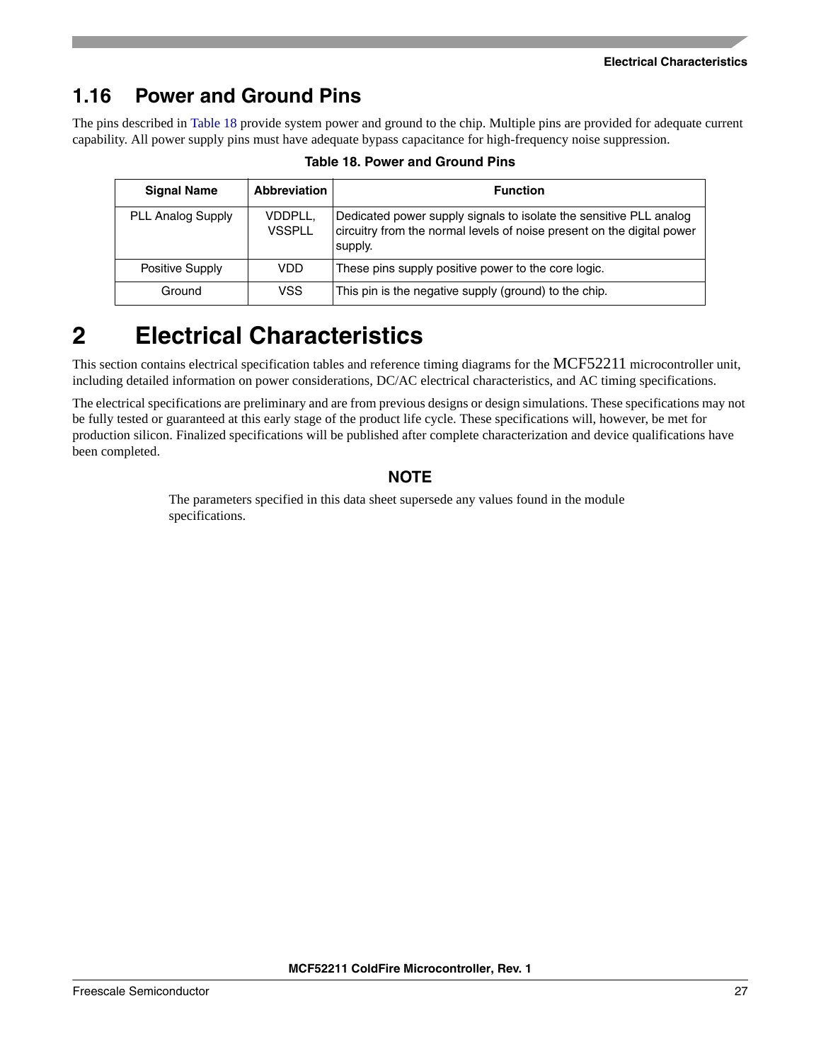## 1.16 Power and Ground Pins

The pins described in Table 18 provide system power and ground to the chip. Multiple pins are provided for adequate current capability. All power supply pins must have adequate bypass capacitance for high-frequency noise suppression.

**Table 18. Power and Ground Pins**

| Signal Name | Abbreviation | Function |
|---|---|---|
| PLL Analog Supply | VDDPLL, VSSPLL | Dedicated power supply signals to isolate the sensitive PLL analog circuitry from the normal levels of noise present on the digital power supply. |
| Positive Supply | VDD | These pins supply positive power to the core logic. |
| Ground | VSS | This pin is the negative supply (ground) to the chip. |

# 2 Electrical Characteristics

This section contains electrical specification tables and reference timing diagrams for the MCF52211 microcontroller unit, including detailed information on power considerations, DC/AC electrical characteristics, and AC timing specifications.

The electrical specifications are preliminary and are from previous designs or design simulations. These specifications may not be fully tested or guaranteed at this early stage of the product life cycle. These specifications will, however, be met for production silicon. Finalized specifications will be published after complete characterization and device qualifications have been completed.

**NOTE**

The parameters specified in this data sheet supersede any values found in the module specifications.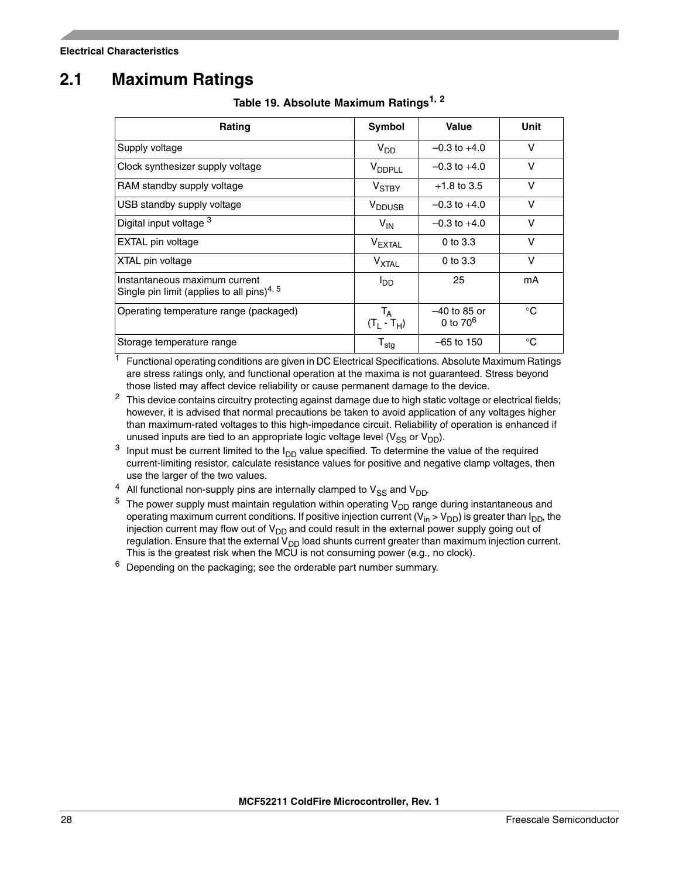## 2.1 Maximum Ratings

**Table 19. Absolute Maximum Ratings[1, 2]**

| Rating | Symbol | Value | Unit |
|---|---|---|---|
| Supply voltage | $V_{DD}$ | –0.3 to +4.0 | V |
| Clock synthesizer supply voltage | $V_{DDPLL}$ | –0.3 to +4.0 | V |
| RAM standby supply voltage | $V_{STBY}$ | +1.8 to 3.5 | V |
| USB standby supply voltage | $V_{DDUSB}$ | –0.3 to +4.0 | V |
| Digital input voltage [3] | $V_{IN}$ | –0.3 to +4.0 | V |
| EXTAL pin voltage | $V_{EXTAL}$ | 0 to 3.3 | V |
| XTAL pin voltage | $V_{XTAL}$ | 0 to 3.3 | V |
| Instantaneous maximum current<br>Single pin limit (applies to all pins)[4, 5] | $I_{DD}$ | 25 | mA |
| Operating temperature range (packaged) | $T_A$<br>($T_L$ - $T_H$) | –40 to 85 or<br>0 to 70[6] | °C |
| Storage temperature range | $T_{stg}$ | –65 to 150 | °C |

[1] Functional operating conditions are given in DC Electrical Specifications. Absolute Maximum Ratings are stress ratings only, and functional operation at the maxima is not guaranteed. Stress beyond those listed may affect device reliability or cause permanent damage to the device.

[2] This device contains circuitry protecting against damage due to high static voltage or electrical fields; however, it is advised that normal precautions be taken to avoid application of any voltages higher than maximum-rated voltages to this high-impedance circuit. Reliability of operation is enhanced if unused inputs are tied to an appropriate logic voltage level ($V_{SS}$ or $V_{DD}$).

[3] Input must be current limited to the $I_{DD}$ value specified. To determine the value of the required current-limiting resistor, calculate resistance values for positive and negative clamp voltages, then use the larger of the two values.

[4] All functional non-supply pins are internally clamped to $V_{SS}$ and $V_{DD}$.

[5] The power supply must maintain regulation within operating $V_{DD}$ range during instantaneous and operating maximum current conditions. If positive injection current ($V_{in} > V_{DD}$) is greater than $I_{DD}$, the injection current may flow out of $V_{DD}$ and could result in the external power supply going out of regulation. Ensure that the external $V_{DD}$ load shunts current greater than maximum injection current. This is the greatest risk when the MCU is not consuming power (e.g., no clock).

[6] Depending on the packaging; see the orderable part number summary.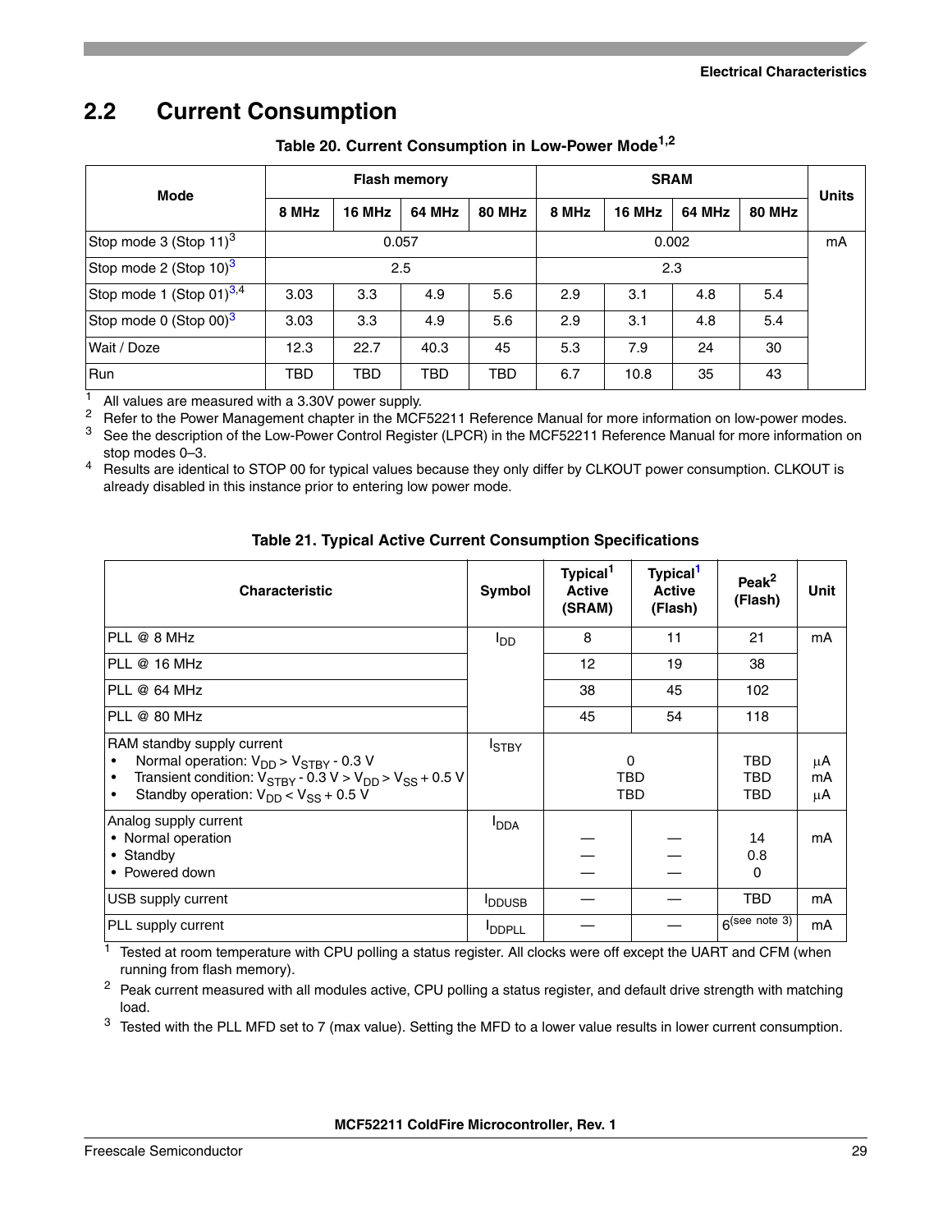## 2.2 Current Consumption

**Table 20. Current Consumption in Low-Power Mode[1,2]**

| Mode | Flash memory | | | | SRAM | | | | Units |
|---|---|---|---|---|---|---|---|---|---|
| | 8 MHz | 16 MHz | 64 MHz | 80 MHz | 8 MHz | 16 MHz | 64 MHz | 80 MHz | |
| Stop mode 3 (Stop 11)[3] | 0.057 | | | | 0.002 | | | | mA |
| Stop mode 2 (Stop 10)[3] | 2.5 | | | | 2.3 | | | | |
| Stop mode 1 (Stop 01)[3,4] | 3.03 | 3.3 | 4.9 | 5.6 | 2.9 | 3.1 | 4.8 | 5.4 | |
| Stop mode 0 (Stop 00)[3] | 3.03 | 3.3 | 4.9 | 5.6 | 2.9 | 3.1 | 4.8 | 5.4 | |
| Wait / Doze | 12.3 | 22.7 | 40.3 | 45 | 5.3 | 7.9 | 24 | 30 | |
| Run | TBD | TBD | TBD | TBD | 6.7 | 10.8 | 35 | 43 | |

[1] All values are measured with a 3.30V power supply.

[2] Refer to the Power Management chapter in the MCF52211 Reference Manual for more information on low-power modes.

[3] See the description of the Low-Power Control Register (LPCR) in the MCF52211 Reference Manual for more information on stop modes 0–3.

[4] Results are identical to STOP 00 for typical values because they only differ by CLKOUT power consumption. CLKOUT is already disabled in this instance prior to entering low power mode.

**Table 21. Typical Active Current Consumption Specifications**

| Characteristic | Symbol | Typical[1] Active (SRAM) | Typical[1] Active (Flash) | Peak[2] (Flash) | Unit |
|---|---|---|---|---|---|
| PLL @ 8 MHz | $I_{DD}$ | 8 | 11 | 21 | mA |
| PLL @ 16 MHz | | 12 | 19 | 38 | |
| PLL @ 64 MHz | | 38 | 45 | 102 | |
| PLL @ 80 MHz | | 45 | 54 | 118 | |
| RAM standby supply current<br>• Normal operation: $V_{DD} > V_{STBY} - 0.3$ V<br>• Transient condition: $V_{STBY} - 0.3\ V > V_{DD} > V_{SS} + 0.5$ V<br>• Standby operation: $V_{DD} < V_{SS} + 0.5$ V | $I_{STBY}$ | 0<br>TBD<br>TBD | | TBD<br>TBD<br>TBD | μA<br>mA<br>μA |
| Analog supply current<br>• Normal operation<br>• Standby<br>• Powered down | $I_{DDA}$ | —<br>—<br>— | —<br>—<br>— | 14<br>0.8<br>0 | mA |
| USB supply current | $I_{DDUSB}$ | — | — | TBD | mA |
| PLL supply current | $I_{DDPLL}$ | — | — | 6 (see note 3) | mA |

[1] Tested at room temperature with CPU polling a status register. All clocks were off except the UART and CFM (when running from flash memory).

[2] Peak current measured with all modules active, CPU polling a status register, and default drive strength with matching load.

[3] Tested with the PLL MFD set to 7 (max value). Setting the MFD to a lower value results in lower current consumption.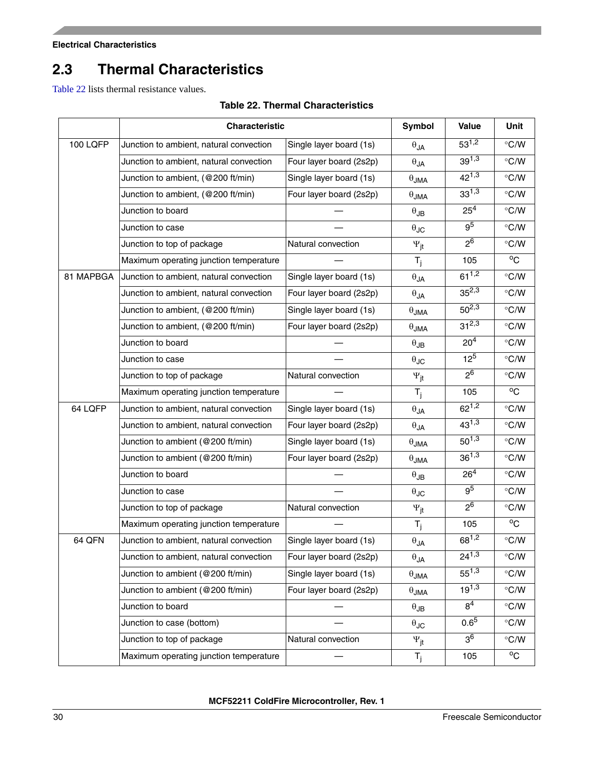## 2.3 Thermal Characteristics

Table 22 lists thermal resistance values.

**Table 22. Thermal Characteristics**

| | Characteristic | | Symbol | Value | Unit |
|---|---|---|---|---|---|
| 100 LQFP | Junction to ambient, natural convection | Single layer board (1s) | $\theta_{JA}$ | 53[1,2] | °C/W |
| | Junction to ambient, natural convection | Four layer board (2s2p) | $\theta_{JA}$ | 39[1,3] | °C/W |
| | Junction to ambient, (@200 ft/min) | Single layer board (1s) | $\theta_{JMA}$ | 42[1,3] | °C/W |
| | Junction to ambient, (@200 ft/min) | Four layer board (2s2p) | $\theta_{JMA}$ | 33[1,3] | °C/W |
| | Junction to board | — | $\theta_{JB}$ | 25[4] | °C/W |
| | Junction to case | — | $\theta_{JC}$ | 9[5] | °C/W |
| | Junction to top of package | Natural convection | $\Psi_{jt}$ | 2[6] | °C/W |
| | Maximum operating junction temperature | — | $T_j$ | 105 | °C |
| 81 MAPBGA | Junction to ambient, natural convection | Single layer board (1s) | $\theta_{JA}$ | 61[1,2] | °C/W |
| | Junction to ambient, natural convection | Four layer board (2s2p) | $\theta_{JA}$ | 35[2,3] | °C/W |
| | Junction to ambient, (@200 ft/min) | Single layer board (1s) | $\theta_{JMA}$ | 50[2,3] | °C/W |
| | Junction to ambient, (@200 ft/min) | Four layer board (2s2p) | $\theta_{JMA}$ | 31[2,3] | °C/W |
| | Junction to board | — | $\theta_{JB}$ | 20[4] | °C/W |
| | Junction to case | — | $\theta_{JC}$ | 12[5] | °C/W |
| | Junction to top of package | Natural convection | $\Psi_{jt}$ | 2[6] | °C/W |
| | Maximum operating junction temperature | — | $T_j$ | 105 | °C |
| 64 LQFP | Junction to ambient, natural convection | Single layer board (1s) | $\theta_{JA}$ | 62[1,2] | °C/W |
| | Junction to ambient, natural convection | Four layer board (2s2p) | $\theta_{JA}$ | 43[1,3] | °C/W |
| | Junction to ambient (@200 ft/min) | Single layer board (1s) | $\theta_{JMA}$ | 50[1,3] | °C/W |
| | Junction to ambient (@200 ft/min) | Four layer board (2s2p) | $\theta_{JMA}$ | 36[1,3] | °C/W |
| | Junction to board | — | $\theta_{JB}$ | 26[4] | °C/W |
| | Junction to case | — | $\theta_{JC}$ | 9[5] | °C/W |
| | Junction to top of package | Natural convection | $\Psi_{jt}$ | 2[6] | °C/W |
| | Maximum operating junction temperature | — | $T_j$ | 105 | °C |
| 64 QFN | Junction to ambient, natural convection | Single layer board (1s) | $\theta_{JA}$ | 68[1,2] | °C/W |
| | Junction to ambient, natural convection | Four layer board (2s2p) | $\theta_{JA}$ | 24[1,3] | °C/W |
| | Junction to ambient (@200 ft/min) | Single layer board (1s) | $\theta_{JMA}$ | 55[1,3] | °C/W |
| | Junction to ambient (@200 ft/min) | Four layer board (2s2p) | $\theta_{JMA}$ | 19[1,3] | °C/W |
| | Junction to board | — | $\theta_{JB}$ | 8[4] | °C/W |
| | Junction to case (bottom) | — | $\theta_{JC}$ | 0.6[5] | °C/W |
| | Junction to top of package | Natural convection | $\Psi_{jt}$ | 3[6] | °C/W |
| | Maximum operating junction temperature | — | $T_j$ | 105 | °C |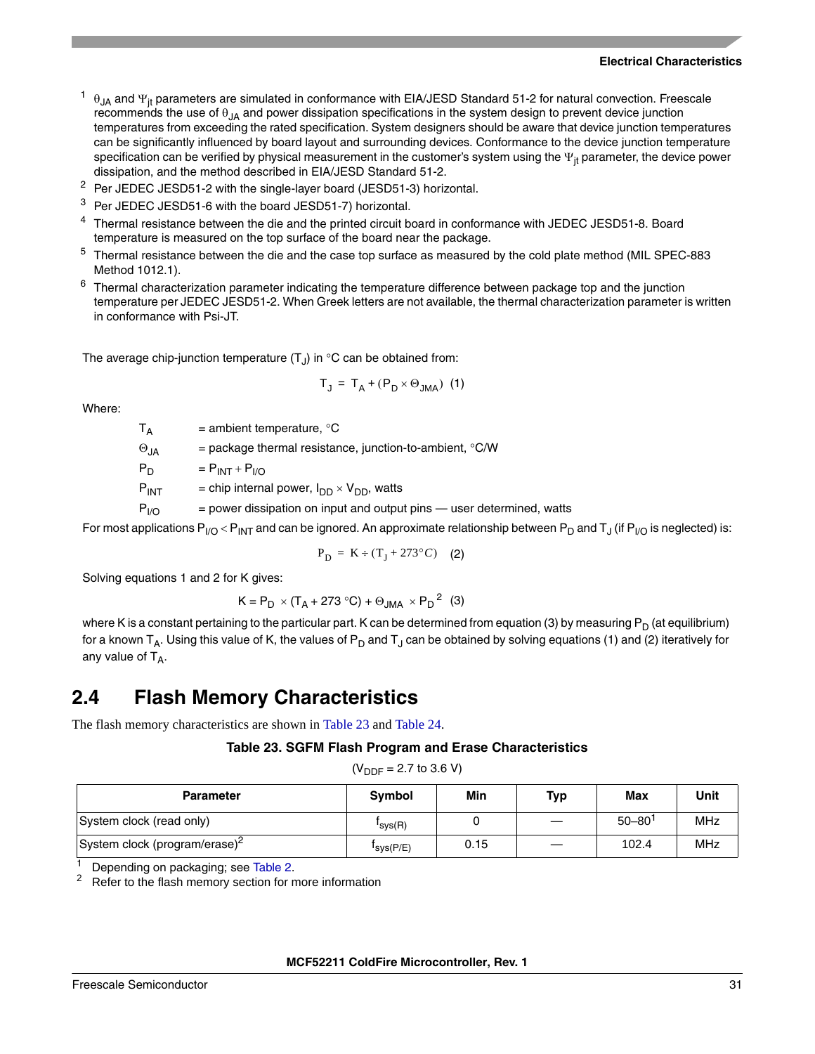1. $\theta_{JA}$ and $\Psi_{jt}$ parameters are simulated in conformance with EIA/JESD Standard 51-2 for natural convection. Freescale recommends the use of $\theta_{JA}$ and power dissipation specifications in the system design to prevent device junction temperatures from exceeding the rated specification. System designers should be aware that device junction temperatures can be significantly influenced by board layout and surrounding devices. Conformance to the device junction temperature specification can be verified by physical measurement in the customer's system using the $\Psi_{jt}$ parameter, the device power dissipation, and the method described in EIA/JESD Standard 51-2.
2. Per JEDEC JESD51-2 with the single-layer board (JESD51-3) horizontal.
3. Per JEDEC JESD51-6 with the board JESD51-7) horizontal.
4. Thermal resistance between the die and the printed circuit board in conformance with JEDEC JESD51-8. Board temperature is measured on the top surface of the board near the package.
5. Thermal resistance between the die and the case top surface as measured by the cold plate method (MIL SPEC-883 Method 1012.1).
6. Thermal characterization parameter indicating the temperature difference between package top and the junction temperature per JEDEC JESD51-2. When Greek letters are not available, the thermal characterization parameter is written in conformance with Psi-JT.

The average chip-junction temperature ($T_J$) in °C can be obtained from:

$$T_J = T_A + (P_D \times \Theta_{JMA}) \quad (1)$$

Where:

- $T_A$ = ambient temperature, °C
- $\Theta_{JA}$ = package thermal resistance, junction-to-ambient, °C/W
- $P_D$ = $P_{INT} + P_{I/O}$
- $P_{INT}$ = chip internal power, $I_{DD} \times V_{DD}$, watts
- $P_{I/O}$ = power dissipation on input and output pins — user determined, watts

For most applications $P_{I/O} < P_{INT}$ and can be ignored. An approximate relationship between $P_D$ and $T_J$ (if $P_{I/O}$ is neglected) is:

$$P_D = K \div (T_J + 273°C) \quad (2)$$

Solving equations 1 and 2 for K gives:

$$K = P_D \times (T_A + 273\ °C) + \Theta_{JMA} \times P_D^{\ 2} \quad (3)$$

where K is a constant pertaining to the particular part. K can be determined from equation (3) by measuring $P_D$ (at equilibrium) for a known $T_A$. Using this value of K, the values of $P_D$ and $T_J$ can be obtained by solving equations (1) and (2) iteratively for any value of $T_A$.

## 2.4 Flash Memory Characteristics

The flash memory characteristics are shown in Table 23 and Table 24.

**Table 23. SGFM Flash Program and Erase Characteristics**

($V_{DDF}$ = 2.7 to 3.6 V)

| Parameter | Symbol | Min | Typ | Max | Unit |
|---|---|---|---|---|---|
| System clock (read only) | $f_{sys(R)}$ | 0 | — | 50–80[1] | MHz |
| System clock (program/erase)[2] | $f_{sys(P/E)}$ | 0.15 | — | 102.4 | MHz |

1. Depending on packaging; see Table 2.
2. Refer to the flash memory section for more information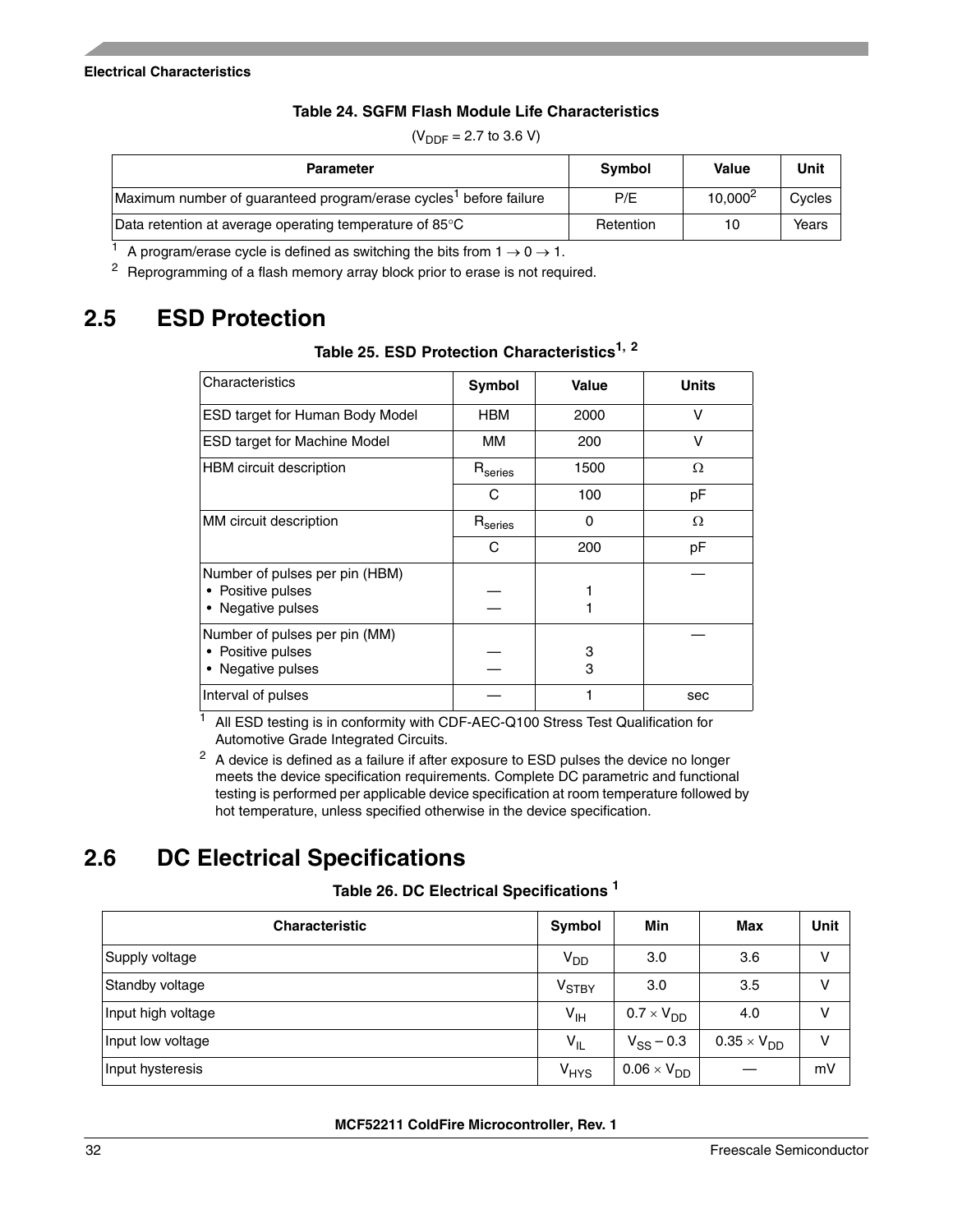**Table 24. SGFM Flash Module Life Characteristics**

($V_{DDF}$ = 2.7 to 3.6 V)

| Parameter | Symbol | Value | Unit |
|---|---|---|---|
| Maximum number of guaranteed program/erase cycles[1] before failure | P/E | 10,000[2] | Cycles |
| Data retention at average operating temperature of 85°C | Retention | 10 | Years |

[1] A program/erase cycle is defined as switching the bits from 1 → 0 → 1.

[2] Reprogramming of a flash memory array block prior to erase is not required.

## 2.5 ESD Protection

**Table 25. ESD Protection Characteristics[1, 2]**

| Characteristics | Symbol | Value | Units |
|---|---|---|---|
| ESD target for Human Body Model | HBM | 2000 | V |
| ESD target for Machine Model | MM | 200 | V |
| HBM circuit description | $R_{series}$ | 1500 | Ω |
| | C | 100 | pF |
| MM circuit description | $R_{series}$ | 0 | Ω |
| | C | 200 | pF |
| Number of pulses per pin (HBM)<br>• Positive pulses<br>• Negative pulses | <br>—<br>— | <br>1<br>1 | — |
| Number of pulses per pin (MM)<br>• Positive pulses<br>• Negative pulses | <br>—<br>— | <br>3<br>3 | — |
| Interval of pulses | — | 1 | sec |

[1] All ESD testing is in conformity with CDF-AEC-Q100 Stress Test Qualification for Automotive Grade Integrated Circuits.

[2] A device is defined as a failure if after exposure to ESD pulses the device no longer meets the device specification requirements. Complete DC parametric and functional testing is performed per applicable device specification at room temperature followed by hot temperature, unless specified otherwise in the device specification.

## 2.6 DC Electrical Specifications

**Table 26. DC Electrical Specifications [1]**

| Characteristic | Symbol | Min | Max | Unit |
|---|---|---|---|---|
| Supply voltage | $V_{DD}$ | 3.0 | 3.6 | V |
| Standby voltage | $V_{STBY}$ | 3.0 | 3.5 | V |
| Input high voltage | $V_{IH}$ | $0.7 \times V_{DD}$ | 4.0 | V |
| Input low voltage | $V_{IL}$ | $V_{SS} - 0.3$ | $0.35 \times V_{DD}$ | V |
| Input hysteresis | $V_{HYS}$ | $0.06 \times V_{DD}$ | — | mV |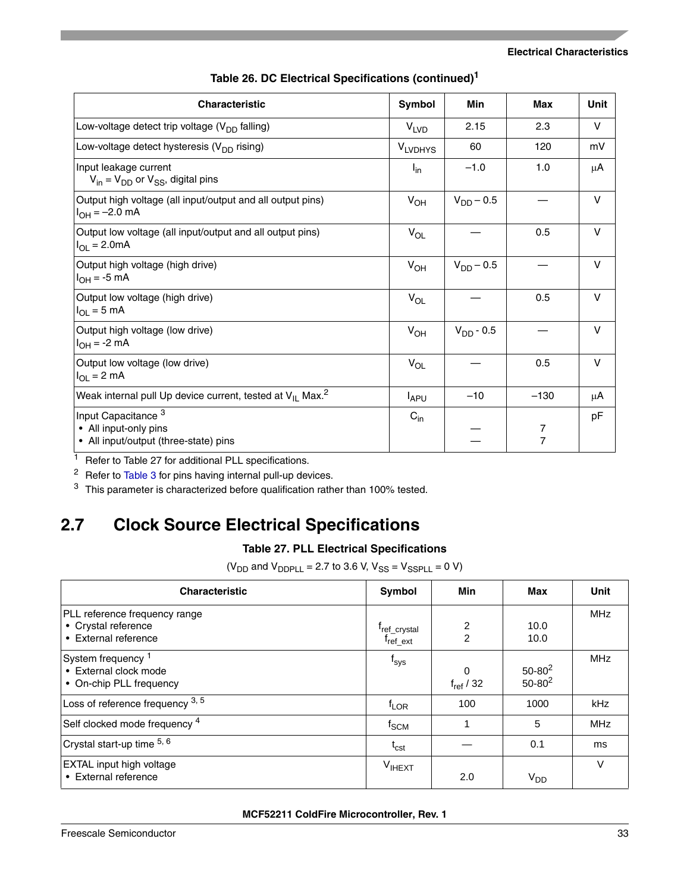**Table 26. DC Electrical Specifications (continued)[1]**

| Characteristic | Symbol | Min | Max | Unit |
|---|---|---|---|---|
| Low-voltage detect trip voltage ($V_{DD}$ falling) | $V_{LVD}$ | 2.15 | 2.3 | V |
| Low-voltage detect hysteresis ($V_{DD}$ rising) | $V_{LVDHYS}$ | 60 | 120 | mV |
| Input leakage current $V_{in} = V_{DD}$ or $V_{SS}$, digital pins | $I_{in}$ | –1.0 | 1.0 | µA |
| Output high voltage (all input/output and all output pins) $I_{OH} = –2.0$ mA | $V_{OH}$ | $V_{DD} – 0.5$ | — | V |
| Output low voltage (all input/output and all output pins) $I_{OL} = 2.0$mA | $V_{OL}$ | — | 0.5 | V |
| Output high voltage (high drive) $I_{OH} = -5$ mA | $V_{OH}$ | $V_{DD} – 0.5$ | — | V |
| Output low voltage (high drive) $I_{OL} = 5$ mA | $V_{OL}$ | — | 0.5 | V |
| Output high voltage (low drive) $I_{OH} = -2$ mA | $V_{OH}$ | $V_{DD}$ - 0.5 | — | V |
| Output low voltage (low drive) $I_{OL} = 2$ mA | $V_{OL}$ | — | 0.5 | V |
| Weak internal pull Up device current, tested at $V_{IL}$ Max.[2] | $I_{APU}$ | –10 | –130 | µA |
| Input Capacitance [3] • All input-only pins • All input/output (three-state) pins | $C_{in}$ | — — | 7 7 | pF |

[1] Refer to Table 27 for additional PLL specifications.
[2] Refer to Table 3 for pins having internal pull-up devices.
[3] This parameter is characterized before qualification rather than 100% tested.

## 2.7 Clock Source Electrical Specifications

**Table 27. PLL Electrical Specifications**

($V_{DD}$ and $V_{DDPLL}$ = 2.7 to 3.6 V, $V_{SS} = V_{SSPLL}$ = 0 V)

| Characteristic | Symbol | Min | Max | Unit |
|---|---|---|---|---|
| PLL reference frequency range • Crystal reference • External reference | $f_{ref\_crystal}$ $f_{ref\_ext}$ | 2 2 | 10.0 10.0 | MHz |
| System frequency [1] • External clock mode • On-chip PLL frequency | $f_{sys}$ | 0 $f_{ref}$ / 32 | 50-80[2] 50-80[2] | MHz |
| Loss of reference frequency [3, 5] | $f_{LOR}$ | 100 | 1000 | kHz |
| Self clocked mode frequency [4] | $f_{SCM}$ | 1 | 5 | MHz |
| Crystal start-up time [5, 6] | $t_{cst}$ | — | 0.1 | ms |
| EXTAL input high voltage • External reference | $V_{IHEXT}$ | 2.0 | $V_{DD}$ | V |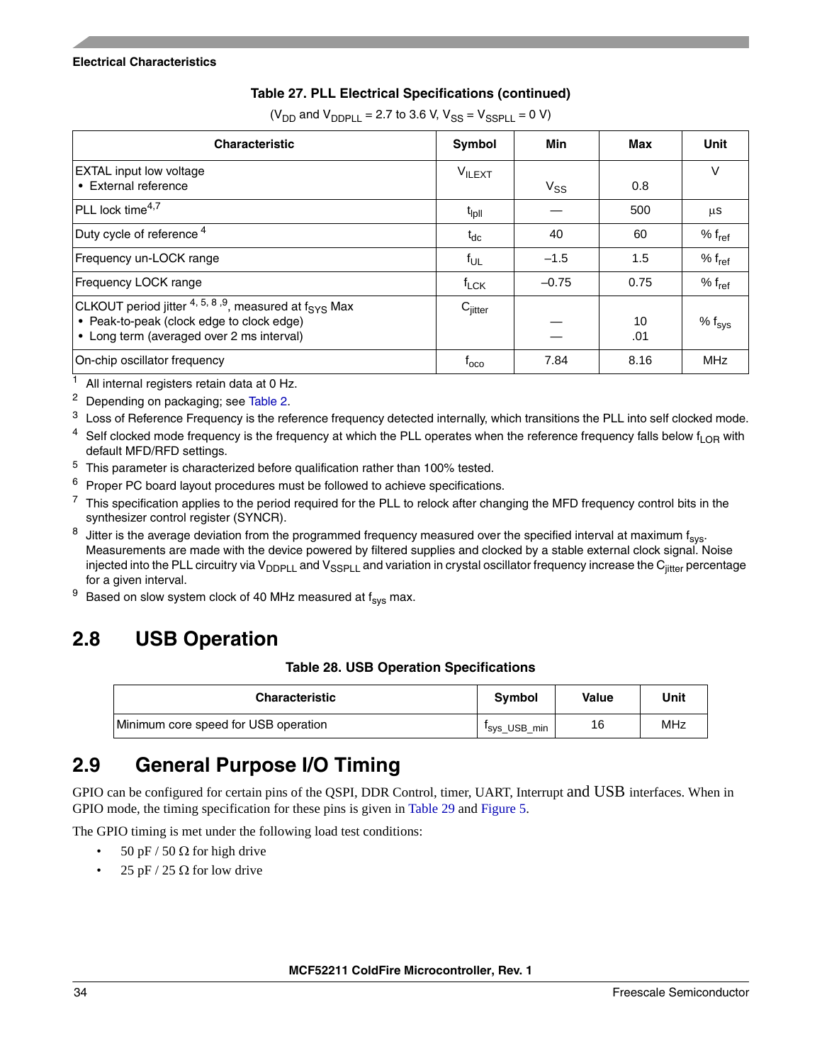**Table 27. PLL Electrical Specifications (continued)**

($V_{DD}$ and $V_{DDPLL}$ = 2.7 to 3.6 V, $V_{SS}$ = $V_{SSPLL}$ = 0 V)

| Characteristic | Symbol | Min | Max | Unit |
|---|---|---|---|---|
| EXTAL input low voltage<br>• External reference | $V_{ILEXT}$ | <br>$V_{SS}$ | <br>0.8 | V |
| PLL lock time[4,7] | $t_{lpll}$ | — | 500 | µs |
| Duty cycle of reference [4] | $t_{dc}$ | 40 | 60 | % $f_{ref}$ |
| Frequency un-LOCK range | $f_{UL}$ | –1.5 | 1.5 | % $f_{ref}$ |
| Frequency LOCK range | $f_{LCK}$ | –0.75 | 0.75 | % $f_{ref}$ |
| CLKOUT period jitter [4, 5, 8 ,9], measured at $f_{SYS}$ Max<br>• Peak-to-peak (clock edge to clock edge)<br>• Long term (averaged over 2 ms interval) | $C_{jitter}$ | <br>—<br>— | <br>10<br>.01 | % $f_{sys}$ |
| On-chip oscillator frequency | $f_{oco}$ | 7.84 | 8.16 | MHz |

1 All internal registers retain data at 0 Hz.

2 Depending on packaging; see Table 2.

3 Loss of Reference Frequency is the reference frequency detected internally, which transitions the PLL into self clocked mode.

4 Self clocked mode frequency is the frequency at which the PLL operates when the reference frequency falls below $f_{LOR}$ with default MFD/RFD settings.

5 This parameter is characterized before qualification rather than 100% tested.

6 Proper PC board layout procedures must be followed to achieve specifications.

7 This specification applies to the period required for the PLL to relock after changing the MFD frequency control bits in the synthesizer control register (SYNCR).

8 Jitter is the average deviation from the programmed frequency measured over the specified interval at maximum $f_{sys}$. Measurements are made with the device powered by filtered supplies and clocked by a stable external clock signal. Noise injected into the PLL circuitry via $V_{DDPLL}$ and $V_{SSPLL}$ and variation in crystal oscillator frequency increase the $C_{jitter}$ percentage for a given interval.

9 Based on slow system clock of 40 MHz measured at $f_{sys}$ max.

## 2.8 USB Operation

**Table 28. USB Operation Specifications**

| Characteristic | Symbol | Value | Unit |
|---|---|---|---|
| Minimum core speed for USB operation | $f_{sys\_USB\_min}$ | 16 | MHz |

## 2.9 General Purpose I/O Timing

GPIO can be configured for certain pins of the QSPI, DDR Control, timer, UART, Interrupt and USB interfaces. When in GPIO mode, the timing specification for these pins is given in Table 29 and Figure 5.

The GPIO timing is met under the following load test conditions:

- 50 pF / 50 Ω for high drive
- 25 pF / 25 Ω for low drive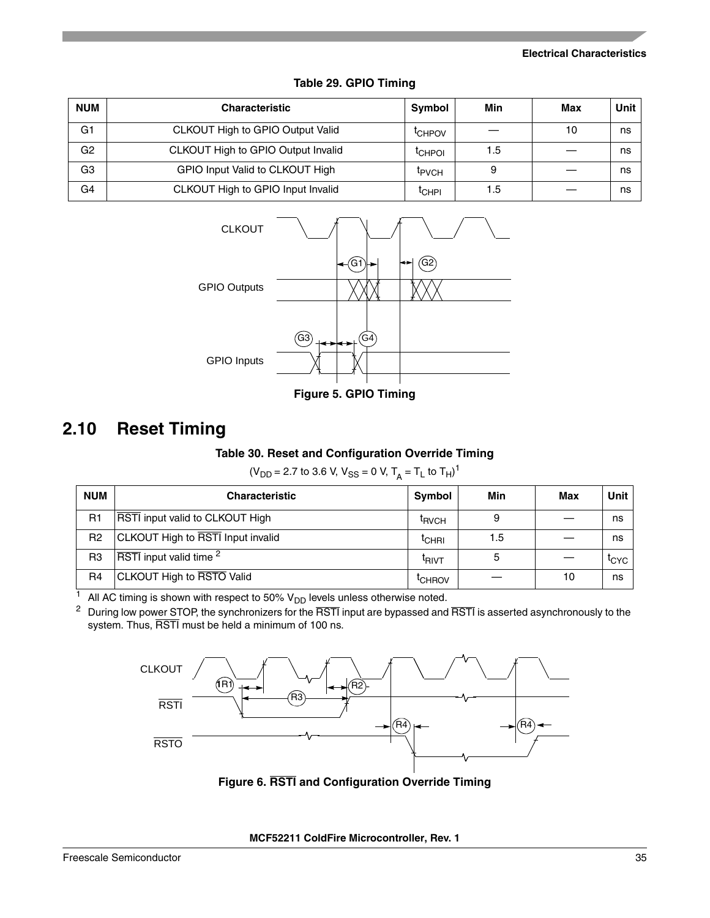**Table 29. GPIO Timing**

| NUM | Characteristic | Symbol | Min | Max | Unit |
|---|---|---|---|---|---|
| G1 | CLKOUT High to GPIO Output Valid | $t_{CHPOV}$ | — | 10 | ns |
| G2 | CLKOUT High to GPIO Output Invalid | $t_{CHPOI}$ | 1.5 | — | ns |
| G3 | GPIO Input Valid to CLKOUT High | $t_{PVCH}$ | 9 | — | ns |
| G4 | CLKOUT High to GPIO Input Invalid | $t_{CHPI}$ | 1.5 | — | ns |

**Figure 5. GPIO Timing**

## 2.10 Reset Timing

**Table 30. Reset and Configuration Override Timing**

($V_{DD}$ = 2.7 to 3.6 V, $V_{SS}$ = 0 V, $T_A$ = $T_L$ to $T_H$)[1]

| NUM | Characteristic | Symbol | Min | Max | Unit |
|---|---|---|---|---|---|
| R1 | $\overline{\text{RSTI}}$ input valid to CLKOUT High | $t_{RVCH}$ | 9 | — | ns |
| R2 | CLKOUT High to $\overline{\text{RSTI}}$ Input invalid | $t_{CHRI}$ | 1.5 | — | ns |
| R3 | $\overline{\text{RSTI}}$ input valid time [2] | $t_{RIVT}$ | 5 | — | $t_{CYC}$ |
| R4 | CLKOUT High to $\overline{\text{RSTO}}$ Valid | $t_{CHROV}$ | — | 10 | ns |

[1] All AC timing is shown with respect to 50% $V_{DD}$ levels unless otherwise noted.

[2] During low power STOP, the synchronizers for the $\overline{\text{RSTI}}$ input are bypassed and $\overline{\text{RSTI}}$ is asserted asynchronously to the system. Thus, $\overline{\text{RSTI}}$ must be held a minimum of 100 ns.

**Figure 6. $\overline{\text{RSTI}}$ and Configuration Override Timing**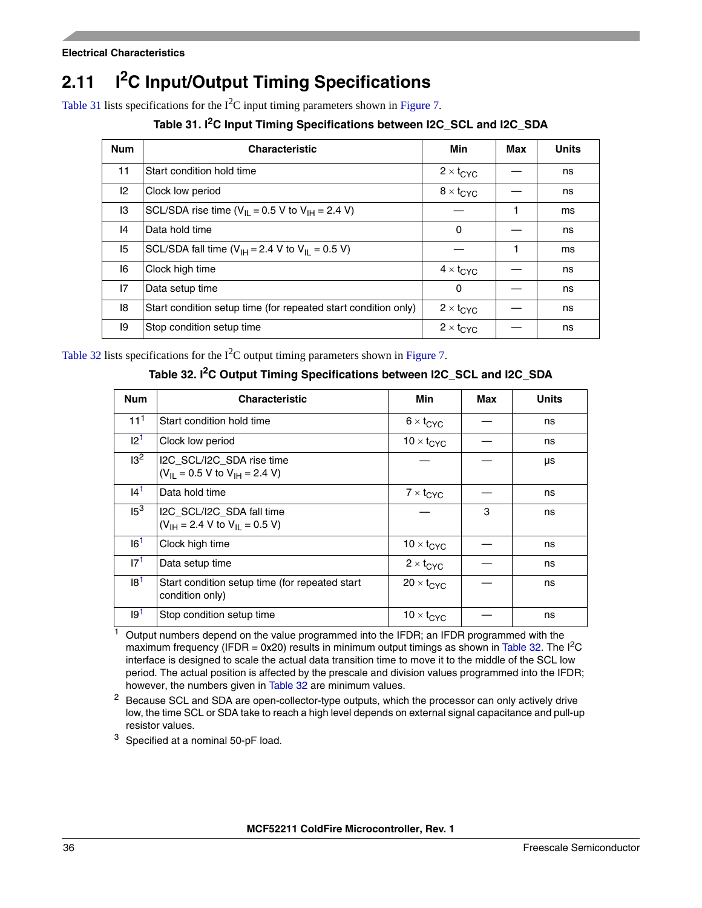## 2.11 I²C Input/Output Timing Specifications

Table 31 lists specifications for the I²C input timing parameters shown in Figure 7.

**Table 31. I²C Input Timing Specifications between I2C_SCL and I2C_SDA**

| Num | Characteristic | Min | Max | Units |
|---|---|---|---|---|
| 11 | Start condition hold time | $2 \times t_{CYC}$ | — | ns |
| I2 | Clock low period | $8 \times t_{CYC}$ | — | ns |
| I3 | SCL/SDA rise time ($V_{IL}$ = 0.5 V to $V_{IH}$ = 2.4 V) | — | 1 | ms |
| I4 | Data hold time | 0 | — | ns |
| I5 | SCL/SDA fall time ($V_{IH}$ = 2.4 V to $V_{IL}$ = 0.5 V) | — | 1 | ms |
| I6 | Clock high time | $4 \times t_{CYC}$ | — | ns |
| I7 | Data setup time | 0 | — | ns |
| I8 | Start condition setup time (for repeated start condition only) | $2 \times t_{CYC}$ | — | ns |
| I9 | Stop condition setup time | $2 \times t_{CYC}$ | — | ns |

Table 32 lists specifications for the I²C output timing parameters shown in Figure 7.

**Table 32. I²C Output Timing Specifications between I2C_SCL and I2C_SDA**

| Num | Characteristic | Min | Max | Units |
|---|---|---|---|---|
| 11[1] | Start condition hold time | $6 \times t_{CYC}$ | — | ns |
| I2[1] | Clock low period | $10 \times t_{CYC}$ | — | ns |
| I3[2] | I2C_SCL/I2C_SDA rise time ($V_{IL}$ = 0.5 V to $V_{IH}$ = 2.4 V) | — | — | µs |
| I4[1] | Data hold time | $7 \times t_{CYC}$ | — | ns |
| I5[3] | I2C_SCL/I2C_SDA fall time ($V_{IH}$ = 2.4 V to $V_{IL}$ = 0.5 V) | — | 3 | ns |
| I6[1] | Clock high time | $10 \times t_{CYC}$ | — | ns |
| I7[1] | Data setup time | $2 \times t_{CYC}$ | — | ns |
| I8[1] | Start condition setup time (for repeated start condition only) | $20 \times t_{CYC}$ | — | ns |
| I9[1] | Stop condition setup time | $10 \times t_{CYC}$ | — | ns |

[1] Output numbers depend on the value programmed into the IFDR; an IFDR programmed with the maximum frequency (IFDR = 0x20) results in minimum output timings as shown in Table 32. The I²C interface is designed to scale the actual data transition time to move it to the middle of the SCL low period. The actual position is affected by the prescale and division values programmed into the IFDR; however, the numbers given in Table 32 are minimum values.

[2] Because SCL and SDA are open-collector-type outputs, which the processor can only actively drive low, the time SCL or SDA take to reach a high level depends on external signal capacitance and pull-up resistor values.

[3] Specified at a nominal 50-pF load.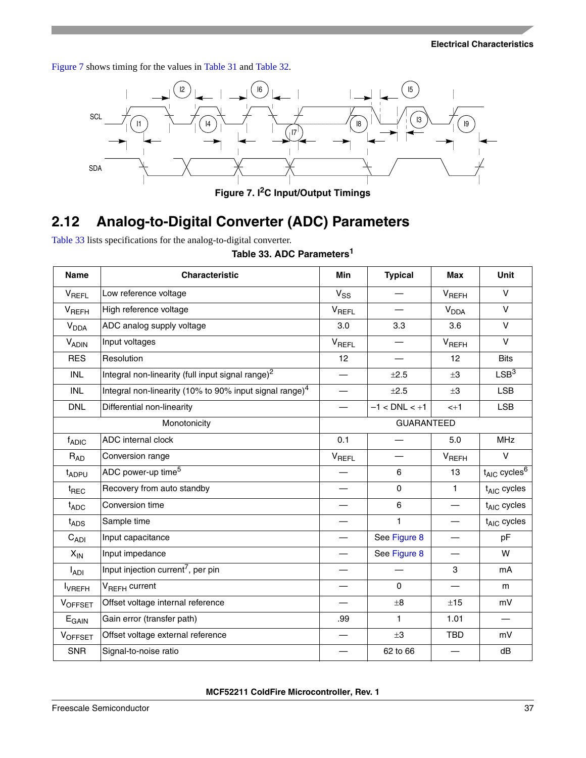Figure 7 shows timing for the values in Table 31 and Table 32.

Figure 7. I2C Input/Output Timings

## 2.12 Analog-to-Digital Converter (ADC) Parameters

Table 33 lists specifications for the analog-to-digital converter.

**Table 33. ADC Parameters[1]**

| Name | Characteristic | Min | Typical | Max | Unit |
|---|---|---|---|---|---|
| $V_{REFL}$ | Low reference voltage | $V_{SS}$ | — | $V_{REFH}$ | V |
| $V_{REFH}$ | High reference voltage | $V_{REFL}$ | — | $V_{DDA}$ | V |
| $V_{DDA}$ | ADC analog supply voltage | 3.0 | 3.3 | 3.6 | V |
| $V_{ADIN}$ | Input voltages | $V_{REFL}$ | — | $V_{REFH}$ | V |
| RES | Resolution | 12 | — | 12 | Bits |
| INL | Integral non-linearity (full input signal range)[2] | — | ±2.5 | ±3 | LSB[3] |
| INL | Integral non-linearity (10% to 90% input signal range)[4] | — | ±2.5 | ±3 | LSB |
| DNL | Differential non-linearity | — | $-1 < DNL < +1$ | <+1 | LSB |
| Monotonicity | | GUARANTEED | | | |
| $f_{ADIC}$ | ADC internal clock | 0.1 | — | 5.0 | MHz |
| $R_{AD}$ | Conversion range | $V_{REFL}$ | — | $V_{REFH}$ | V |
| $t_{ADPU}$ | ADC power-up time[5] | — | 6 | 13 | $t_{AIC}$ cycles[6] |
| $t_{REC}$ | Recovery from auto standby | — | 0 | 1 | $t_{AIC}$ cycles |
| $t_{ADC}$ | Conversion time | — | 6 | — | $t_{AIC}$ cycles |
| $t_{ADS}$ | Sample time | — | 1 | — | $t_{AIC}$ cycles |
| $C_{ADI}$ | Input capacitance | — | See Figure 8 | — | pF |
| $X_{IN}$ | Input impedance | — | See Figure 8 | — | W |
| $I_{ADI}$ | Input injection current[7], per pin | — | — | 3 | mA |
| $I_{VREFH}$ | $V_{REFH}$ current | — | 0 | — | m |
| $V_{OFFSET}$ | Offset voltage internal reference | — | ±8 | ±15 | mV |
| $E_{GAIN}$ | Gain error (transfer path) | .99 | 1 | 1.01 | — |
| $V_{OFFSET}$ | Offset voltage external reference | — | ±3 | TBD | mV |
| SNR | Signal-to-noise ratio | — | 62 to 66 | — | dB |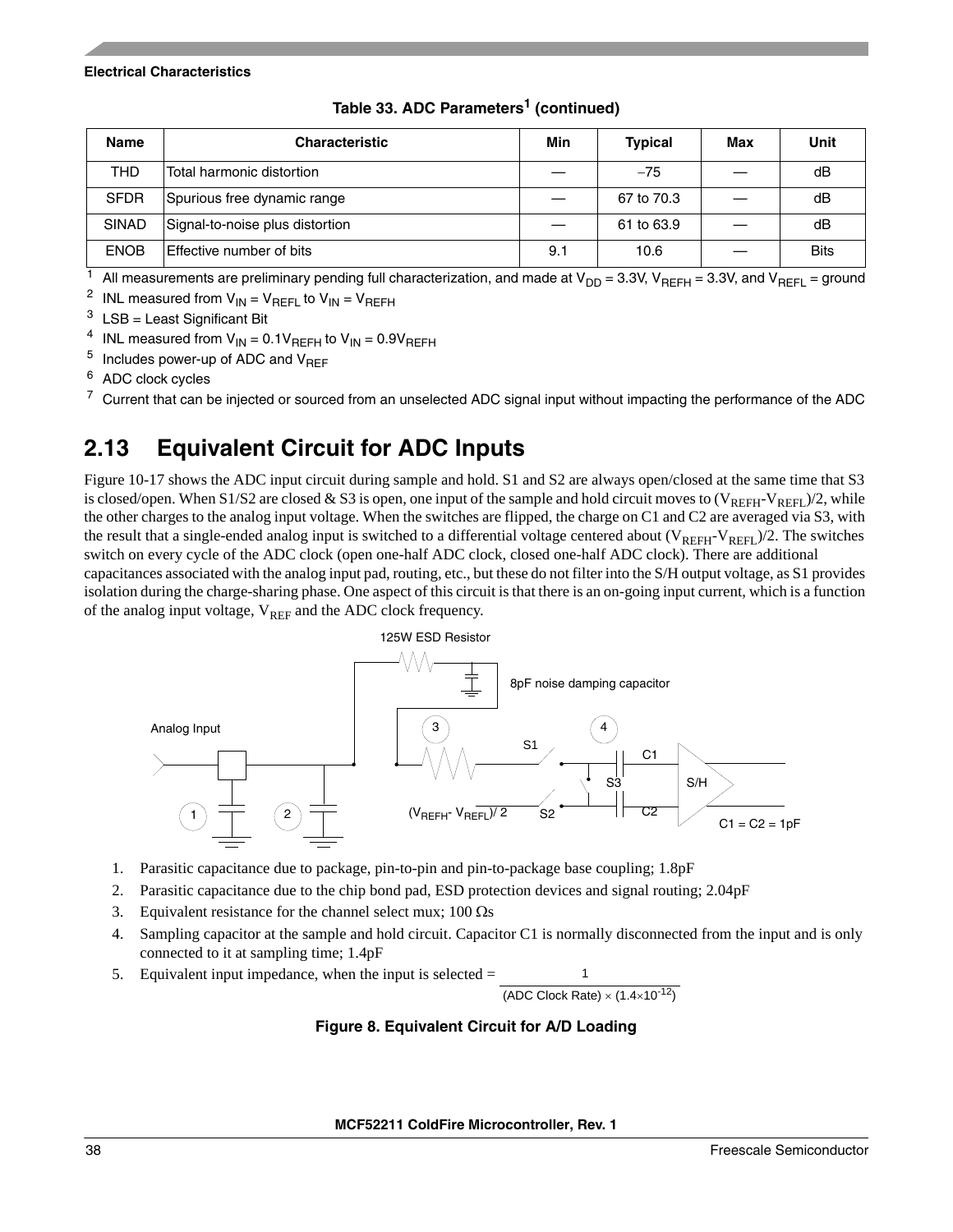**Table 33. ADC Parameters[1] (continued)**

| Name | Characteristic | Min | Typical | Max | Unit |
|---|---|---|---|---|---|
| THD | Total harmonic distortion | — | −75 | — | dB |
| SFDR | Spurious free dynamic range | — | 67 to 70.3 | — | dB |
| SINAD | Signal-to-noise plus distortion | — | 61 to 63.9 | — | dB |
| ENOB | Effective number of bits | 9.1 | 10.6 | — | Bits |

[1] All measurements are preliminary pending full characterization, and made at $V_{DD}$ = 3.3V, $V_{REFH}$ = 3.3V, and $V_{REFL}$ = ground

[2] INL measured from $V_{IN} = V_{REFL}$ to $V_{IN} = V_{REFH}$

[3] LSB = Least Significant Bit

[4] INL measured from $V_{IN} = 0.1V_{REFH}$ to $V_{IN} = 0.9V_{REFH}$

[5] Includes power-up of ADC and $V_{REF}$

[6] ADC clock cycles

[7] Current that can be injected or sourced from an unselected ADC signal input without impacting the performance of the ADC

## 2.13 Equivalent Circuit for ADC Inputs

Figure 10-17 shows the ADC input circuit during sample and hold. S1 and S2 are always open/closed at the same time that S3 is closed/open. When S1/S2 are closed & S3 is open, one input of the sample and hold circuit moves to $(V_{REFH}\text{-}V_{REFL})/2$, while the other charges to the analog input voltage. When the switches are flipped, the charge on C1 and C2 are averaged via S3, with the result that a single-ended analog input is switched to a differential voltage centered about $(V_{REFH}\text{-}V_{REFL})/2$. The switches switch on every cycle of the ADC clock (open one-half ADC clock, closed one-half ADC clock). There are additional capacitances associated with the analog input pad, routing, etc., but these do not filter into the S/H output voltage, as S1 provides isolation during the charge-sharing phase. One aspect of this circuit is that there is an on-going input current, which is a function of the analog input voltage, $V_{REF}$ and the ADC clock frequency.

125W ESD Resistor

8pF noise damping capacitor

Analog Input

S1, S2, S3, C1, C2, S/H

$(V_{REFH}\text{-} V_{REFL})/ 2$

C1 = C2 = 1pF

1. Parasitic capacitance due to package, pin-to-pin and pin-to-package base coupling; 1.8pF
2. Parasitic capacitance due to the chip bond pad, ESD protection devices and signal routing; 2.04pF
3. Equivalent resistance for the channel select mux; 100 Ωs
4. Sampling capacitor at the sample and hold circuit. Capacitor C1 is normally disconnected from the input and is only connected to it at sampling time; 1.4pF
5. Equivalent input impedance, when the input is selected = $\dfrac{1}{(\text{ADC Clock Rate}) \times (1.4 \times 10^{-12})}$

**Figure 8. Equivalent Circuit for A/D Loading**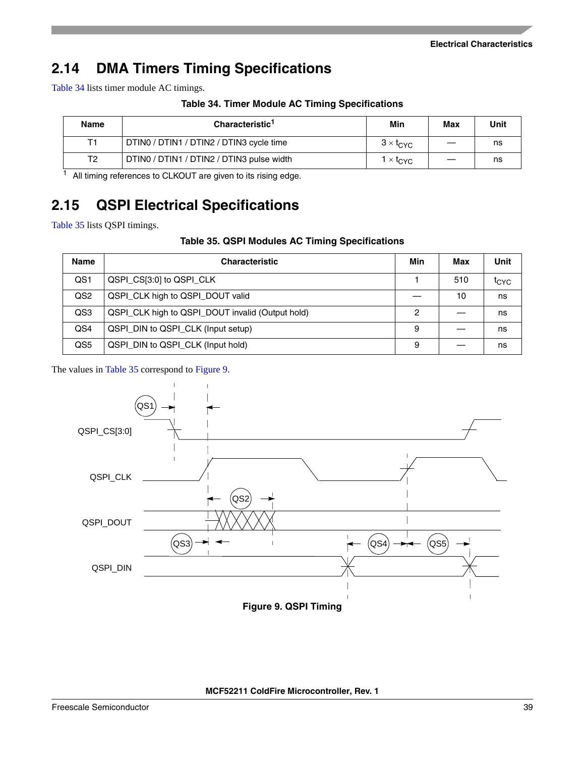## 2.14 DMA Timers Timing Specifications

Table 34 lists timer module AC timings.

**Table 34. Timer Module AC Timing Specifications**

| Name | Characteristic[1] | Min | Max | Unit |
|---|---|---|---|---|
| T1 | DTIN0 / DTIN1 / DTIN2 / DTIN3 cycle time | $3 \times t_{CYC}$ | — | ns |
| T2 | DTIN0 / DTIN1 / DTIN2 / DTIN3 pulse width | $1 \times t_{CYC}$ | — | ns |

[1] All timing references to CLKOUT are given to its rising edge.

## 2.15 QSPI Electrical Specifications

Table 35 lists QSPI timings.

**Table 35. QSPI Modules AC Timing Specifications**

| Name | Characteristic | Min | Max | Unit |
|---|---|---|---|---|
| QS1 | QSPI_CS[3:0] to QSPI_CLK | 1 | 510 | $t_{CYC}$ |
| QS2 | QSPI_CLK high to QSPI_DOUT valid | — | 10 | ns |
| QS3 | QSPI_CLK high to QSPI_DOUT invalid (Output hold) | 2 | — | ns |
| QS4 | QSPI_DIN to QSPI_CLK (Input setup) | 9 | — | ns |
| QS5 | QSPI_DIN to QSPI_CLK (Input hold) | 9 | — | ns |

The values in Table 35 correspond to Figure 9.

**Figure 9. QSPI Timing**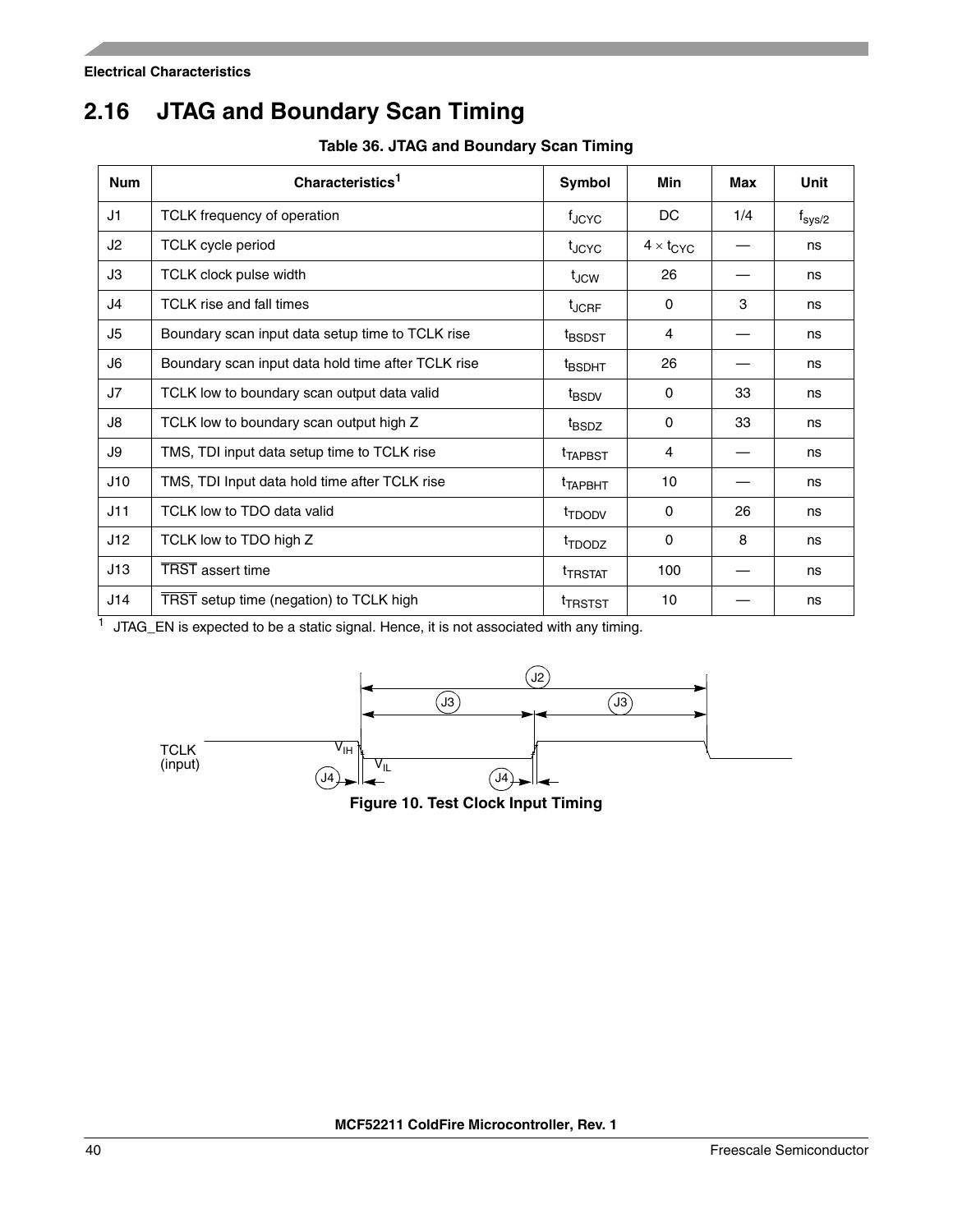## 2.16 JTAG and Boundary Scan Timing

**Table 36. JTAG and Boundary Scan Timing**

| Num | Characteristics[1] | Symbol | Min | Max | Unit |
|---|---|---|---|---|---|
| J1 | TCLK frequency of operation | $f_{JCYC}$ | DC | 1/4 | $f_{sys/2}$ |
| J2 | TCLK cycle period | $t_{JCYC}$ | $4 \times t_{CYC}$ | — | ns |
| J3 | TCLK clock pulse width | $t_{JCW}$ | 26 | — | ns |
| J4 | TCLK rise and fall times | $t_{JCRF}$ | 0 | 3 | ns |
| J5 | Boundary scan input data setup time to TCLK rise | $t_{BSDST}$ | 4 | — | ns |
| J6 | Boundary scan input data hold time after TCLK rise | $t_{BSDHT}$ | 26 | — | ns |
| J7 | TCLK low to boundary scan output data valid | $t_{BSDV}$ | 0 | 33 | ns |
| J8 | TCLK low to boundary scan output high Z | $t_{BSDZ}$ | 0 | 33 | ns |
| J9 | TMS, TDI input data setup time to TCLK rise | $t_{TAPBST}$ | 4 | — | ns |
| J10 | TMS, TDI Input data hold time after TCLK rise | $t_{TAPBHT}$ | 10 | — | ns |
| J11 | TCLK low to TDO data valid | $t_{TDODV}$ | 0 | 26 | ns |
| J12 | TCLK low to TDO high Z | $t_{TDODZ}$ | 0 | 8 | ns |
| J13 | $\overline{\text{TRST}}$ assert time | $t_{TRSTAT}$ | 100 | — | ns |
| J14 | $\overline{\text{TRST}}$ setup time (negation) to TCLK high | $t_{TRSTST}$ | 10 | — | ns |

[1] JTAG_EN is expected to be a static signal. Hence, it is not associated with any timing.

**Figure 10. Test Clock Input Timing**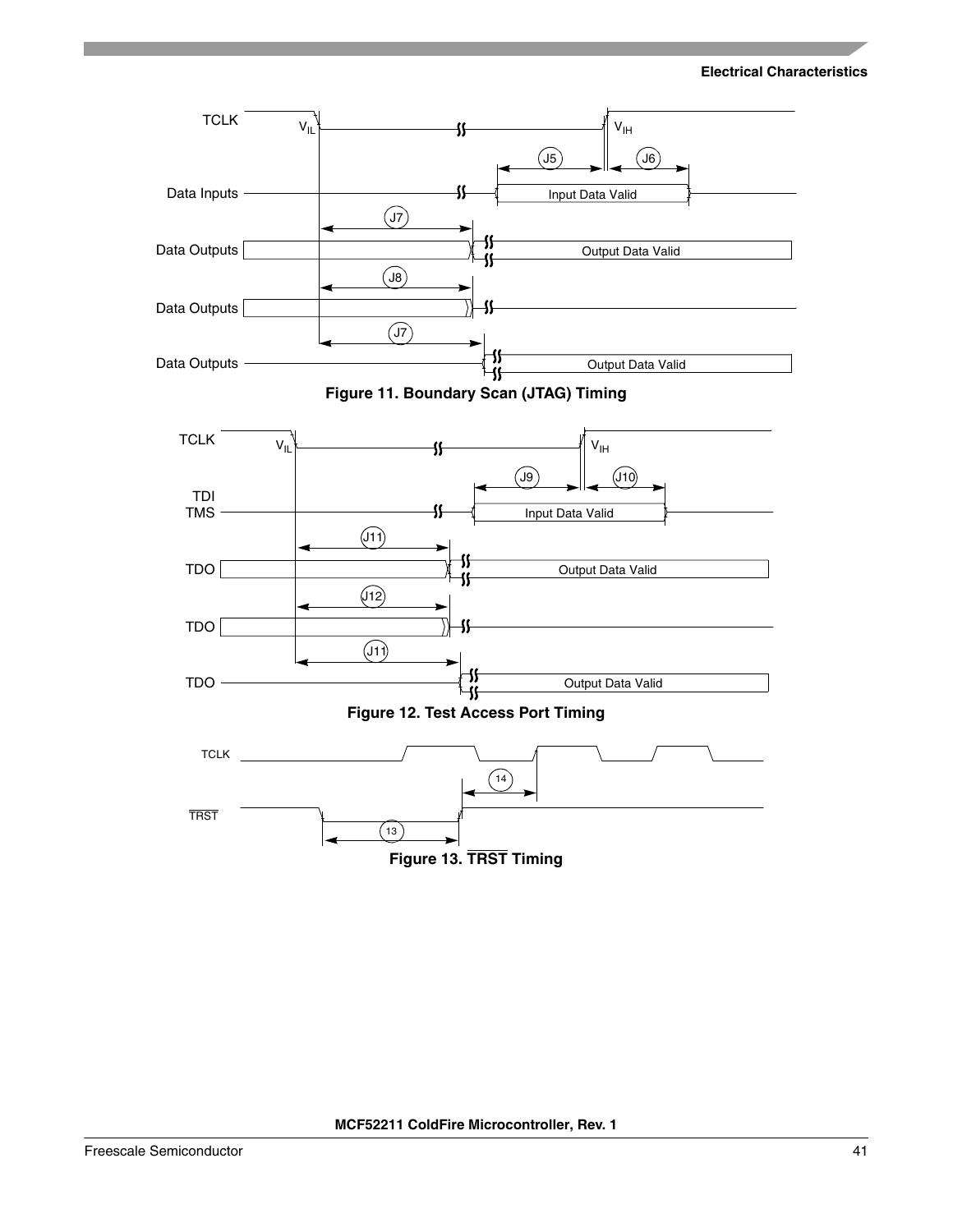Figure 11. Boundary Scan (JTAG) Timing

Figure 12. Test Access Port Timing

Figure 13. $\overline{\text{TRST}}$ Timing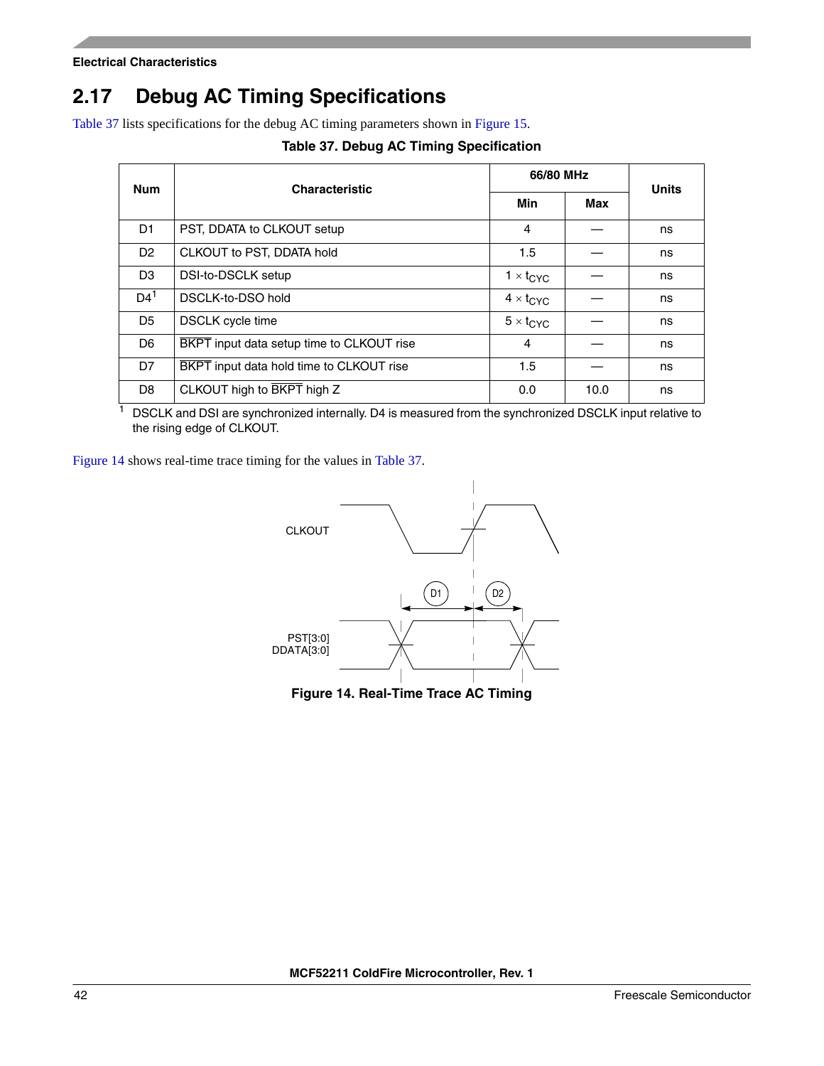## 2.17 Debug AC Timing Specifications

Table 37 lists specifications for the debug AC timing parameters shown in Figure 15.

**Table 37. Debug AC Timing Specification**

| Num | Characteristic | 66/80 MHz | | Units |
|---|---|---|---|---|
| | | Min | Max | |
| D1 | PST, DDATA to CLKOUT setup | 4 | — | ns |
| D2 | CLKOUT to PST, DDATA hold | 1.5 | — | ns |
| D3 | DSI-to-DSCLK setup | $1 \times t_{CYC}$ | — | ns |
| D4[1] | DSCLK-to-DSO hold | $4 \times t_{CYC}$ | — | ns |
| D5 | DSCLK cycle time | $5 \times t_{CYC}$ | — | ns |
| D6 | $\overline{\text{BKPT}}$ input data setup time to CLKOUT rise | 4 | — | ns |
| D7 | $\overline{\text{BKPT}}$ input data hold time to CLKOUT rise | 1.5 | — | ns |
| D8 | CLKOUT high to $\overline{\text{BKPT}}$ high Z | 0.0 | 10.0 | ns |

[1] DSCLK and DSI are synchronized internally. D4 is measured from the synchronized DSCLK input relative to the rising edge of CLKOUT.

Figure 14 shows real-time trace timing for the values in Table 37.

**Figure 14. Real-Time Trace AC Timing**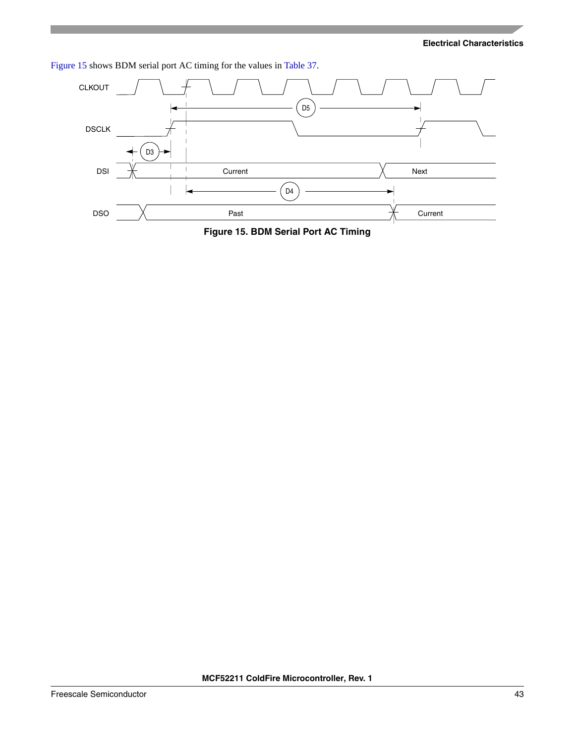Figure 15 shows BDM serial port AC timing for the values in Table 37.

**Figure 15. BDM Serial Port AC Timing**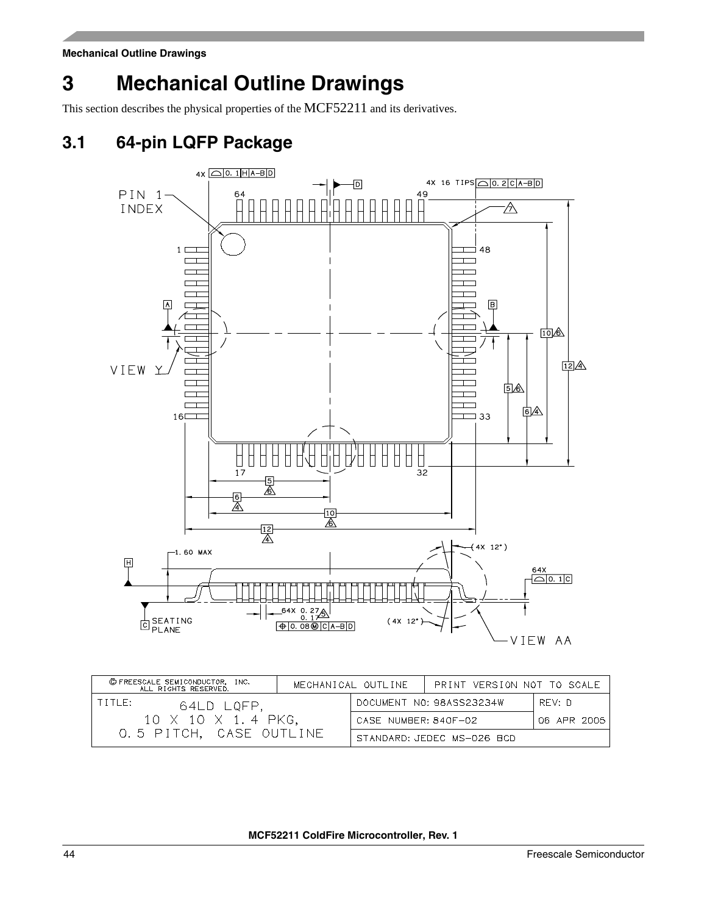# 3 Mechanical Outline Drawings

This section describes the physical properties of the MCF52211 and its derivatives.

## 3.1 64-pin LQFP Package

| © FREESCALE SEMICONDUCTOR, INC. ALL RIGHTS RESERVED. | MECHANICAL OUTLINE | | PRINT VERSION NOT TO SCALE |
|---|---|---|---|
| TITLE: 64LD LQFP, 10 X 10 X 1.4 PKG, 0.5 PITCH, CASE OUTLINE | | DOCUMENT NO: 98ASS23234W | REV: D |
| | | CASE NUMBER: 840F-02 | 06 APR 2005 |
| | | STANDARD: JEDEC MS-026 BCD | |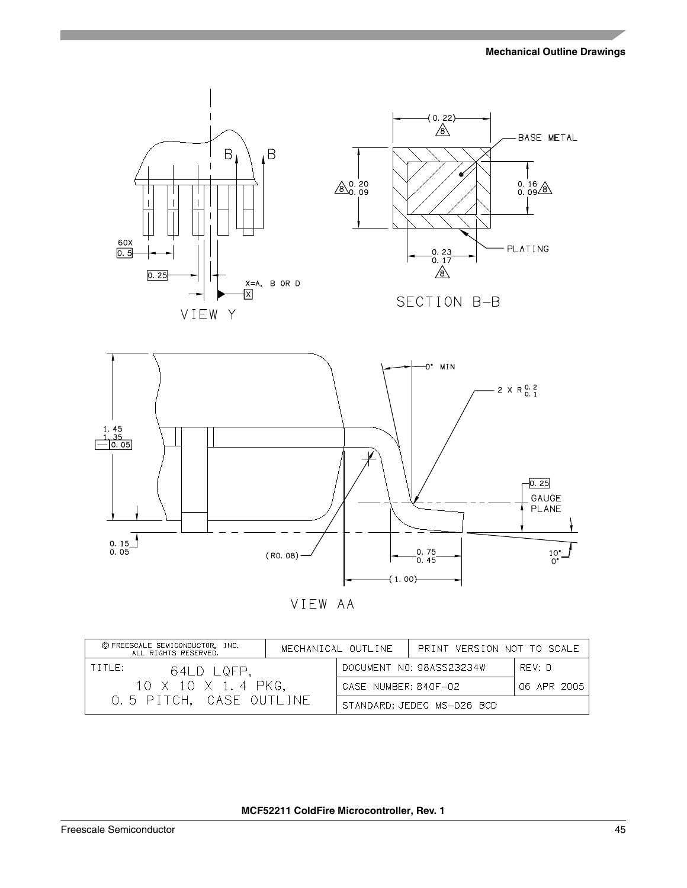VIEW Y

60X 0.5

0.25

X=A, B OR D

SECTION B–B

(0.22) 8

BASE METAL

0.20 / 0.09 8

0.16 / 0.09 8

0.23 / 0.17 8

PLATING

VIEW AA

1.45 / 1.35

0.05

0° MIN

2 X R 0.2 / 0.1

0.25 GAUGE PLANE

0.15 / 0.05

(R0.08)

0.75 / 0.45

(1.00)

10° / 0°

| © FREESCALE SEMICONDUCTOR, INC. ALL RIGHTS RESERVED. | MECHANICAL OUTLINE | PRINT VERSION NOT TO SCALE | |
|---|---|---|---|
| TITLE: 64LD LQFP, 10 X 10 X 1.4 PKG, 0.5 PITCH, CASE OUTLINE | | DOCUMENT NO: 98ASS23234W | REV: D |
| | | CASE NUMBER: 840F–02 | 06 APR 2005 |
| | | STANDARD: JEDEC MS–026 BCD | |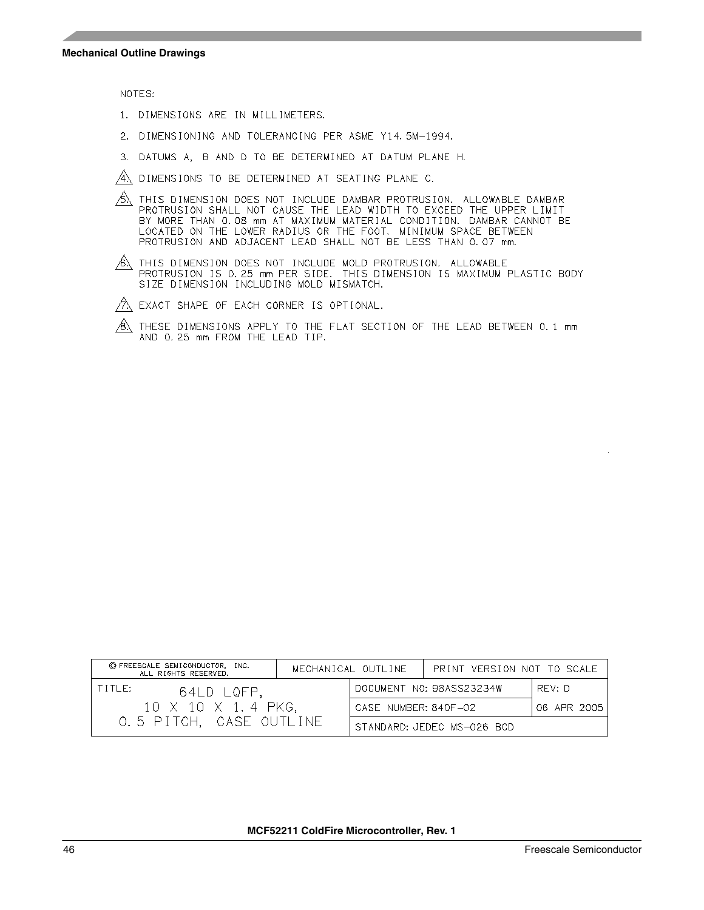NOTES:

1. DIMENSIONS ARE IN MILLIMETERS.
2. DIMENSIONING AND TOLERANCING PER ASME Y14.5M–1994.
3. DATUMS A, B AND D TO BE DETERMINED AT DATUM PLANE H.
4. DIMENSIONS TO BE DETERMINED AT SEATING PLANE C.
5. THIS DIMENSION DOES NOT INCLUDE DAMBAR PROTRUSION. ALLOWABLE DAMBAR PROTRUSION SHALL NOT CAUSE THE LEAD WIDTH TO EXCEED THE UPPER LIMIT BY MORE THAN 0.08 mm AT MAXIMUM MATERIAL CONDITION. DAMBAR CANNOT BE LOCATED ON THE LOWER RADIUS OR THE FOOT. MINIMUM SPACE BETWEEN PROTRUSION AND ADJACENT LEAD SHALL NOT BE LESS THAN 0.07 mm.
6. THIS DIMENSION DOES NOT INCLUDE MOLD PROTRUSION. ALLOWABLE PROTRUSION IS 0.25 mm PER SIDE. THIS DIMENSION IS MAXIMUM PLASTIC BODY SIZE DIMENSION INCLUDING MOLD MISMATCH.
7. EXACT SHAPE OF EACH CORNER IS OPTIONAL.
8. THESE DIMENSIONS APPLY TO THE FLAT SECTION OF THE LEAD BETWEEN 0.1 mm AND 0.25 mm FROM THE LEAD TIP.

| © FREESCALE SEMICONDUCTOR, INC. ALL RIGHTS RESERVED. | MECHANICAL OUTLINE | PRINT VERSION NOT TO SCALE | |
|---|---|---|---|
| TITLE: 64LD LQFP, 10 X 10 X 1.4 PKG, 0.5 PITCH, CASE OUTLINE | | DOCUMENT NO: 98ASS23234W | REV: D |
| | | CASE NUMBER: 840F–02 | 06 APR 2005 |
| | | STANDARD: JEDEC MS–026 BCD | |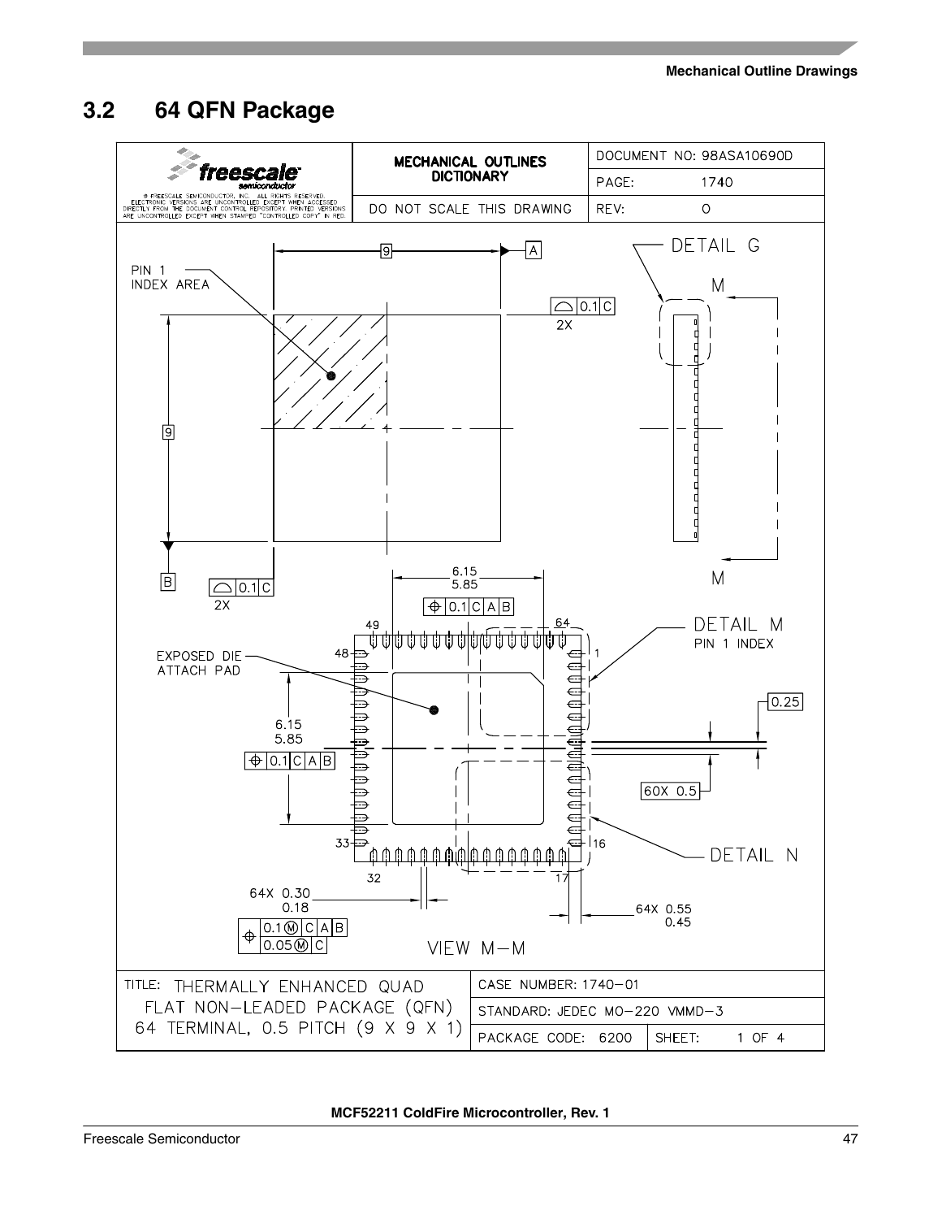## 3.2 64 QFN Package

| freescale semiconductor © FREESCALE SEMICONDUCTOR, INC. ALL RIGHTS RESERVED. ELECTRONIC VERSIONS ARE UNCONTROLLED EXCEPT WHEN ACCESSED DIRECTLY FROM THE DOCUMENT CONTROL REPOSITORY. PRINTED VERSIONS ARE UNCONTROLLED EXCEPT WHEN STAMPED "CONTROLLED COPY" IN RED. | MECHANICAL OUTLINES DICTIONARY | DOCUMENT NO: 98ASA10690D |
|---|---|---|
| | | PAGE: 1740 |
| | DO NOT SCALE THIS DRAWING | REV: O |

PIN 1 INDEX AREA

9

A

9

B

0.1 C 2X

0.1 C 2X

DETAIL G

M

M

6.15
5.85

0.1 C A B

49

64

48

1

DETAIL M
PIN 1 INDEX

EXPOSED DIE ATTACH PAD

0.25

6.15
5.85

0.1 C A B

60X 0.5

33

16

32

17

DETAIL N

64X 0.30
0.18

0.1 Ⓜ C A B
0.05 Ⓜ C

64X 0.55
0.45

VIEW M–M

| TITLE: THERMALLY ENHANCED QUAD FLAT NON–LEADED PACKAGE (QFN) 64 TERMINAL, 0.5 PITCH (9 X 9 X 1) | CASE NUMBER: 1740–01 | |
|---|---|---|
| | STANDARD: JEDEC MO–220 VMMD–3 | |
| | PACKAGE CODE: 6200 | SHEET: 1 OF 4 |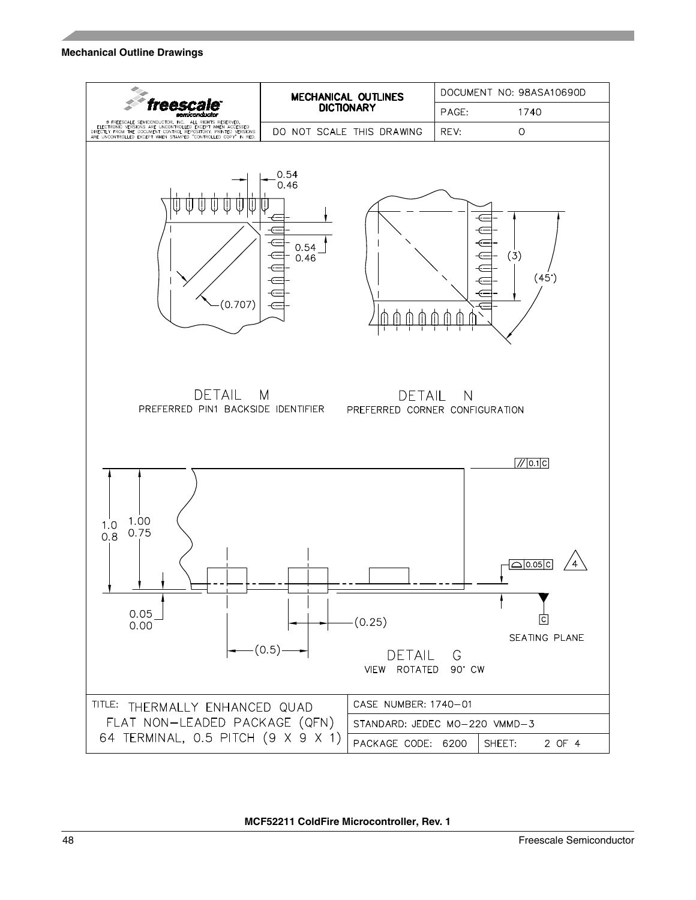## Mechanical Outline Drawings

| freescale semiconductor | MECHANICAL OUTLINES DICTIONARY | DOCUMENT NO: 98ASA10690D |
|---|---|---|
| © FREESCALE SEMICONDUCTOR, INC. ALL RIGHTS RESERVED. ELECTRONIC VERSIONS ARE UNCONTROLLED EXCEPT WHEN ACCESSED DIRECTLY FROM THE DOCUMENT CONTROL REPOSITORY. PRINTED VERSIONS ARE UNCONTROLLED EXCEPT WHEN STAMPED "CONTROLLED COPY" IN RED. | | PAGE: 1740 |
| | DO NOT SCALE THIS DRAWING | REV: O |

0.54
0.46

0.54
0.46

(0.707)

(3)

(45°)

DETAIL M
PREFERRED PIN1 BACKSIDE IDENTIFIER

DETAIL N
PREFERRED CORNER CONFIGURATION

// 0.1 C

1.0
0.8

1.00
0.75

⌓ 0.05 C

4

0.05
0.00

(0.25)

C

SEATING PLANE

(0.5)

DETAIL G
VIEW ROTATED 90° CW

| TITLE: THERMALLY ENHANCED QUAD FLAT NON-LEADED PACKAGE (QFN) 64 TERMINAL, 0.5 PITCH (9 X 9 X 1) | CASE NUMBER: 1740-01 | |
|---|---|---|
| | STANDARD: JEDEC MO-220 VMMD-3 | |
| | PACKAGE CODE: 6200 | SHEET: 2 OF 4 |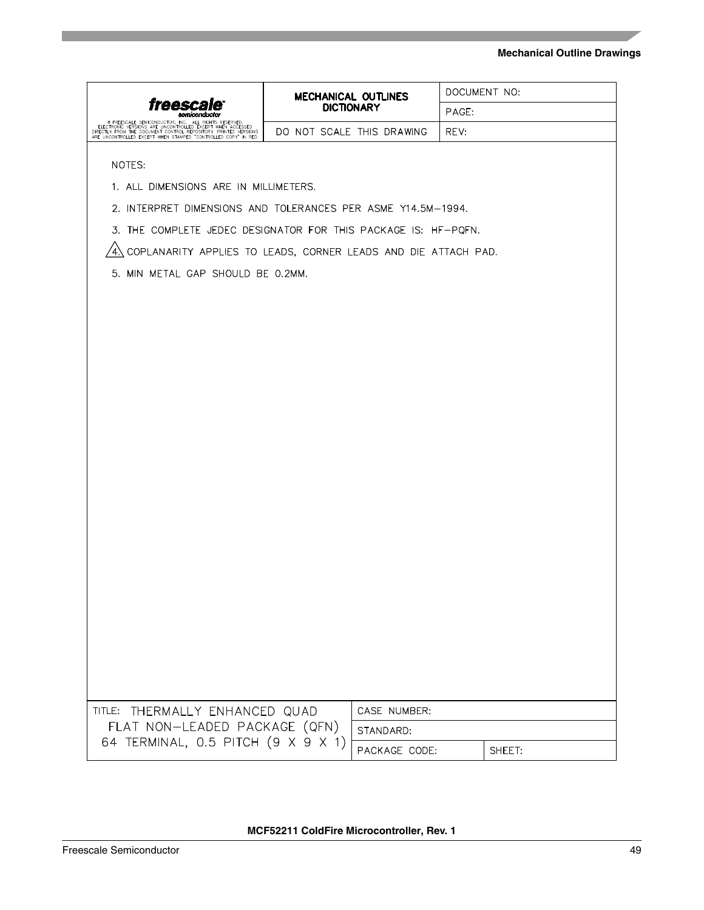| freescale semiconductor © FREESCALE SEMICONDUCTOR, INC. ALL RIGHTS RESERVED. ELECTRONIC VERSIONS ARE UNCONTROLLED EXCEPT WHEN ACCESSED DIRECTLY FROM THE DOCUMENT CONTROL REPOSITORY. PRINTED VERSIONS ARE UNCONTROLLED EXCEPT WHEN STAMPED "CONTROLLED COPY" IN RED. | MECHANICAL OUTLINES DICTIONARY | DOCUMENT NO: |
|---|---|---|
| | | PAGE: |
| | DO NOT SCALE THIS DRAWING | REV: |

NOTES:

1. ALL DIMENSIONS ARE IN MILLIMETERS.
2. INTERPRET DIMENSIONS AND TOLERANCES PER ASME Y14.5M–1994.
3. THE COMPLETE JEDEC DESIGNATOR FOR THIS PACKAGE IS: HF–PQFN.
4. COPLANARITY APPLIES TO LEADS, CORNER LEADS AND DIE ATTACH PAD.
5. MIN METAL GAP SHOULD BE 0.2MM.

| TITLE: THERMALLY ENHANCED QUAD FLAT NON–LEADED PACKAGE (QFN) 64 TERMINAL, 0.5 PITCH (9 X 9 X 1) | CASE NUMBER: | |
|---|---|---|
| | STANDARD: | |
| | PACKAGE CODE: | SHEET: |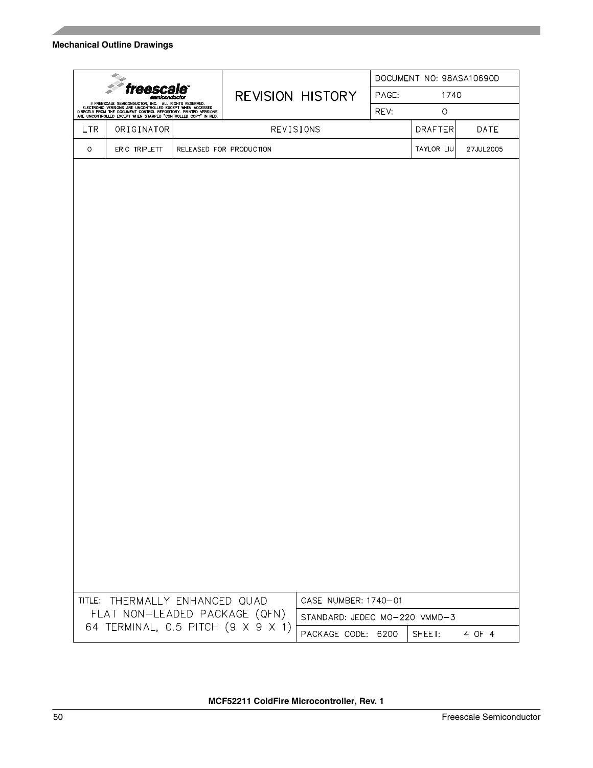| © FREESCALE SEMICONDUCTOR, INC. ALL RIGHTS RESERVED. ELECTRONIC VERSIONS ARE UNCONTROLLED EXCEPT WHEN ACCESSED DIRECTLY FROM THE DOCUMENT CONTROL REPOSITORY. PRINTED VERSIONS ARE UNCONTROLLED EXCEPT WHEN STAMPED "CONTROLLED COPY" IN RED. | REVISION HISTORY | DOCUMENT NO: 98ASA10690D |
|---|---|---|
| | | PAGE: 1740 |
| | | REV: O |

| LTR | ORIGINATOR | REVISIONS | DRAFTER | DATE |
|---|---|---|---|---|
| O | ERIC TRIPLETT | RELEASED FOR PRODUCTION | TAYLOR LIU | 27JUL2005 |

| TITLE: THERMALLY ENHANCED QUAD FLAT NON-LEADED PACKAGE (QFN) 64 TERMINAL, 0.5 PITCH (9 X 9 X 1) | CASE NUMBER: 1740-01 | |
|---|---|---|
| | STANDARD: JEDEC MO-220 VMMD-3 | |
| | PACKAGE CODE: 6200 | SHEET: 4 OF 4 |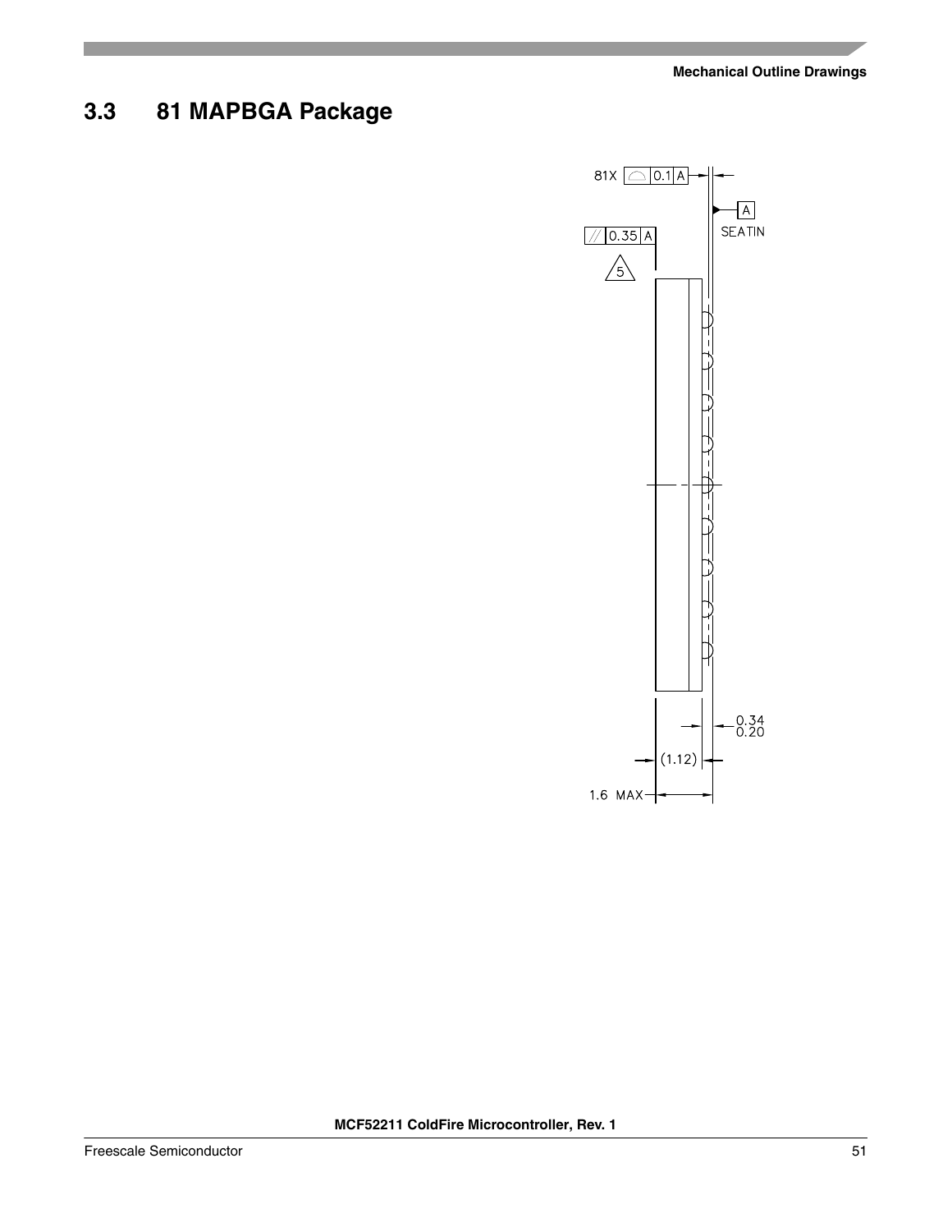## 3.3 81 MAPBGA Package

81X  0.1 A

A

SEATIN

// 0.35 A

5

0.34
0.20

(1.12)

1.6 MAX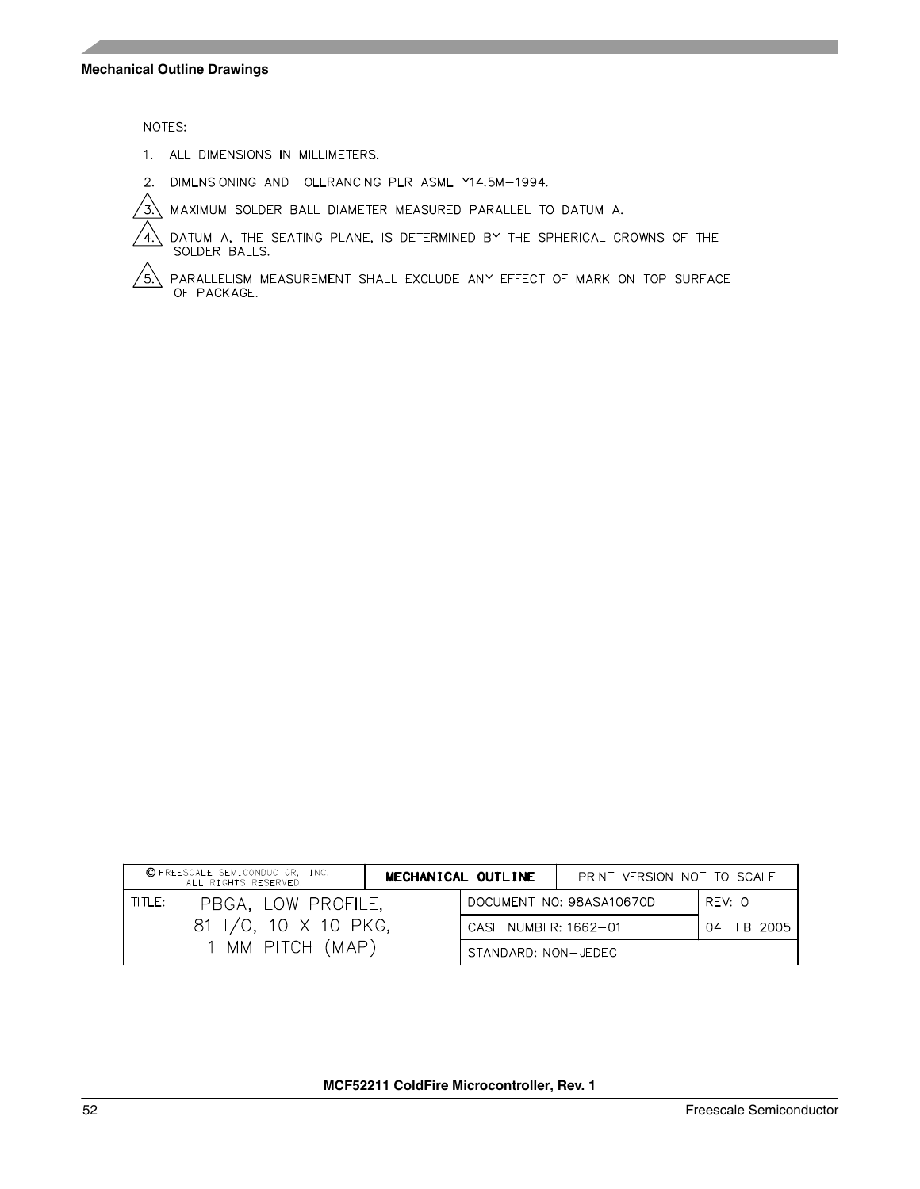NOTES:

1. ALL DIMENSIONS IN MILLIMETERS.
2. DIMENSIONING AND TOLERANCING PER ASME Y14.5M–1994.
3. MAXIMUM SOLDER BALL DIAMETER MEASURED PARALLEL TO DATUM A.
4. DATUM A, THE SEATING PLANE, IS DETERMINED BY THE SPHERICAL CROWNS OF THE SOLDER BALLS.
5. PARALLELISM MEASUREMENT SHALL EXCLUDE ANY EFFECT OF MARK ON TOP SURFACE OF PACKAGE.

| © FREESCALE SEMICONDUCTOR, INC. ALL RIGHTS RESERVED. | MECHANICAL OUTLINE | PRINT VERSION NOT TO SCALE | |
|---|---|---|---|
| TITLE: PBGA, LOW PROFILE, 81 I/O, 10 X 10 PKG, 1 MM PITCH (MAP) | | DOCUMENT NO: 98ASA10670D | REV: 0 |
| | | CASE NUMBER: 1662–01 | 04 FEB 2005 |
| | | STANDARD: NON–JEDEC | |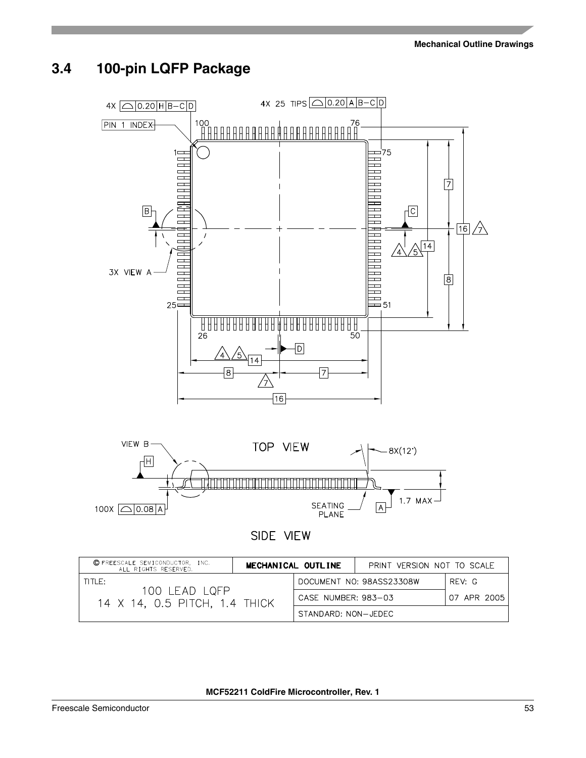## 3.4 100-pin LQFP Package

4X [⌓ 0.20 H B−C D]

4X 25 TIPS [⌓ 0.20 A B−C D]

PIN 1 INDEX

100 76

1 75

B C

3X VIEW A

7 16 7 14 8

4 5

25 51

26 50

4 5 14 D

8 7 7

16

VIEW B TOP VIEW 8X(12°)

H

100X [⌓ 0.08 A]

SEATING PLANE A 1.7 MAX

SIDE VIEW

| © FREESCALE SEMICONDUCTOR, INC. ALL RIGHTS RESERVED. | MECHANICAL OUTLINE | PRINT VERSION NOT TO SCALE |
|---|---|---|
| TITLE: 100 LEAD LQFP 14 X 14, 0.5 PITCH, 1.4 THICK | DOCUMENT NO: 98ASS23308W | REV: G |
| | CASE NUMBER: 983−03 | 07 APR 2005 |
| | STANDARD: NON−JEDEC | |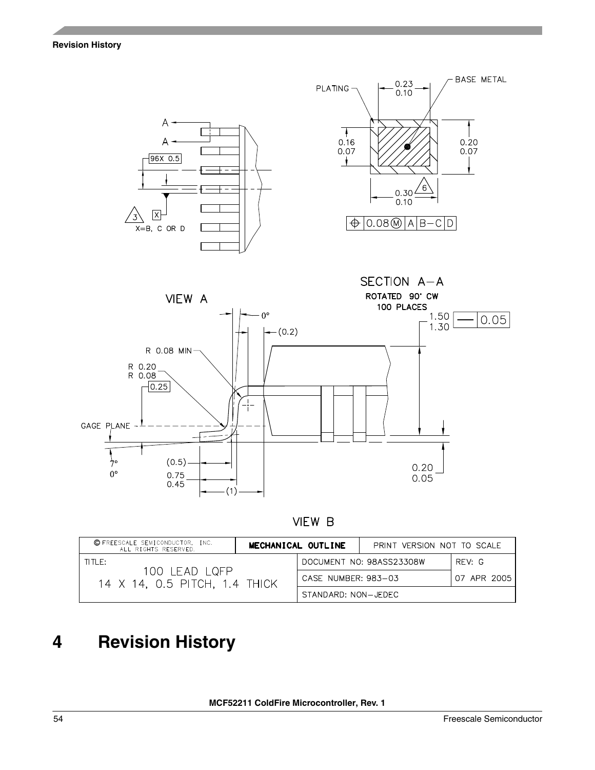| © FREESCALE SEMICONDUCTOR, INC. ALL RIGHTS RESERVED. | MECHANICAL OUTLINE | | PRINT VERSION NOT TO SCALE |
|---|---|---|---|
| TITLE: 100 LEAD LQFP 14 X 14, 0.5 PITCH, 1.4 THICK | DOCUMENT NO: 98ASS23308W | | REV: G |
| | CASE NUMBER: 983–03 | | 07 APR 2005 |
| | STANDARD: NON–JEDEC | | |

# 4 Revision History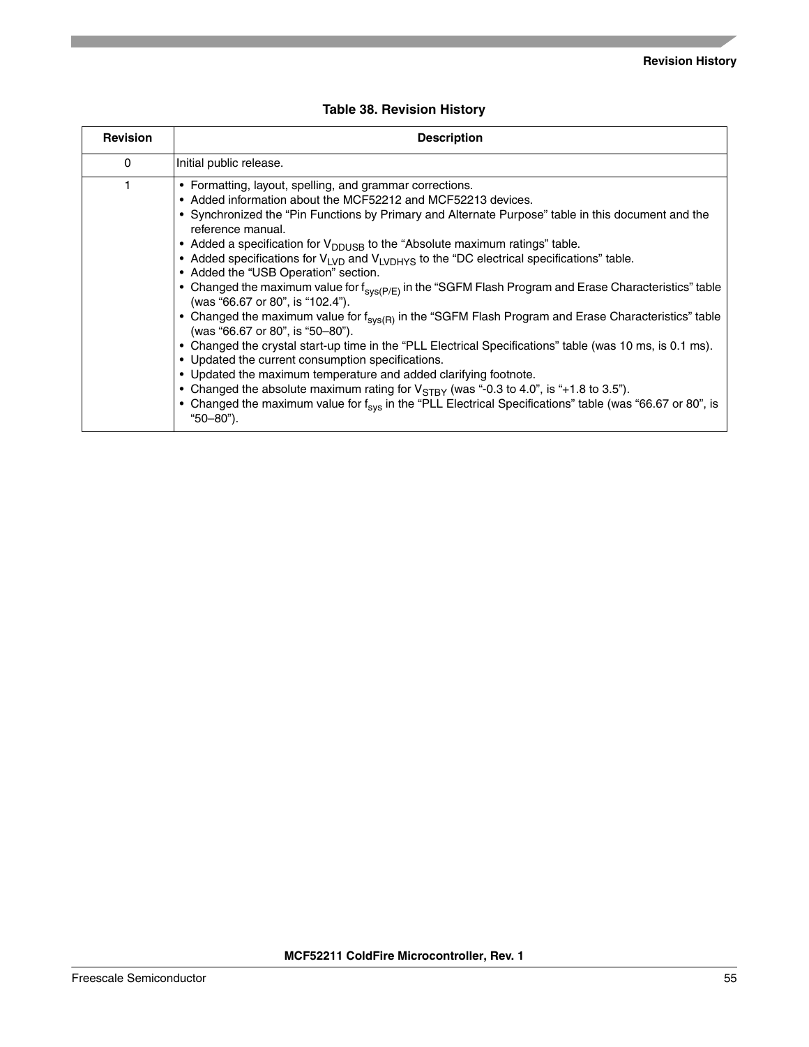**Table 38. Revision History**

| Revision | Description |
| --- | --- |
| 0 | Initial public release. |
| 1 | • Formatting, layout, spelling, and grammar corrections.<br>• Added information about the MCF52212 and MCF52213 devices.<br>• Synchronized the “Pin Functions by Primary and Alternate Purpose” table in this document and the reference manual.<br>• Added a specification for $V_{DDUSB}$ to the “Absolute maximum ratings” table.<br>• Added specifications for $V_{LVD}$ and $V_{LVDHYS}$ to the “DC electrical specifications” table.<br>• Added the “USB Operation” section.<br>• Changed the maximum value for $f_{sys(P/E)}$ in the “SGFM Flash Program and Erase Characteristics” table (was “66.67 or 80”, is “102.4”).<br>• Changed the maximum value for $f_{sys(R)}$ in the “SGFM Flash Program and Erase Characteristics” table (was “66.67 or 80”, is “50–80”).<br>• Changed the crystal start-up time in the “PLL Electrical Specifications” table (was 10 ms, is 0.1 ms).<br>• Updated the current consumption specifications.<br>• Updated the maximum temperature and added clarifying footnote.<br>• Changed the absolute maximum rating for $V_{STBY}$ (was “-0.3 to 4.0”, is “+1.8 to 3.5”).<br>• Changed the maximum value for $f_{sys}$ in the “PLL Electrical Specifications” table (was “66.67 or 80”, is “50–80”). |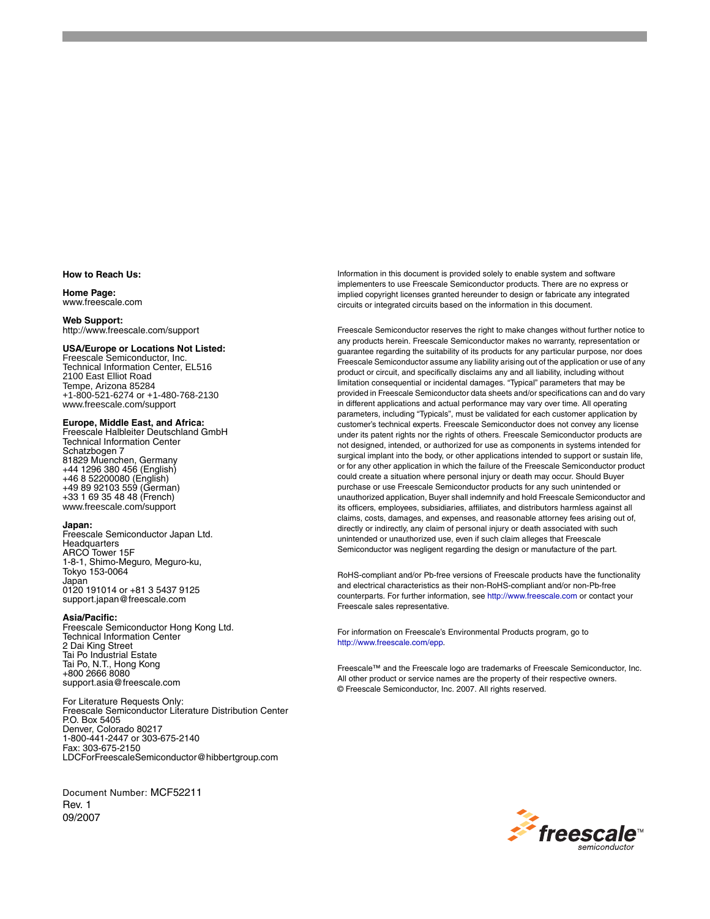**How to Reach Us:**

**Home Page:**
www.freescale.com

**Web Support:**
http://www.freescale.com/support

**USA/Europe or Locations Not Listed:**
Freescale Semiconductor, Inc.
Technical Information Center, EL516
2100 East Elliot Road
Tempe, Arizona 85284
+1-800-521-6274 or +1-480-768-2130
www.freescale.com/support

**Europe, Middle East, and Africa:**
Freescale Halbleiter Deutschland GmbH
Technical Information Center
Schatzbogen 7
81829 Muenchen, Germany
+44 1296 380 456 (English)
+46 8 52200080 (English)
+49 89 92103 559 (German)
+33 1 69 35 48 48 (French)
www.freescale.com/support

**Japan:**
Freescale Semiconductor Japan Ltd.
Headquarters
ARCO Tower 15F
1-8-1, Shimo-Meguro, Meguro-ku,
Tokyo 153-0064
Japan
0120 191014 or +81 3 5437 9125
support.japan@freescale.com

**Asia/Pacific:**
Freescale Semiconductor Hong Kong Ltd.
Technical Information Center
2 Dai King Street
Tai Po Industrial Estate
Tai Po, N.T., Hong Kong
+800 2666 8080
support.asia@freescale.com

For Literature Requests Only:
Freescale Semiconductor Literature Distribution Center
P.O. Box 5405
Denver, Colorado 80217
1-800-441-2447 or 303-675-2140
Fax: 303-675-2150
LDCForFreescaleSemiconductor@hibbertgroup.com

Information in this document is provided solely to enable system and software implementers to use Freescale Semiconductor products. There are no express or implied copyright licenses granted hereunder to design or fabricate any integrated circuits or integrated circuits based on the information in this document.

Freescale Semiconductor reserves the right to make changes without further notice to any products herein. Freescale Semiconductor makes no warranty, representation or guarantee regarding the suitability of its products for any particular purpose, nor does Freescale Semiconductor assume any liability arising out of the application or use of any product or circuit, and specifically disclaims any and all liability, including without limitation consequential or incidental damages. "Typical" parameters that may be provided in Freescale Semiconductor data sheets and/or specifications can and do vary in different applications and actual performance may vary over time. All operating parameters, including "Typicals", must be validated for each customer application by customer's technical experts. Freescale Semiconductor does not convey any license under its patent rights nor the rights of others. Freescale Semiconductor products are not designed, intended, or authorized for use as components in systems intended for surgical implant into the body, or other applications intended to support or sustain life, or for any other application in which the failure of the Freescale Semiconductor product could create a situation where personal injury or death may occur. Should Buyer purchase or use Freescale Semiconductor products for any such unintended or unauthorized application, Buyer shall indemnify and hold Freescale Semiconductor and its officers, employees, subsidiaries, affiliates, and distributors harmless against all claims, costs, damages, and expenses, and reasonable attorney fees arising out of, directly or indirectly, any claim of personal injury or death associated with such unintended or unauthorized use, even if such claim alleges that Freescale Semiconductor was negligent regarding the design or manufacture of the part.

RoHS-compliant and/or Pb-free versions of Freescale products have the functionality and electrical characteristics as their non-RoHS-compliant and/or non-Pb-free counterparts. For further information, see http://www.freescale.com or contact your Freescale sales representative.

For information on Freescale's Environmental Products program, go to http://www.freescale.com/epp.

Freescale™ and the Freescale logo are trademarks of Freescale Semiconductor, Inc. All other product or service names are the property of their respective owners.
© Freescale Semiconductor, Inc. 2007. All rights reserved.

Document Number: MCF52211
Rev. 1
09/2007

freescale™ semiconductor